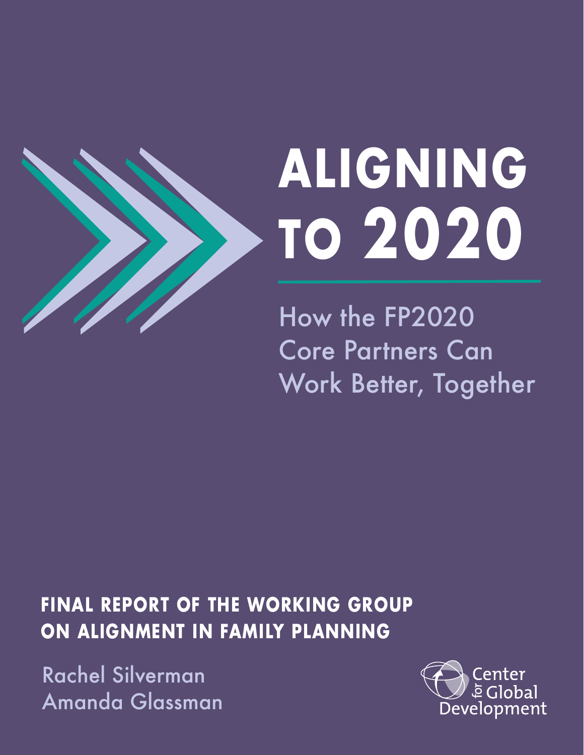# ALIGNING TO 2020

## How the FP2020 Core Partners Can Work Better, Together

**FINAL REPORT OF THE WORKING GROUP ON ALIGNMENT IN FAMILY PLANNING**

Rachel Silverman
Amanda Glassman

Center for Global Development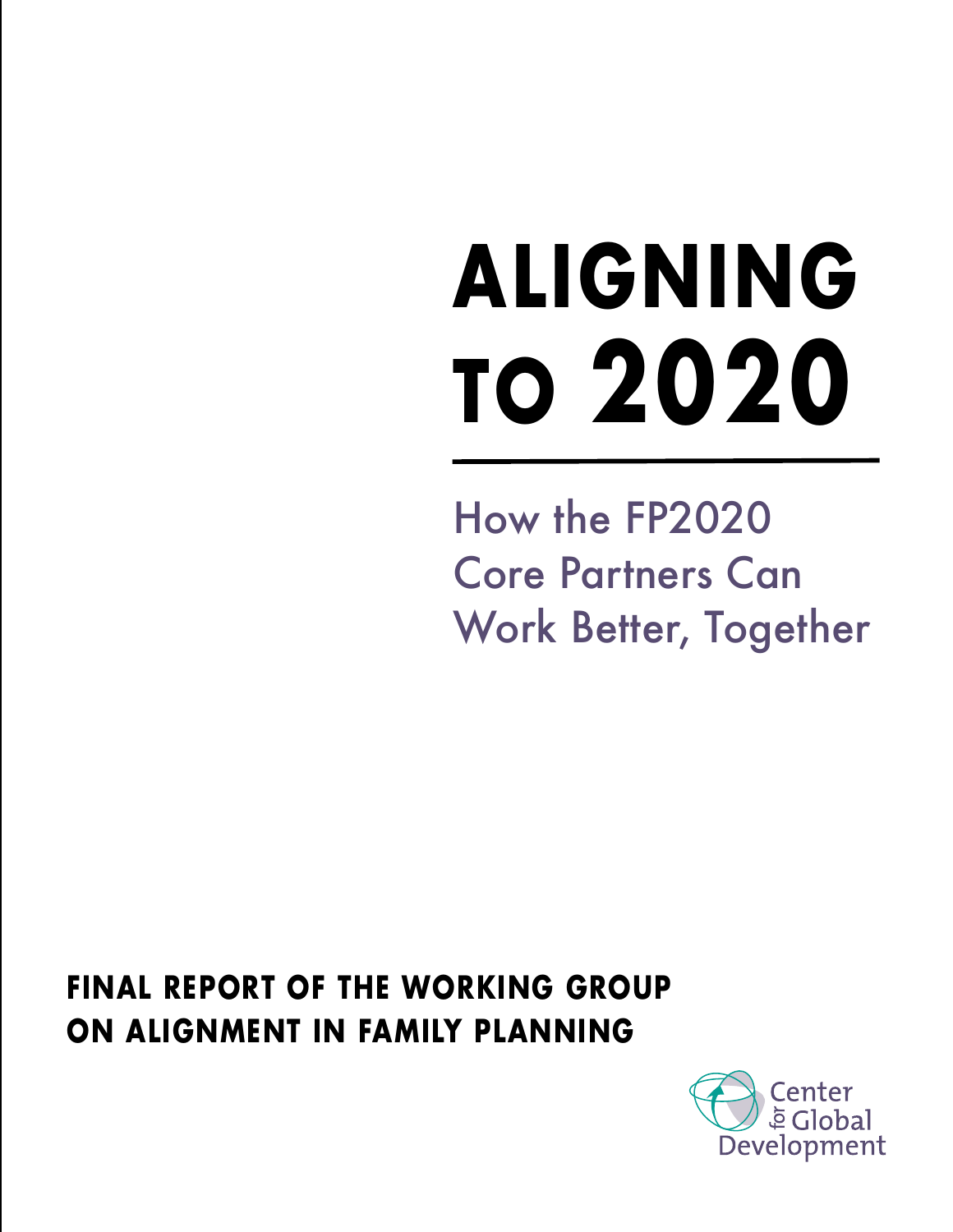# ALIGNING TO 2020

## How the FP2020 Core Partners Can Work Better, Together

**FINAL REPORT OF THE WORKING GROUP ON ALIGNMENT IN FAMILY PLANNING**

Center for Global Development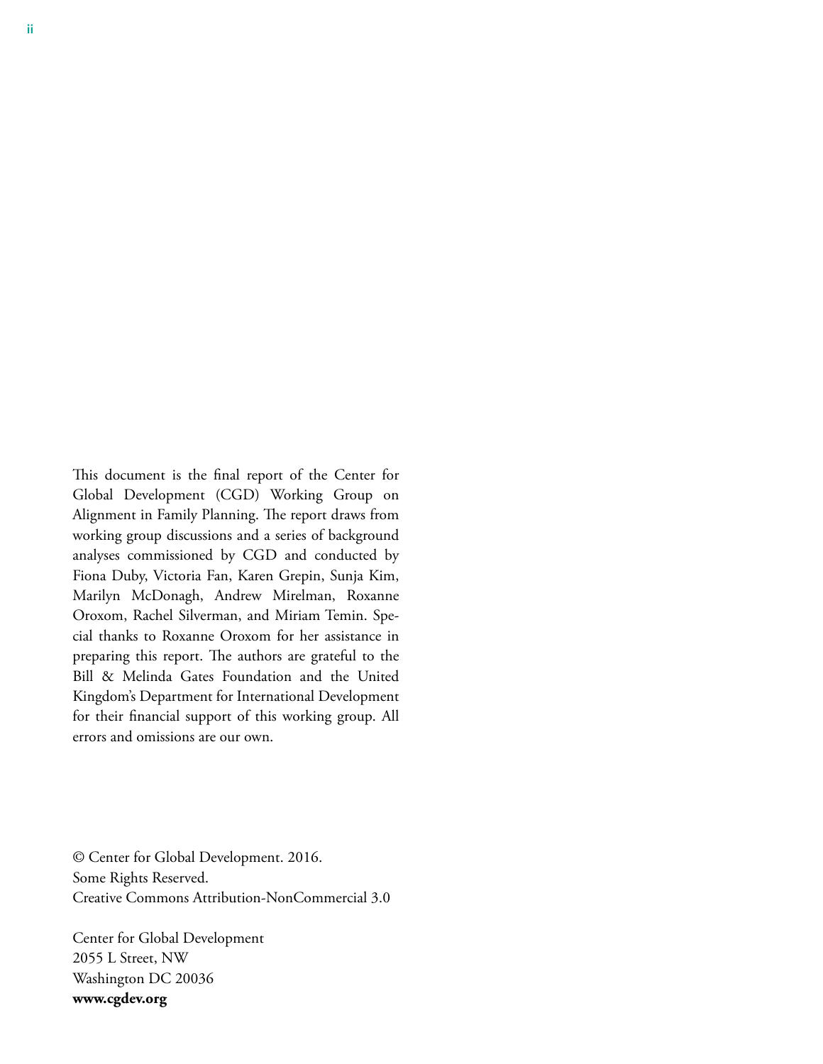This document is the final report of the Center for Global Development (CGD) Working Group on Alignment in Family Planning. The report draws from working group discussions and a series of background analyses commissioned by CGD and conducted by Fiona Duby, Victoria Fan, Karen Grepin, Sunja Kim, Marilyn McDonagh, Andrew Mirelman, Roxanne Oroxom, Rachel Silverman, and Miriam Temin. Special thanks to Roxanne Oroxom for her assistance in preparing this report. The authors are grateful to the Bill & Melinda Gates Foundation and the United Kingdom's Department for International Development for their financial support of this working group. All errors and omissions are our own.

© Center for Global Development. 2016.
Some Rights Reserved.
Creative Commons Attribution-NonCommercial 3.0

Center for Global Development
2055 L Street, NW
Washington DC 20036
**www.cgdev.org**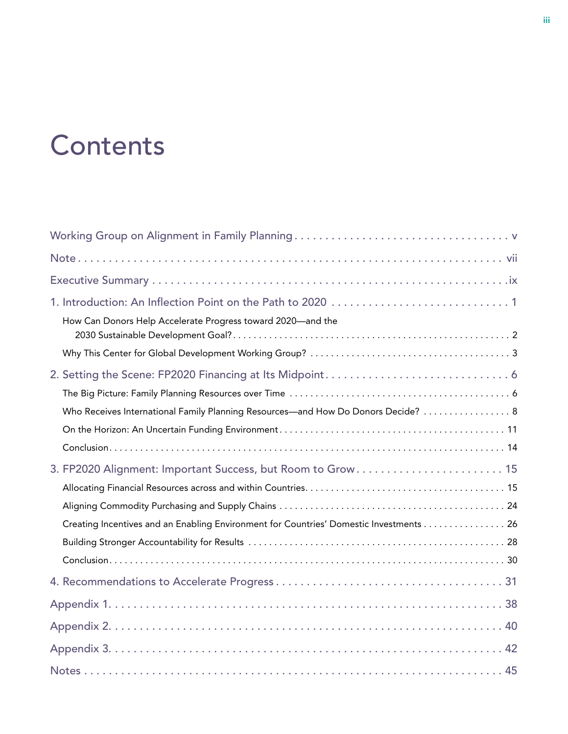# Contents

- Working Group on Alignment in Family Planning . . . . . . . . . . v
- Note . . . . . . . . . . vii
- Executive Summary . . . . . . . . . . ix
- 1. Introduction: An Inflection Point on the Path to 2020 . . . . . . . . . . 1
  - How Can Donors Help Accelerate Progress toward 2020—and the 2030 Sustainable Development Goal? . . . . . . . . . . 2
  - Why This Center for Global Development Working Group? . . . . . . . . . . 3
- 2. Setting the Scene: FP2020 Financing at Its Midpoint . . . . . . . . . . 6
  - The Big Picture: Family Planning Resources over Time . . . . . . . . . . 6
  - Who Receives International Family Planning Resources—and How Do Donors Decide? . . . . . . . . . . 8
  - On the Horizon: An Uncertain Funding Environment . . . . . . . . . . 11
  - Conclusion . . . . . . . . . . 14
- 3. FP2020 Alignment: Important Success, but Room to Grow . . . . . . . . . . 15
  - Allocating Financial Resources across and within Countries . . . . . . . . . . 15
  - Aligning Commodity Purchasing and Supply Chains . . . . . . . . . . 24
  - Creating Incentives and an Enabling Environment for Countries' Domestic Investments . . . . . . . . . . 26
  - Building Stronger Accountability for Results . . . . . . . . . . 28
  - Conclusion . . . . . . . . . . 30
- 4. Recommendations to Accelerate Progress . . . . . . . . . . 31
- Appendix 1. . . . . . . . . . . 38
- Appendix 2. . . . . . . . . . . 40
- Appendix 3. . . . . . . . . . . 42
- Notes . . . . . . . . . . 45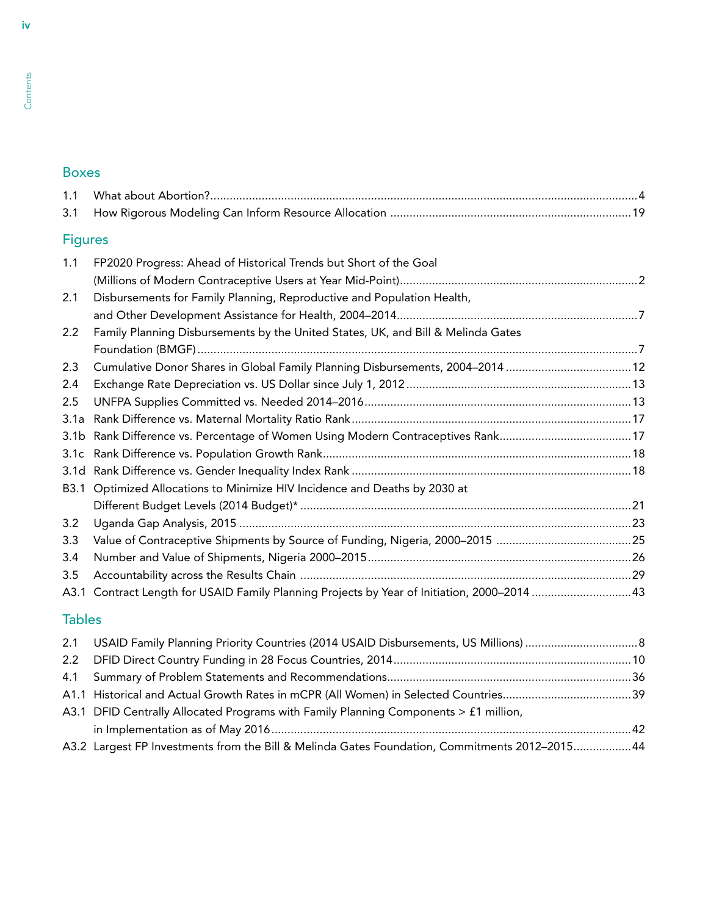## Boxes

1.1 What about Abortion? ... 4
3.1 How Rigorous Modeling Can Inform Resource Allocation ... 19

## Figures

1.1 FP2020 Progress: Ahead of Historical Trends but Short of the Goal (Millions of Modern Contraceptive Users at Year Mid-Point) ... 2
2.1 Disbursements for Family Planning, Reproductive and Population Health, and Other Development Assistance for Health, 2004–2014 ... 7
2.2 Family Planning Disbursements by the United States, UK, and Bill & Melinda Gates Foundation (BMGF) ... 7
2.3 Cumulative Donor Shares in Global Family Planning Disbursements, 2004–2014 ... 12
2.4 Exchange Rate Depreciation vs. US Dollar since July 1, 2012 ... 13
2.5 UNFPA Supplies Committed vs. Needed 2014–2016 ... 13
3.1a Rank Difference vs. Maternal Mortality Ratio Rank ... 17
3.1b Rank Difference vs. Percentage of Women Using Modern Contraceptives Rank ... 17
3.1c Rank Difference vs. Population Growth Rank ... 18
3.1d Rank Difference vs. Gender Inequality Index Rank ... 18
B3.1 Optimized Allocations to Minimize HIV Incidence and Deaths by 2030 at Different Budget Levels (2014 Budget)* ... 21
3.2 Uganda Gap Analysis, 2015 ... 23
3.3 Value of Contraceptive Shipments by Source of Funding, Nigeria, 2000–2015 ... 25
3.4 Number and Value of Shipments, Nigeria 2000–2015 ... 26
3.5 Accountability across the Results Chain ... 29
A3.1 Contract Length for USAID Family Planning Projects by Year of Initiation, 2000–2014 ... 43

## Tables

2.1 USAID Family Planning Priority Countries (2014 USAID Disbursements, US Millions) ... 8
2.2 DFID Direct Country Funding in 28 Focus Countries, 2014 ... 10
4.1 Summary of Problem Statements and Recommendations ... 36
A1.1 Historical and Actual Growth Rates in mCPR (All Women) in Selected Countries ... 39
A3.1 DFID Centrally Allocated Programs with Family Planning Components > £1 million, in Implementation as of May 2016 ... 42
A3.2 Largest FP Investments from the Bill & Melinda Gates Foundation, Commitments 2012–2015 ... 44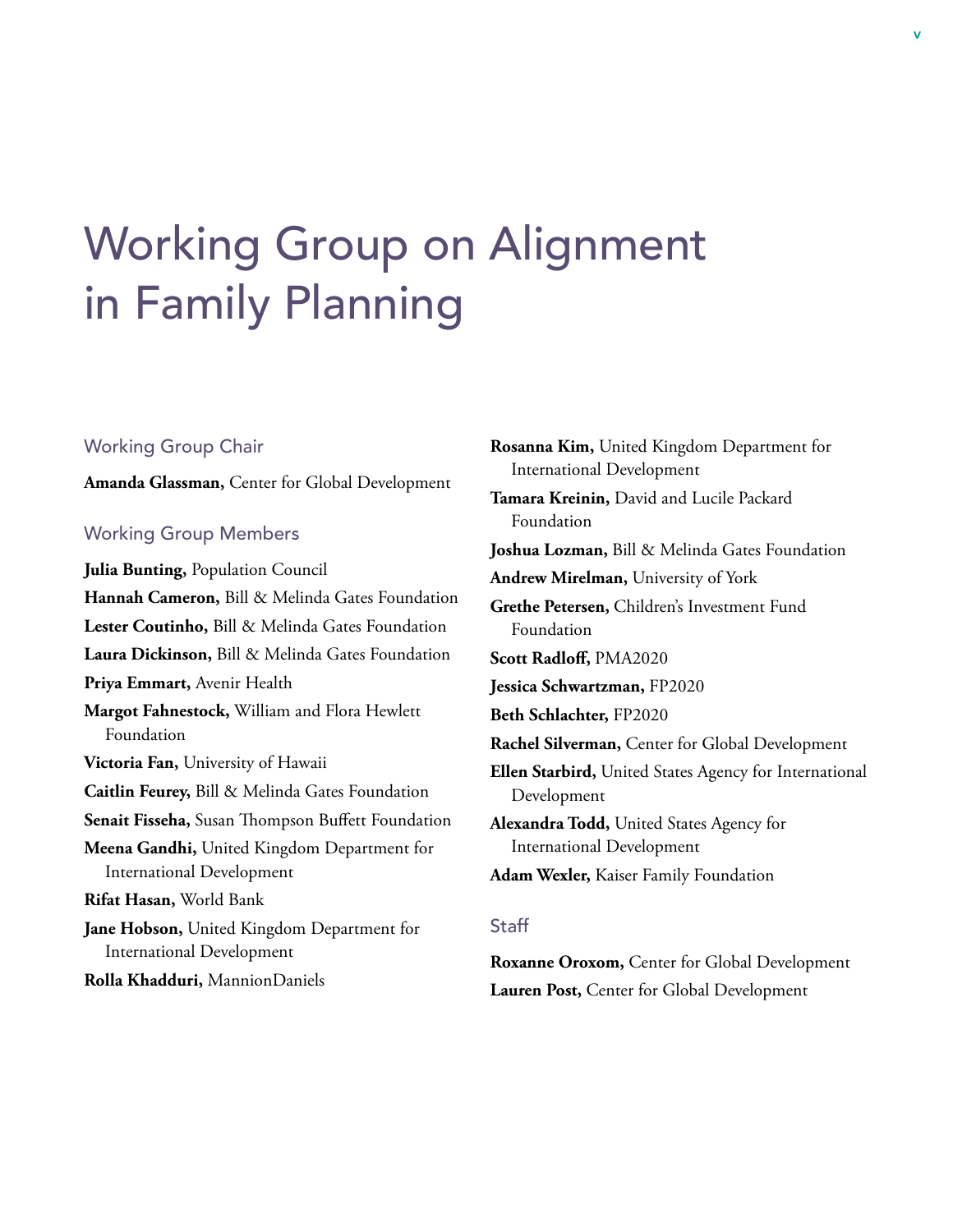# Working Group on Alignment in Family Planning

## Working Group Chair

**Amanda Glassman,** Center for Global Development

## Working Group Members

**Julia Bunting,** Population Council

**Hannah Cameron,** Bill & Melinda Gates Foundation

**Lester Coutinho,** Bill & Melinda Gates Foundation

**Laura Dickinson,** Bill & Melinda Gates Foundation

**Priya Emmart,** Avenir Health

**Margot Fahnestock,** William and Flora Hewlett Foundation

**Victoria Fan,** University of Hawaii

**Caitlin Feurey,** Bill & Melinda Gates Foundation

**Senait Fisseha,** Susan Thompson Buffett Foundation

**Meena Gandhi,** United Kingdom Department for International Development

**Rifat Hasan,** World Bank

**Jane Hobson,** United Kingdom Department for International Development

**Rolla Khadduri,** MannionDaniels

**Rosanna Kim,** United Kingdom Department for International Development

**Tamara Kreinin,** David and Lucile Packard Foundation

**Joshua Lozman,** Bill & Melinda Gates Foundation

**Andrew Mirelman,** University of York

**Grethe Petersen,** Children's Investment Fund Foundation

**Scott Radloff,** PMA2020

**Jessica Schwartzman,** FP2020

**Beth Schlachter,** FP2020

**Rachel Silverman,** Center for Global Development

**Ellen Starbird,** United States Agency for International Development

**Alexandra Todd,** United States Agency for International Development

**Adam Wexler,** Kaiser Family Foundation

## Staff

**Roxanne Oroxom,** Center for Global Development

**Lauren Post,** Center for Global Development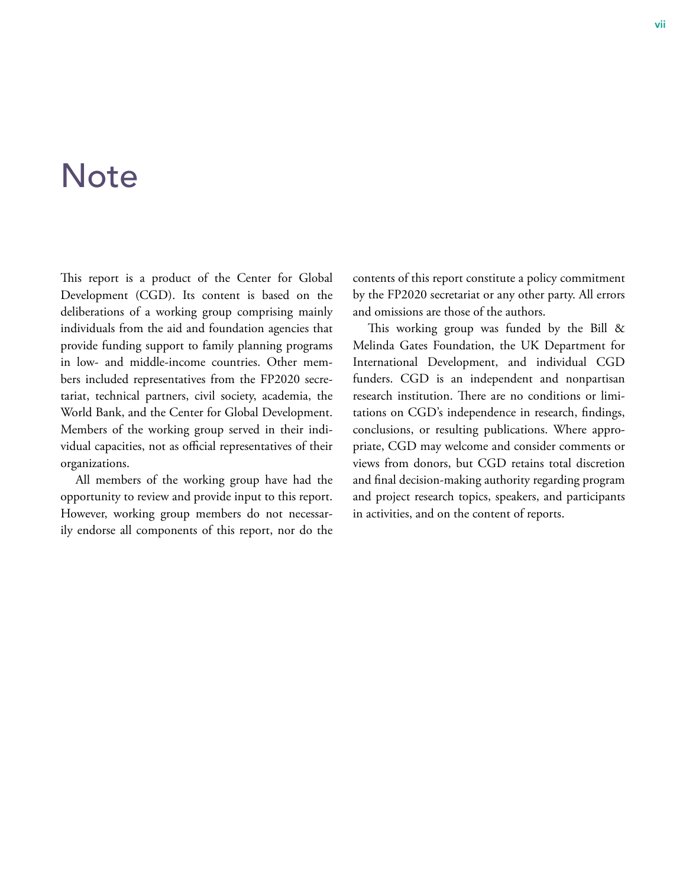# Note

This report is a product of the Center for Global Development (CGD). Its content is based on the deliberations of a working group comprising mainly individuals from the aid and foundation agencies that provide funding support to family planning programs in low- and middle-income countries. Other members included representatives from the FP2020 secretariat, technical partners, civil society, academia, the World Bank, and the Center for Global Development. Members of the working group served in their individual capacities, not as official representatives of their organizations.

All members of the working group have had the opportunity to review and provide input to this report. However, working group members do not necessarily endorse all components of this report, nor do the contents of this report constitute a policy commitment by the FP2020 secretariat or any other party. All errors and omissions are those of the authors.

This working group was funded by the Bill & Melinda Gates Foundation, the UK Department for International Development, and individual CGD funders. CGD is an independent and nonpartisan research institution. There are no conditions or limitations on CGD's independence in research, findings, conclusions, or resulting publications. Where appropriate, CGD may welcome and consider comments or views from donors, but CGD retains total discretion and final decision-making authority regarding program and project research topics, speakers, and participants in activities, and on the content of reports.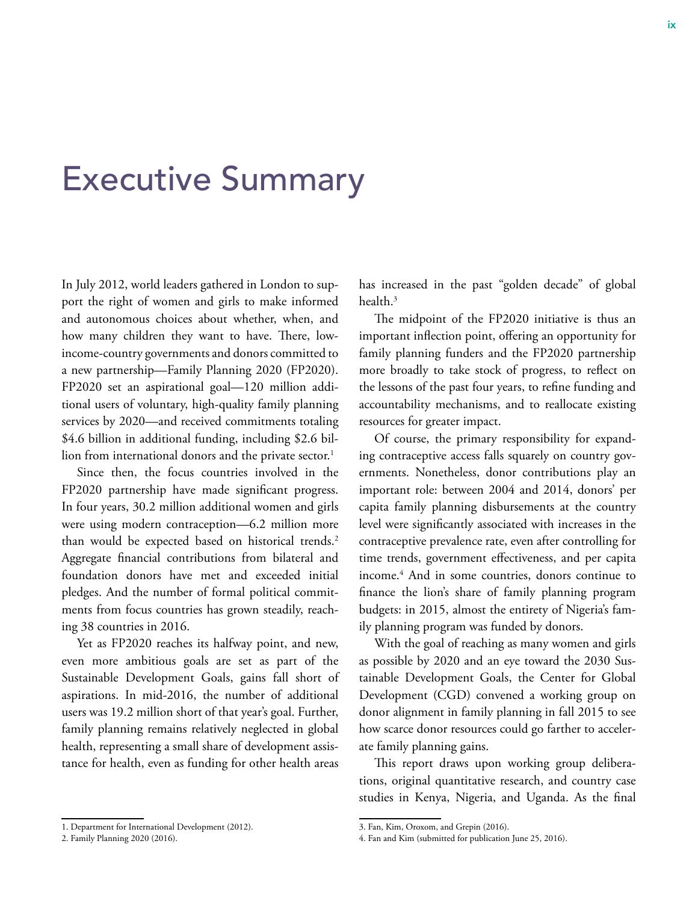# Executive Summary

In July 2012, world leaders gathered in London to support the right of women and girls to make informed and autonomous choices about whether, when, and how many children they want to have. There, low-income-country governments and donors committed to a new partnership—Family Planning 2020 (FP2020). FP2020 set an aspirational goal—120 million additional users of voluntary, high-quality family planning services by 2020—and received commitments totaling \$4.6 billion in additional funding, including \$2.6 billion from international donors and the private sector.[1]

Since then, the focus countries involved in the FP2020 partnership have made significant progress. In four years, 30.2 million additional women and girls were using modern contraception—6.2 million more than would be expected based on historical trends.[2] Aggregate financial contributions from bilateral and foundation donors have met and exceeded initial pledges. And the number of formal political commitments from focus countries has grown steadily, reaching 38 countries in 2016.

Yet as FP2020 reaches its halfway point, and new, even more ambitious goals are set as part of the Sustainable Development Goals, gains fall short of aspirations. In mid-2016, the number of additional users was 19.2 million short of that year's goal. Further, family planning remains relatively neglected in global health, representing a small share of development assistance for health, even as funding for other health areas has increased in the past "golden decade" of global health.[3]

The midpoint of the FP2020 initiative is thus an important inflection point, offering an opportunity for family planning funders and the FP2020 partnership more broadly to take stock of progress, to reflect on the lessons of the past four years, to refine funding and accountability mechanisms, and to reallocate existing resources for greater impact.

Of course, the primary responsibility for expanding contraceptive access falls squarely on country governments. Nonetheless, donor contributions play an important role: between 2004 and 2014, donors' per capita family planning disbursements at the country level were significantly associated with increases in the contraceptive prevalence rate, even after controlling for time trends, government effectiveness, and per capita income.[4] And in some countries, donors continue to finance the lion's share of family planning program budgets: in 2015, almost the entirety of Nigeria's family planning program was funded by donors.

With the goal of reaching as many women and girls as possible by 2020 and an eye toward the 2030 Sustainable Development Goals, the Center for Global Development (CGD) convened a working group on donor alignment in family planning in fall 2015 to see how scarce donor resources could go farther to accelerate family planning gains.

This report draws upon working group deliberations, original quantitative research, and country case studies in Kenya, Nigeria, and Uganda. As the final

1. Department for International Development (2012).
2. Family Planning 2020 (2016).
3. Fan, Kim, Oroxom, and Grepin (2016).
4. Fan and Kim (submitted for publication June 25, 2016).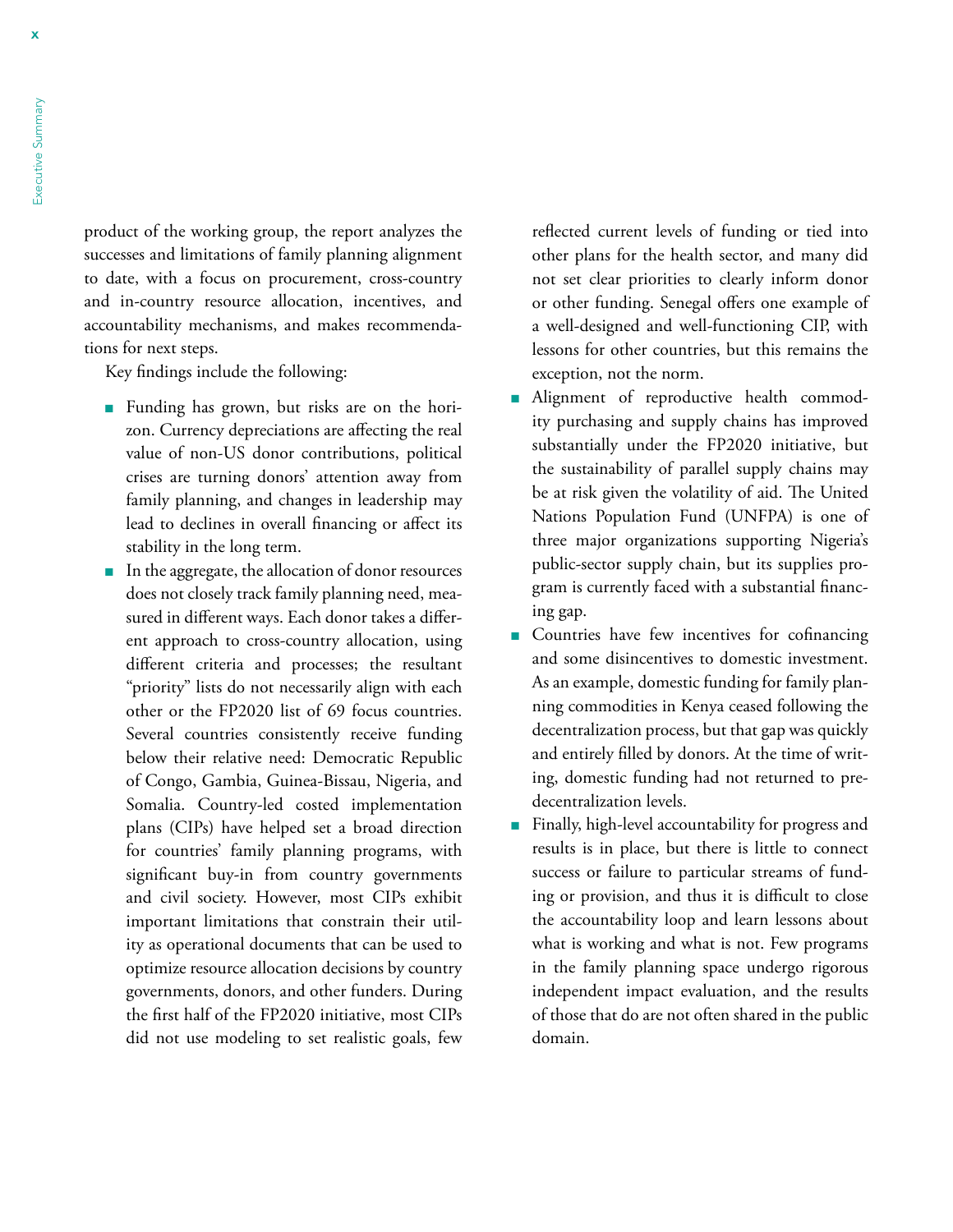product of the working group, the report analyzes the successes and limitations of family planning alignment to date, with a focus on procurement, cross-country and in-country resource allocation, incentives, and accountability mechanisms, and makes recommendations for next steps.

Key findings include the following:

- Funding has grown, but risks are on the horizon. Currency depreciations are affecting the real value of non-US donor contributions, political crises are turning donors' attention away from family planning, and changes in leadership may lead to declines in overall financing or affect its stability in the long term.
- In the aggregate, the allocation of donor resources does not closely track family planning need, measured in different ways. Each donor takes a different approach to cross-country allocation, using different criteria and processes; the resultant "priority" lists do not necessarily align with each other or the FP2020 list of 69 focus countries. Several countries consistently receive funding below their relative need: Democratic Republic of Congo, Gambia, Guinea-Bissau, Nigeria, and Somalia. Country-led costed implementation plans (CIPs) have helped set a broad direction for countries' family planning programs, with significant buy-in from country governments and civil society. However, most CIPs exhibit important limitations that constrain their utility as operational documents that can be used to optimize resource allocation decisions by country governments, donors, and other funders. During the first half of the FP2020 initiative, most CIPs did not use modeling to set realistic goals, few reflected current levels of funding or tied into other plans for the health sector, and many did not set clear priorities to clearly inform donor or other funding. Senegal offers one example of a well-designed and well-functioning CIP, with lessons for other countries, but this remains the exception, not the norm.
- Alignment of reproductive health commodity purchasing and supply chains has improved substantially under the FP2020 initiative, but the sustainability of parallel supply chains may be at risk given the volatility of aid. The United Nations Population Fund (UNFPA) is one of three major organizations supporting Nigeria's public-sector supply chain, but its supplies program is currently faced with a substantial financing gap.
- Countries have few incentives for cofinancing and some disincentives to domestic investment. As an example, domestic funding for family planning commodities in Kenya ceased following the decentralization process, but that gap was quickly and entirely filled by donors. At the time of writing, domestic funding had not returned to pre-decentralization levels.
- Finally, high-level accountability for progress and results is in place, but there is little to connect success or failure to particular streams of funding or provision, and thus it is difficult to close the accountability loop and learn lessons about what is working and what is not. Few programs in the family planning space undergo rigorous independent impact evaluation, and the results of those that do are not often shared in the public domain.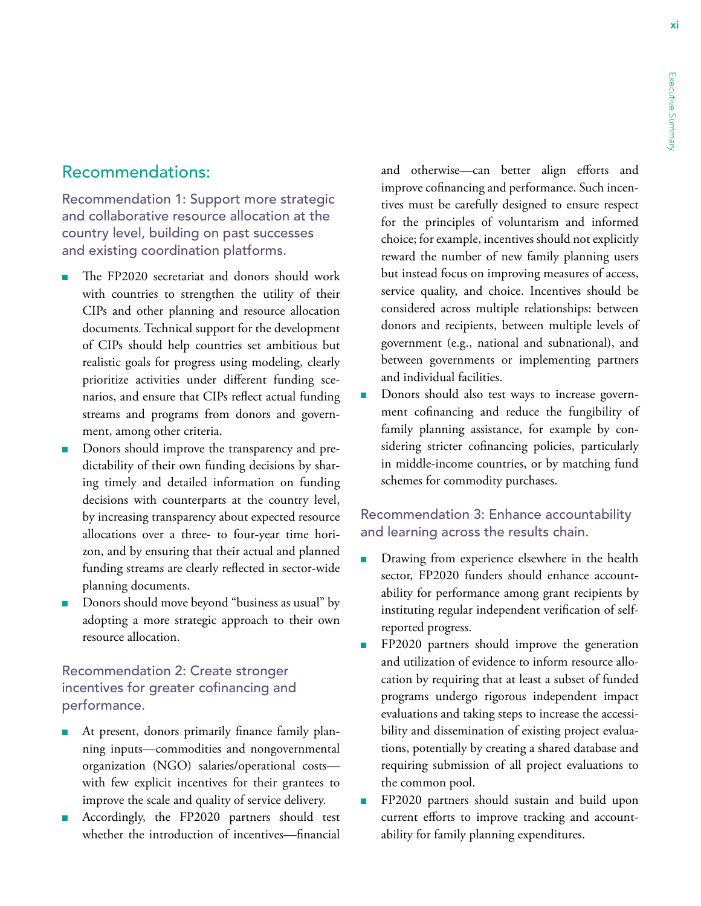## Recommendations:

### Recommendation 1: Support more strategic and collaborative resource allocation at the country level, building on past successes and existing coordination platforms.

- The FP2020 secretariat and donors should work with countries to strengthen the utility of their CIPs and other planning and resource allocation documents. Technical support for the development of CIPs should help countries set ambitious but realistic goals for progress using modeling, clearly prioritize activities under different funding scenarios, and ensure that CIPs reflect actual funding streams and programs from donors and government, among other criteria.
- Donors should improve the transparency and predictability of their own funding decisions by sharing timely and detailed information on funding decisions with counterparts at the country level, by increasing transparency about expected resource allocations over a three- to four-year time horizon, and by ensuring that their actual and planned funding streams are clearly reflected in sector-wide planning documents.
- Donors should move beyond "business as usual" by adopting a more strategic approach to their own resource allocation.

### Recommendation 2: Create stronger incentives for greater cofinancing and performance.

- At present, donors primarily finance family planning inputs—commodities and nongovernmental organization (NGO) salaries/operational costs—with few explicit incentives for their grantees to improve the scale and quality of service delivery.
- Accordingly, the FP2020 partners should test whether the introduction of incentives—financial and otherwise—can better align efforts and improve cofinancing and performance. Such incentives must be carefully designed to ensure respect for the principles of voluntarism and informed choice; for example, incentives should not explicitly reward the number of new family planning users but instead focus on improving measures of access, service quality, and choice. Incentives should be considered across multiple relationships: between donors and recipients, between multiple levels of government (e.g., national and subnational), and between governments or implementing partners and individual facilities.
- Donors should also test ways to increase government cofinancing and reduce the fungibility of family planning assistance, for example by considering stricter cofinancing policies, particularly in middle-income countries, or by matching fund schemes for commodity purchases.

### Recommendation 3: Enhance accountability and learning across the results chain.

- Drawing from experience elsewhere in the health sector, FP2020 funders should enhance accountability for performance among grant recipients by instituting regular independent verification of self-reported progress.
- FP2020 partners should improve the generation and utilization of evidence to inform resource allocation by requiring that at least a subset of funded programs undergo rigorous independent impact evaluations and taking steps to increase the accessibility and dissemination of existing project evaluations, potentially by creating a shared database and requiring submission of all project evaluations to the common pool.
- FP2020 partners should sustain and build upon current efforts to improve tracking and accountability for family planning expenditures.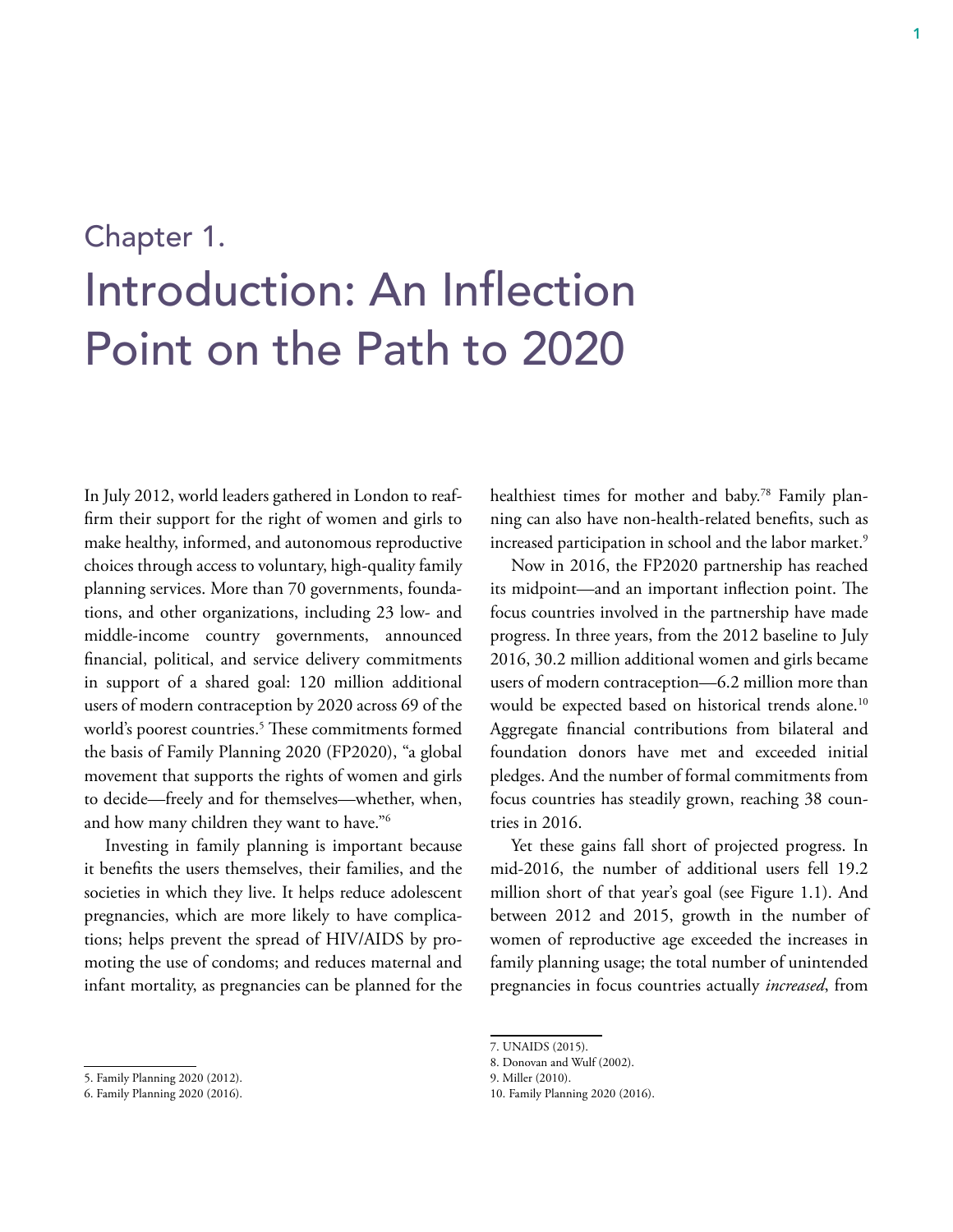# Chapter 1.
# Introduction: An Inflection Point on the Path to 2020

In July 2012, world leaders gathered in London to reaffirm their support for the right of women and girls to make healthy, informed, and autonomous reproductive choices through access to voluntary, high-quality family planning services. More than 70 governments, foundations, and other organizations, including 23 low- and middle-income country governments, announced financial, political, and service delivery commitments in support of a shared goal: 120 million additional users of modern contraception by 2020 across 69 of the world's poorest countries.[5] These commitments formed the basis of Family Planning 2020 (FP2020), "a global movement that supports the rights of women and girls to decide—freely and for themselves—whether, when, and how many children they want to have."[6]

Investing in family planning is important because it benefits the users themselves, their families, and the societies in which they live. It helps reduce adolescent pregnancies, which are more likely to have complications; helps prevent the spread of HIV/AIDS by promoting the use of condoms; and reduces maternal and infant mortality, as pregnancies can be planned for the healthiest times for mother and baby.[7,8] Family planning can also have non-health-related benefits, such as increased participation in school and the labor market.[9]

Now in 2016, the FP2020 partnership has reached its midpoint—and an important inflection point. The focus countries involved in the partnership have made progress. In three years, from the 2012 baseline to July 2016, 30.2 million additional women and girls became users of modern contraception—6.2 million more than would be expected based on historical trends alone.[10] Aggregate financial contributions from bilateral and foundation donors have met and exceeded initial pledges. And the number of formal commitments from focus countries has steadily grown, reaching 38 countries in 2016.

Yet these gains fall short of projected progress. In mid-2016, the number of additional users fell 19.2 million short of that year's goal (see Figure 1.1). And between 2012 and 2015, growth in the number of women of reproductive age exceeded the increases in family planning usage; the total number of unintended pregnancies in focus countries actually *increased*, from

5. Family Planning 2020 (2012).
6. Family Planning 2020 (2016).
7. UNAIDS (2015).
8. Donovan and Wulf (2002).
9. Miller (2010).
10. Family Planning 2020 (2016).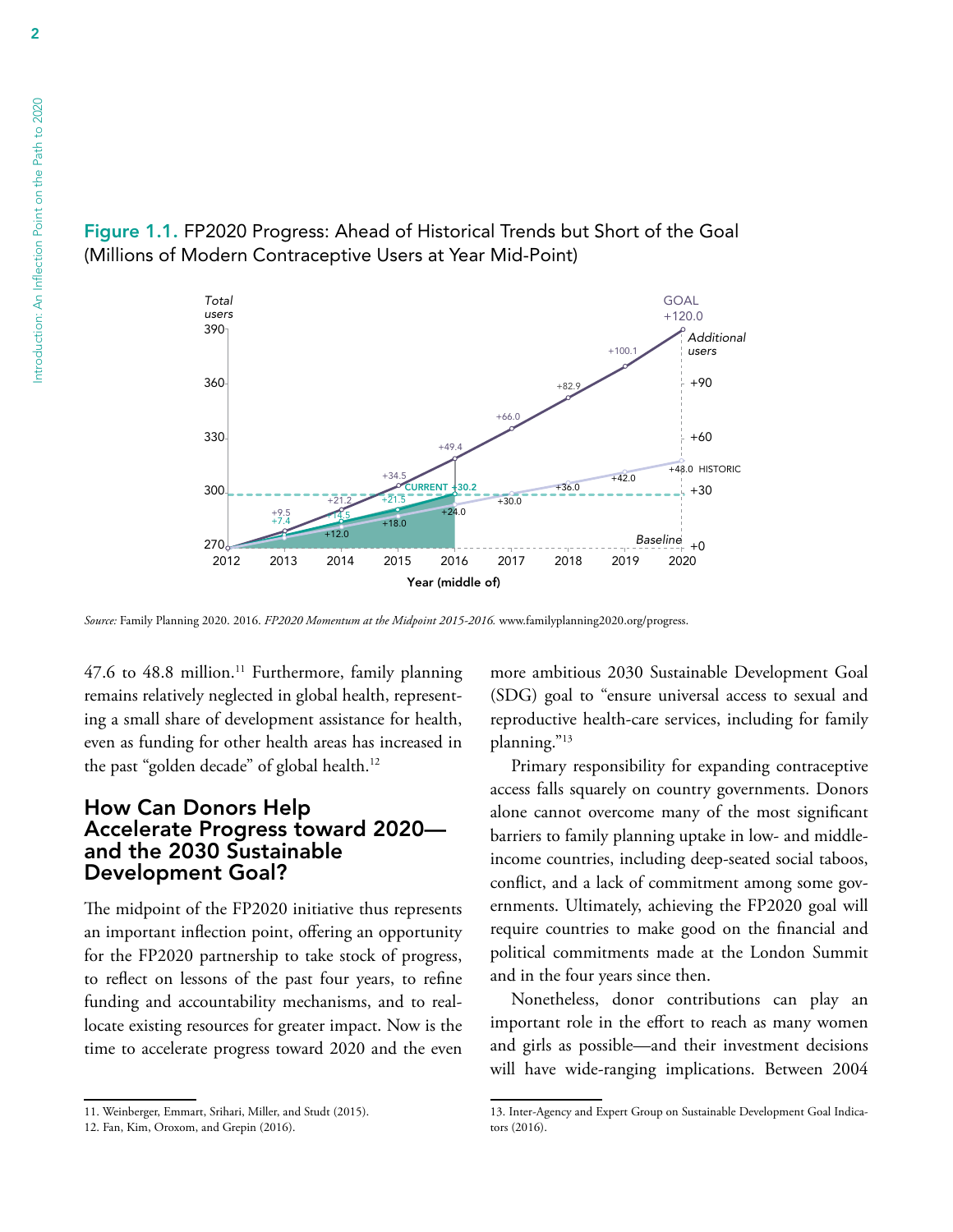**Figure 1.1.** FP2020 Progress: Ahead of Historical Trends but Short of the Goal (Millions of Modern Contraceptive Users at Year Mid-Point)

*Source:* Family Planning 2020. 2016. *FP2020 Momentum at the Midpoint 2015-2016.* www.familyplanning2020.org/progress.

47.6 to 48.8 million.[11] Furthermore, family planning remains relatively neglected in global health, representing a small share of development assistance for health, even as funding for other health areas has increased in the past "golden decade" of global health.[12]

## How Can Donors Help Accelerate Progress toward 2020—and the 2030 Sustainable Development Goal?

The midpoint of the FP2020 initiative thus represents an important inflection point, offering an opportunity for the FP2020 partnership to take stock of progress, to reflect on lessons of the past four years, to refine funding and accountability mechanisms, and to reallocate existing resources for greater impact. Now is the time to accelerate progress toward 2020 and the even more ambitious 2030 Sustainable Development Goal (SDG) goal to "ensure universal access to sexual and reproductive health-care services, including for family planning."[13]

Primary responsibility for expanding contraceptive access falls squarely on country governments. Donors alone cannot overcome many of the most significant barriers to family planning uptake in low- and middle-income countries, including deep-seated social taboos, conflict, and a lack of commitment among some governments. Ultimately, achieving the FP2020 goal will require countries to make good on the financial and political commitments made at the London Summit and in the four years since then.

Nonetheless, donor contributions can play an important role in the effort to reach as many women and girls as possible—and their investment decisions will have wide-ranging implications. Between 2004

11. Weinberger, Emmart, Srihari, Miller, and Studt (2015).

12. Fan, Kim, Oroxom, and Grepin (2016).

13. Inter-Agency and Expert Group on Sustainable Development Goal Indicators (2016).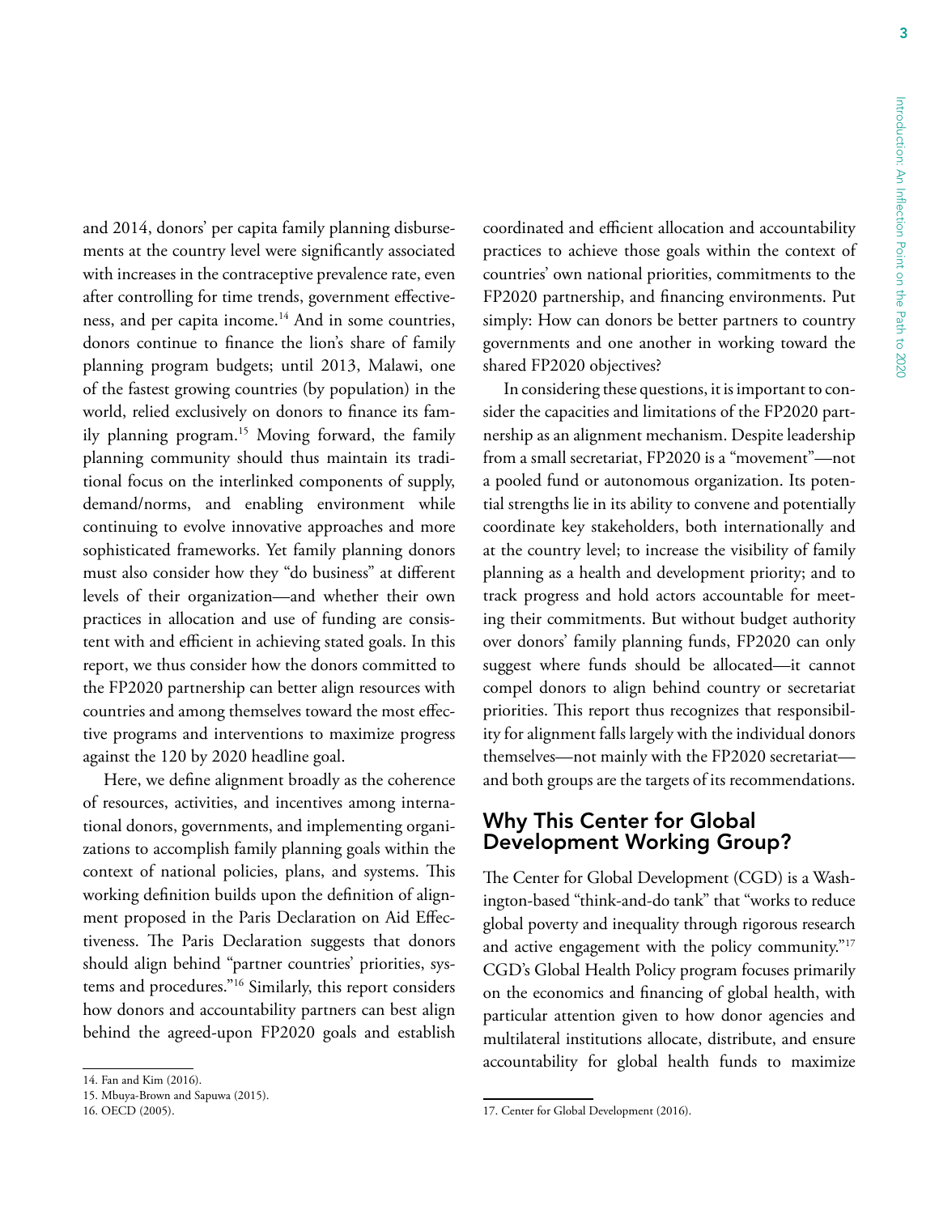and 2014, donors' per capita family planning disbursements at the country level were significantly associated with increases in the contraceptive prevalence rate, even after controlling for time trends, government effectiveness, and per capita income.[14] And in some countries, donors continue to finance the lion's share of family planning program budgets; until 2013, Malawi, one of the fastest growing countries (by population) in the world, relied exclusively on donors to finance its family planning program.[15] Moving forward, the family planning community should thus maintain its traditional focus on the interlinked components of supply, demand/norms, and enabling environment while continuing to evolve innovative approaches and more sophisticated frameworks. Yet family planning donors must also consider how they "do business" at different levels of their organization—and whether their own practices in allocation and use of funding are consistent with and efficient in achieving stated goals. In this report, we thus consider how the donors committed to the FP2020 partnership can better align resources with countries and among themselves toward the most effective programs and interventions to maximize progress against the 120 by 2020 headline goal.

Here, we define alignment broadly as the coherence of resources, activities, and incentives among international donors, governments, and implementing organizations to accomplish family planning goals within the context of national policies, plans, and systems. This working definition builds upon the definition of alignment proposed in the Paris Declaration on Aid Effectiveness. The Paris Declaration suggests that donors should align behind "partner countries' priorities, systems and procedures."[16] Similarly, this report considers how donors and accountability partners can best align behind the agreed-upon FP2020 goals and establish coordinated and efficient allocation and accountability practices to achieve those goals within the context of countries' own national priorities, commitments to the FP2020 partnership, and financing environments. Put simply: How can donors be better partners to country governments and one another in working toward the shared FP2020 objectives?

In considering these questions, it is important to consider the capacities and limitations of the FP2020 partnership as an alignment mechanism. Despite leadership from a small secretariat, FP2020 is a "movement"—not a pooled fund or autonomous organization. Its potential strengths lie in its ability to convene and potentially coordinate key stakeholders, both internationally and at the country level; to increase the visibility of family planning as a health and development priority; and to track progress and hold actors accountable for meeting their commitments. But without budget authority over donors' family planning funds, FP2020 can only suggest where funds should be allocated—it cannot compel donors to align behind country or secretariat priorities. This report thus recognizes that responsibility for alignment falls largely with the individual donors themselves—not mainly with the FP2020 secretariat—and both groups are the targets of its recommendations.

## Why This Center for Global Development Working Group?

The Center for Global Development (CGD) is a Washington-based "think-and-do tank" that "works to reduce global poverty and inequality through rigorous research and active engagement with the policy community."[17] CGD's Global Health Policy program focuses primarily on the economics and financing of global health, with particular attention given to how donor agencies and multilateral institutions allocate, distribute, and ensure accountability for global health funds to maximize

14. Fan and Kim (2016).

15. Mbuya-Brown and Sapuwa (2015).

16. OECD (2005).

17. Center for Global Development (2016).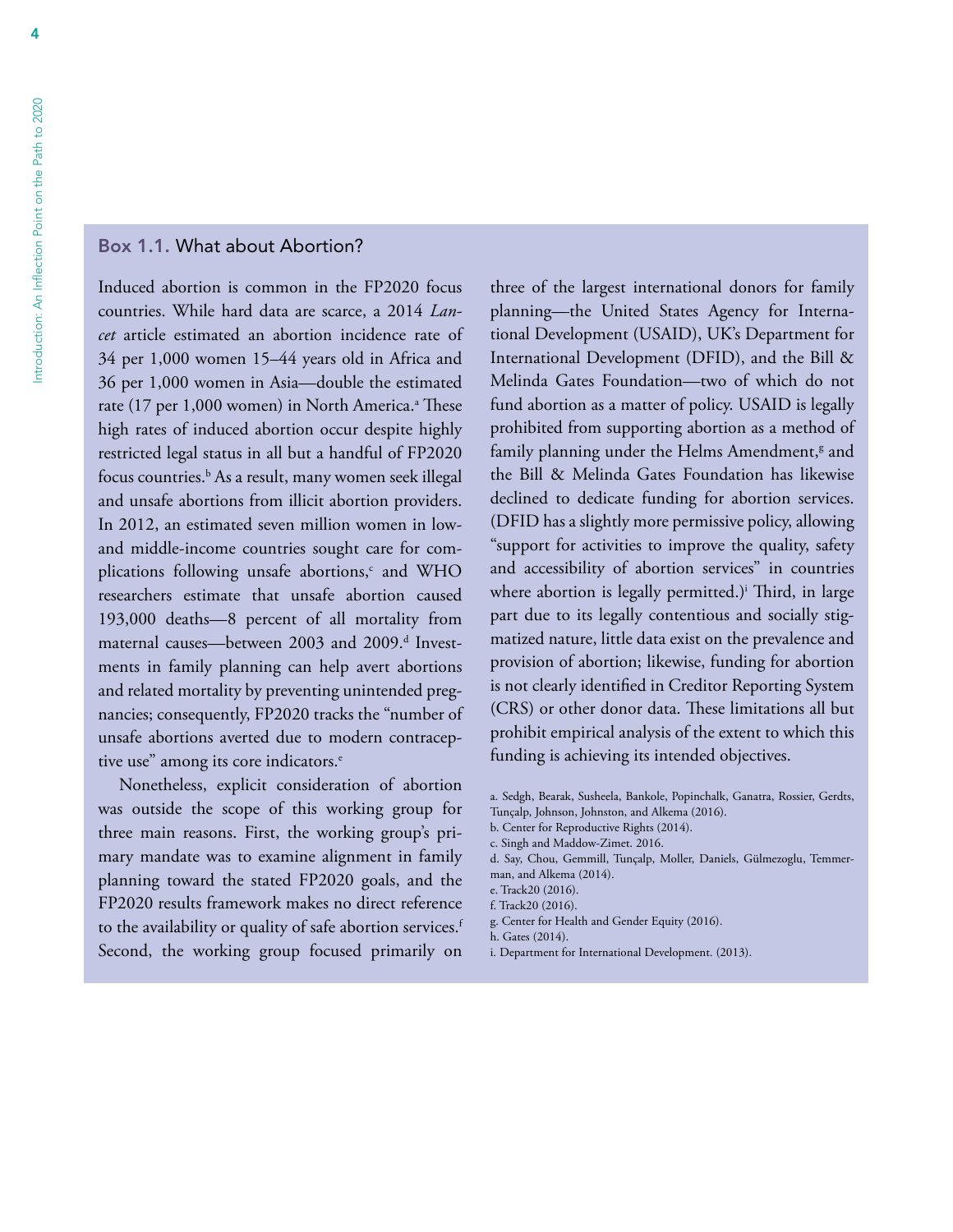## Box 1.1. What about Abortion?

Induced abortion is common in the FP2020 focus countries. While hard data are scarce, a 2014 *Lancet* article estimated an abortion incidence rate of 34 per 1,000 women 15–44 years old in Africa and 36 per 1,000 women in Asia—double the estimated rate (17 per 1,000 women) in North America.[a] These high rates of induced abortion occur despite highly restricted legal status in all but a handful of FP2020 focus countries.[b] As a result, many women seek illegal and unsafe abortions from illicit abortion providers. In 2012, an estimated seven million women in low- and middle-income countries sought care for complications following unsafe abortions,[c] and WHO researchers estimate that unsafe abortion caused 193,000 deaths—8 percent of all mortality from maternal causes—between 2003 and 2009.[d] Investments in family planning can help avert abortions and related mortality by preventing unintended pregnancies; consequently, FP2020 tracks the "number of unsafe abortions averted due to modern contraceptive use" among its core indicators.[e]

Nonetheless, explicit consideration of abortion was outside the scope of this working group for three main reasons. First, the working group's primary mandate was to examine alignment in family planning toward the stated FP2020 goals, and the FP2020 results framework makes no direct reference to the availability or quality of safe abortion services.[f] Second, the working group focused primarily on three of the largest international donors for family planning—the United States Agency for International Development (USAID), UK's Department for International Development (DFID), and the Bill & Melinda Gates Foundation—two of which do not fund abortion as a matter of policy. USAID is legally prohibited from supporting abortion as a method of family planning under the Helms Amendment,[g] and the Bill & Melinda Gates Foundation has likewise declined to dedicate funding for abortion services. (DFID has a slightly more permissive policy, allowing "support for activities to improve the quality, safety and accessibility of abortion services" in countries where abortion is legally permitted.)[i] Third, in large part due to its legally contentious and socially stigmatized nature, little data exist on the prevalence and provision of abortion; likewise, funding for abortion is not clearly identified in Creditor Reporting System (CRS) or other donor data. These limitations all but prohibit empirical analysis of the extent to which this funding is achieving its intended objectives.

a. Sedgh, Bearak, Susheela, Bankole, Popinchalk, Ganatra, Rossier, Gerdts, Tunçalp, Johnson, Johnston, and Alkema (2016).
b. Center for Reproductive Rights (2014).
c. Singh and Maddow-Zimet. 2016.
d. Say, Chou, Gemmill, Tunçalp, Moller, Daniels, Gülmezoglu, Temmerman, and Alkema (2014).
e. Track20 (2016).
f. Track20 (2016).
g. Center for Health and Gender Equity (2016).
h. Gates (2014).
i. Department for International Development. (2013).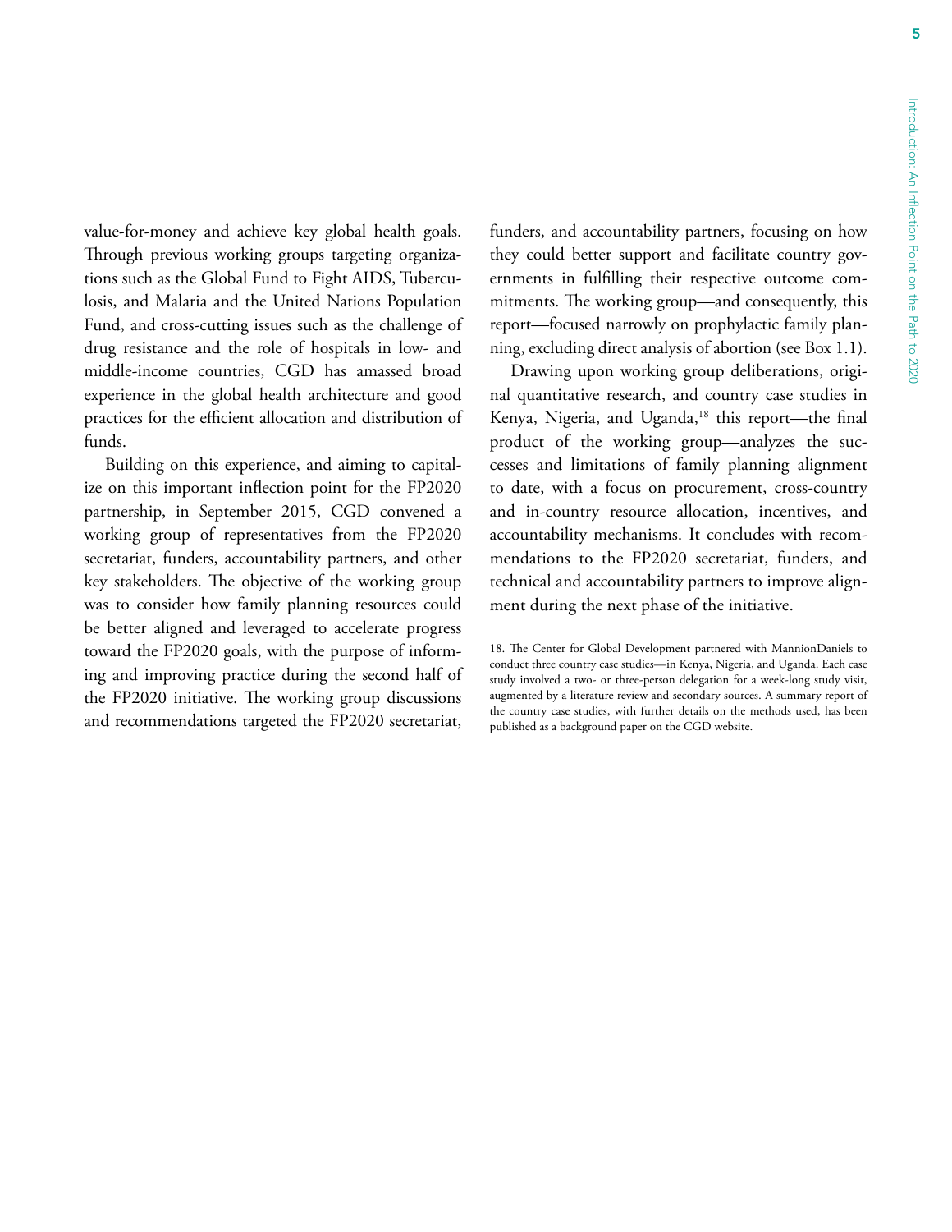value-for-money and achieve key global health goals. Through previous working groups targeting organizations such as the Global Fund to Fight AIDS, Tuberculosis, and Malaria and the United Nations Population Fund, and cross-cutting issues such as the challenge of drug resistance and the role of hospitals in low- and middle-income countries, CGD has amassed broad experience in the global health architecture and good practices for the efficient allocation and distribution of funds.

Building on this experience, and aiming to capitalize on this important inflection point for the FP2020 partnership, in September 2015, CGD convened a working group of representatives from the FP2020 secretariat, funders, accountability partners, and other key stakeholders. The objective of the working group was to consider how family planning resources could be better aligned and leveraged to accelerate progress toward the FP2020 goals, with the purpose of informing and improving practice during the second half of the FP2020 initiative. The working group discussions and recommendations targeted the FP2020 secretariat, funders, and accountability partners, focusing on how they could better support and facilitate country governments in fulfilling their respective outcome commitments. The working group—and consequently, this report—focused narrowly on prophylactic family planning, excluding direct analysis of abortion (see Box 1.1).

Drawing upon working group deliberations, original quantitative research, and country case studies in Kenya, Nigeria, and Uganda,[18] this report—the final product of the working group—analyzes the successes and limitations of family planning alignment to date, with a focus on procurement, cross-country and in-country resource allocation, incentives, and accountability mechanisms. It concludes with recommendations to the FP2020 secretariat, funders, and technical and accountability partners to improve alignment during the next phase of the initiative.

---

18. The Center for Global Development partnered with MannionDaniels to conduct three country case studies—in Kenya, Nigeria, and Uganda. Each case study involved a two- or three-person delegation for a week-long study visit, augmented by a literature review and secondary sources. A summary report of the country case studies, with further details on the methods used, has been published as a background paper on the CGD website.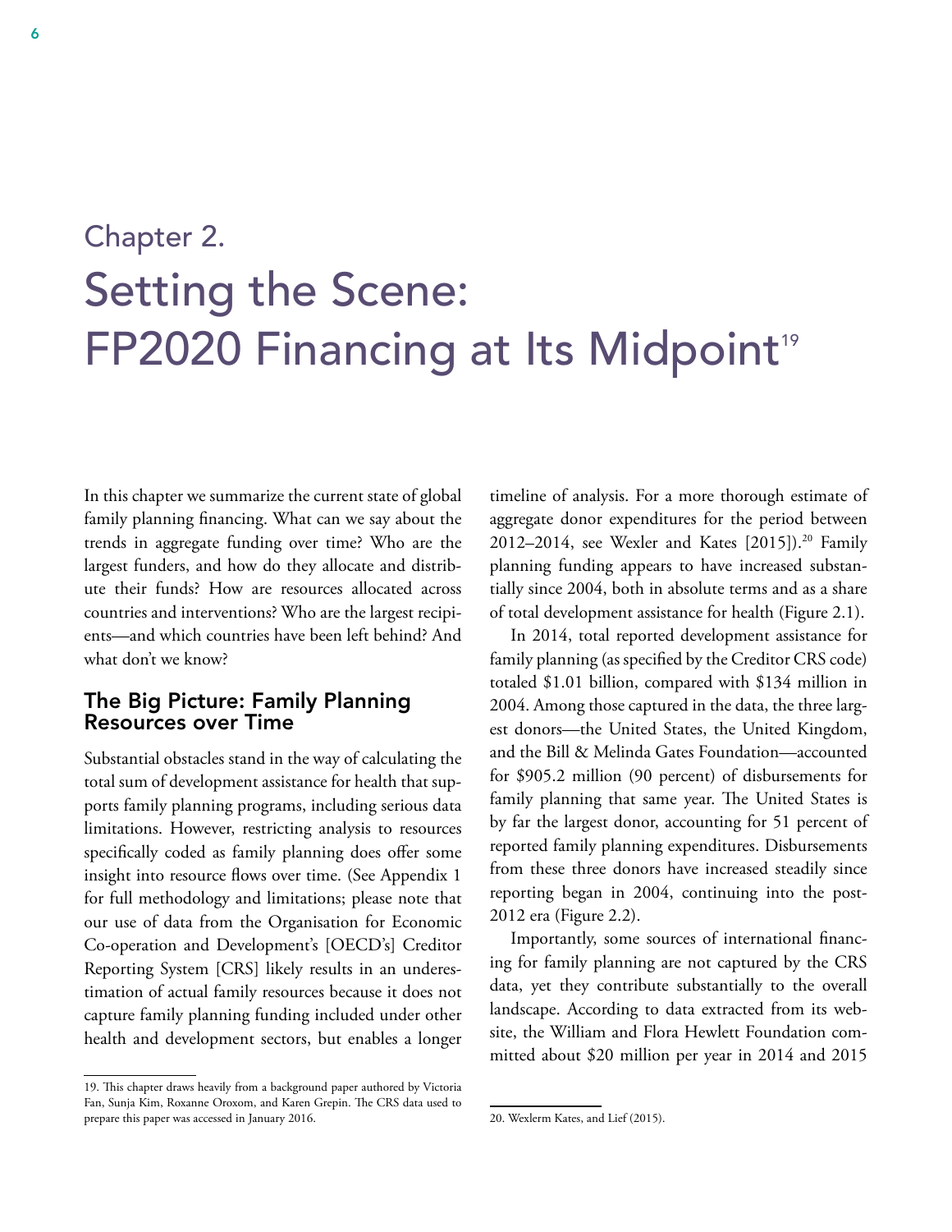# Chapter 2.
# Setting the Scene: FP2020 Financing at Its Midpoint[19]

In this chapter we summarize the current state of global family planning financing. What can we say about the trends in aggregate funding over time? Who are the largest funders, and how do they allocate and distribute their funds? How are resources allocated across countries and interventions? Who are the largest recipients—and which countries have been left behind? And what don't we know?

## The Big Picture: Family Planning Resources over Time

Substantial obstacles stand in the way of calculating the total sum of development assistance for health that supports family planning programs, including serious data limitations. However, restricting analysis to resources specifically coded as family planning does offer some insight into resource flows over time. (See Appendix 1 for full methodology and limitations; please note that our use of data from the Organisation for Economic Co-operation and Development's [OECD's] Creditor Reporting System [CRS] likely results in an underestimation of actual family resources because it does not capture family planning funding included under other health and development sectors, but enables a longer timeline of analysis. For a more thorough estimate of aggregate donor expenditures for the period between 2012–2014, see Wexler and Kates [2015]).[20] Family planning funding appears to have increased substantially since 2004, both in absolute terms and as a share of total development assistance for health (Figure 2.1).

In 2014, total reported development assistance for family planning (as specified by the Creditor CRS code) totaled $1.01 billion, compared with $134 million in 2004. Among those captured in the data, the three largest donors—the United States, the United Kingdom, and the Bill & Melinda Gates Foundation—accounted for $905.2 million (90 percent) of disbursements for family planning that same year. The United States is by far the largest donor, accounting for 51 percent of reported family planning expenditures. Disbursements from these three donors have increased steadily since reporting began in 2004, continuing into the post-2012 era (Figure 2.2).

Importantly, some sources of international financing for family planning are not captured by the CRS data, yet they contribute substantially to the overall landscape. According to data extracted from its website, the William and Flora Hewlett Foundation committed about $20 million per year in 2014 and 2015

---

19. This chapter draws heavily from a background paper authored by Victoria Fan, Sunja Kim, Roxanne Oroxom, and Karen Grepin. The CRS data used to prepare this paper was accessed in January 2016.

20. Wexlerm Kates, and Lief (2015).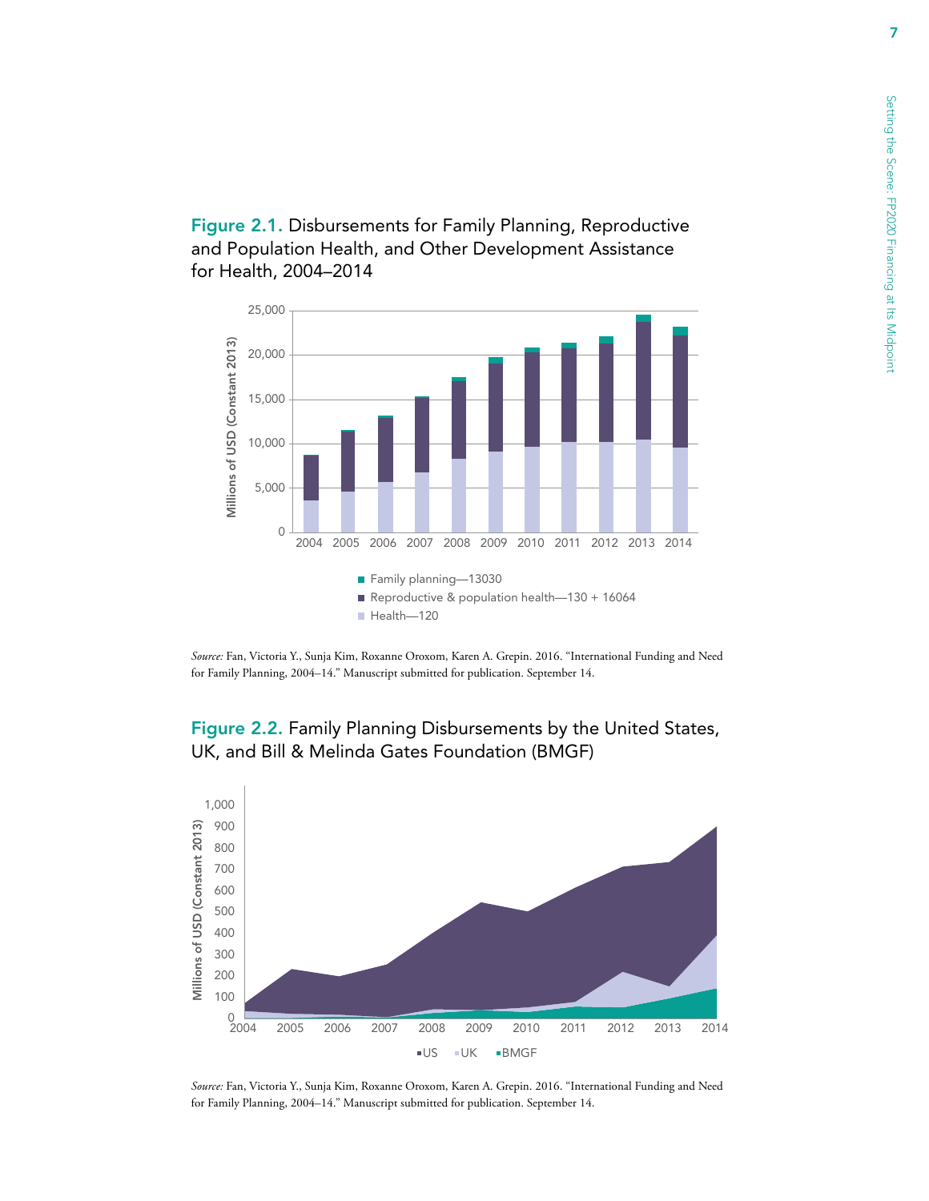**Figure 2.1.** Disbursements for Family Planning, Reproductive and Population Health, and Other Development Assistance for Health, 2004–2014

■ Family planning—13030
■ Reproductive & population health—130 + 16064
■ Health—120

*Source:* Fan, Victoria Y., Sunja Kim, Roxanne Oroxom, Karen A. Grepin. 2016. "International Funding and Need for Family Planning, 2004–14." Manuscript submitted for publication. September 14.

**Figure 2.2.** Family Planning Disbursements by the United States, UK, and Bill & Melinda Gates Foundation (BMGF)

■US ■UK ■BMGF

*Source:* Fan, Victoria Y., Sunja Kim, Roxanne Oroxom, Karen A. Grepin. 2016. "International Funding and Need for Family Planning, 2004–14." Manuscript submitted for publication. September 14.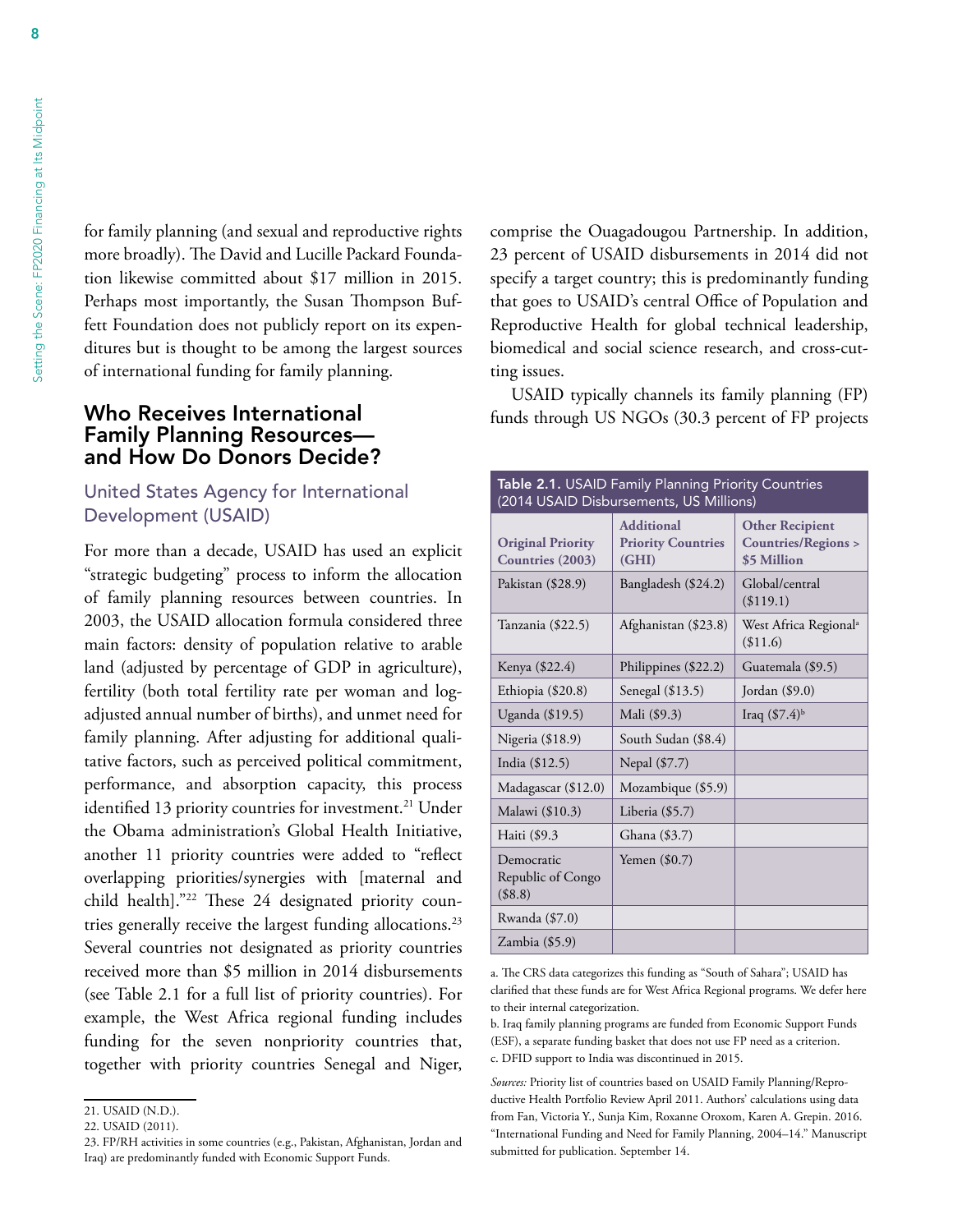for family planning (and sexual and reproductive rights more broadly). The David and Lucille Packard Foundation likewise committed about $17 million in 2015. Perhaps most importantly, the Susan Thompson Buffett Foundation does not publicly report on its expenditures but is thought to be among the largest sources of international funding for family planning.

## Who Receives International Family Planning Resources—and How Do Donors Decide?

### United States Agency for International Development (USAID)

For more than a decade, USAID has used an explicit "strategic budgeting" process to inform the allocation of family planning resources between countries. In 2003, the USAID allocation formula considered three main factors: density of population relative to arable land (adjusted by percentage of GDP in agriculture), fertility (both total fertility rate per woman and log-adjusted annual number of births), and unmet need for family planning. After adjusting for additional qualitative factors, such as perceived political commitment, performance, and absorption capacity, this process identified 13 priority countries for investment.[21] Under the Obama administration's Global Health Initiative, another 11 priority countries were added to "reflect overlapping priorities/synergies with [maternal and child health]."[22] These 24 designated priority countries generally receive the largest funding allocations.[23] Several countries not designated as priority countries received more than $5 million in 2014 disbursements (see Table 2.1 for a full list of priority countries). For example, the West Africa regional funding includes funding for the seven nonpriority countries that, together with priority countries Senegal and Niger, comprise the Ouagadougou Partnership. In addition, 23 percent of USAID disbursements in 2014 did not specify a target country; this is predominantly funding that goes to USAID's central Office of Population and Reproductive Health for global technical leadership, biomedical and social science research, and cross-cutting issues.

USAID typically channels its family planning (FP) funds through US NGOs (30.3 percent of FP projects

**Table 2.1.** USAID Family Planning Priority Countries (2014 USAID Disbursements, US Millions)

| Original Priority Countries (2003) | Additional Priority Countries (GHI) | Other Recipient Countries/Regions > $5 Million |
|---|---|---|
| Pakistan ($28.9) | Bangladesh ($24.2) | Global/central ($119.1) |
| Tanzania ($22.5) | Afghanistan ($23.8) | West Africa Regional[a] ($11.6) |
| Kenya ($22.4) | Philippines ($22.2) | Guatemala ($9.5) |
| Ethiopia ($20.8) | Senegal ($13.5) | Jordan ($9.0) |
| Uganda ($19.5) | Mali ($9.3) | Iraq ($7.4)[b] |
| Nigeria ($18.9) | South Sudan ($8.4) | |
| India ($12.5) | Nepal ($7.7) | |
| Madagascar ($12.0) | Mozambique ($5.9) | |
| Malawi ($10.3) | Liberia ($5.7) | |
| Haiti ($9.3 | Ghana ($3.7) | |
| Democratic Republic of Congo ($8.8) | Yemen ($0.7) | |
| Rwanda ($7.0) | | |
| Zambia ($5.9) | | |

a. The CRS data categorizes this funding as "South of Sahara"; USAID has clarified that these funds are for West Africa Regional programs. We defer here to their internal categorization.

b. Iraq family planning programs are funded from Economic Support Funds (ESF), a separate funding basket that does not use FP need as a criterion.

c. DFID support to India was discontinued in 2015.

*Sources:* Priority list of countries based on USAID Family Planning/Reproductive Health Portfolio Review April 2011. Authors' calculations using data from Fan, Victoria Y., Sunja Kim, Roxanne Oroxom, Karen A. Grepin. 2016. "International Funding and Need for Family Planning, 2004–14." Manuscript submitted for publication. September 14.

21. USAID (N.D.).

22. USAID (2011).

23. FP/RH activities in some countries (e.g., Pakistan, Afghanistan, Jordan and Iraq) are predominantly funded with Economic Support Funds.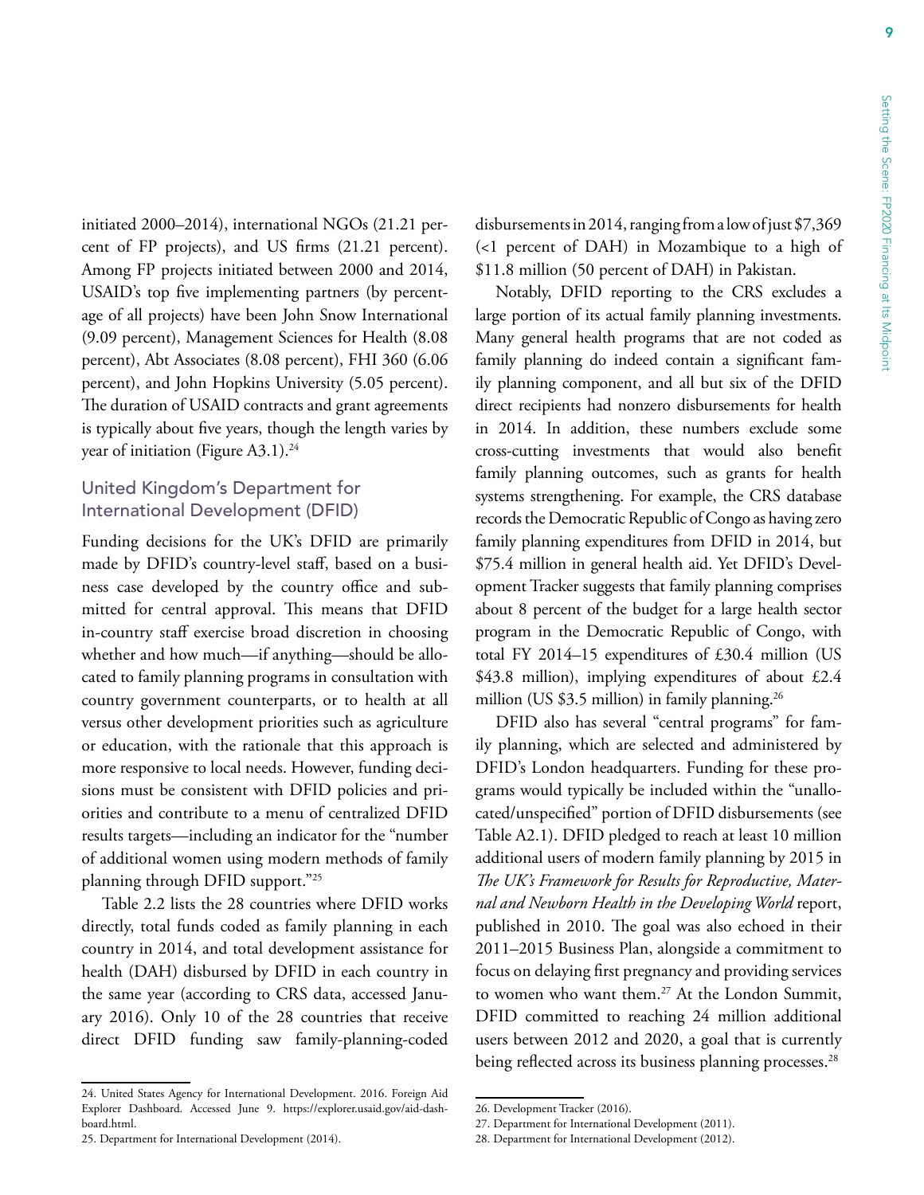initiated 2000–2014), international NGOs (21.21 percent of FP projects), and US firms (21.21 percent). Among FP projects initiated between 2000 and 2014, USAID's top five implementing partners (by percentage of all projects) have been John Snow International (9.09 percent), Management Sciences for Health (8.08 percent), Abt Associates (8.08 percent), FHI 360 (6.06 percent), and John Hopkins University (5.05 percent). The duration of USAID contracts and grant agreements is typically about five years, though the length varies by year of initiation (Figure A3.1).[24]

## United Kingdom's Department for International Development (DFID)

Funding decisions for the UK's DFID are primarily made by DFID's country-level staff, based on a business case developed by the country office and submitted for central approval. This means that DFID in-country staff exercise broad discretion in choosing whether and how much—if anything—should be allocated to family planning programs in consultation with country government counterparts, or to health at all versus other development priorities such as agriculture or education, with the rationale that this approach is more responsive to local needs. However, funding decisions must be consistent with DFID policies and priorities and contribute to a menu of centralized DFID results targets—including an indicator for the "number of additional women using modern methods of family planning through DFID support."[25]

Table 2.2 lists the 28 countries where DFID works directly, total funds coded as family planning in each country in 2014, and total development assistance for health (DAH) disbursed by DFID in each country in the same year (according to CRS data, accessed January 2016). Only 10 of the 28 countries that receive direct DFID funding saw family-planning-coded disbursements in 2014, ranging from a low of just $7,369 (<1 percent of DAH) in Mozambique to a high of $11.8 million (50 percent of DAH) in Pakistan.

Notably, DFID reporting to the CRS excludes a large portion of its actual family planning investments. Many general health programs that are not coded as family planning do indeed contain a significant family planning component, and all but six of the DFID direct recipients had nonzero disbursements for health in 2014. In addition, these numbers exclude some cross-cutting investments that would also benefit family planning outcomes, such as grants for health systems strengthening. For example, the CRS database records the Democratic Republic of Congo as having zero family planning expenditures from DFID in 2014, but $75.4 million in general health aid. Yet DFID's Development Tracker suggests that family planning comprises about 8 percent of the budget for a large health sector program in the Democratic Republic of Congo, with total FY 2014–15 expenditures of £30.4 million (US $43.8 million), implying expenditures of about £2.4 million (US $3.5 million) in family planning.[26]

DFID also has several "central programs" for family planning, which are selected and administered by DFID's London headquarters. Funding for these programs would typically be included within the "unallocated/unspecified" portion of DFID disbursements (see Table A2.1). DFID pledged to reach at least 10 million additional users of modern family planning by 2015 in *The UK's Framework for Results for Reproductive, Maternal and Newborn Health in the Developing World* report, published in 2010. The goal was also echoed in their 2011–2015 Business Plan, alongside a commitment to focus on delaying first pregnancy and providing services to women who want them.[27] At the London Summit, DFID committed to reaching 24 million additional users between 2012 and 2020, a goal that is currently being reflected across its business planning processes.[28]

---

24. United States Agency for International Development. 2016. Foreign Aid Explorer Dashboard. Accessed June 9. https://explorer.usaid.gov/aid-dashboard.html.
25. Department for International Development (2014).
26. Development Tracker (2016).
27. Department for International Development (2011).
28. Department for International Development (2012).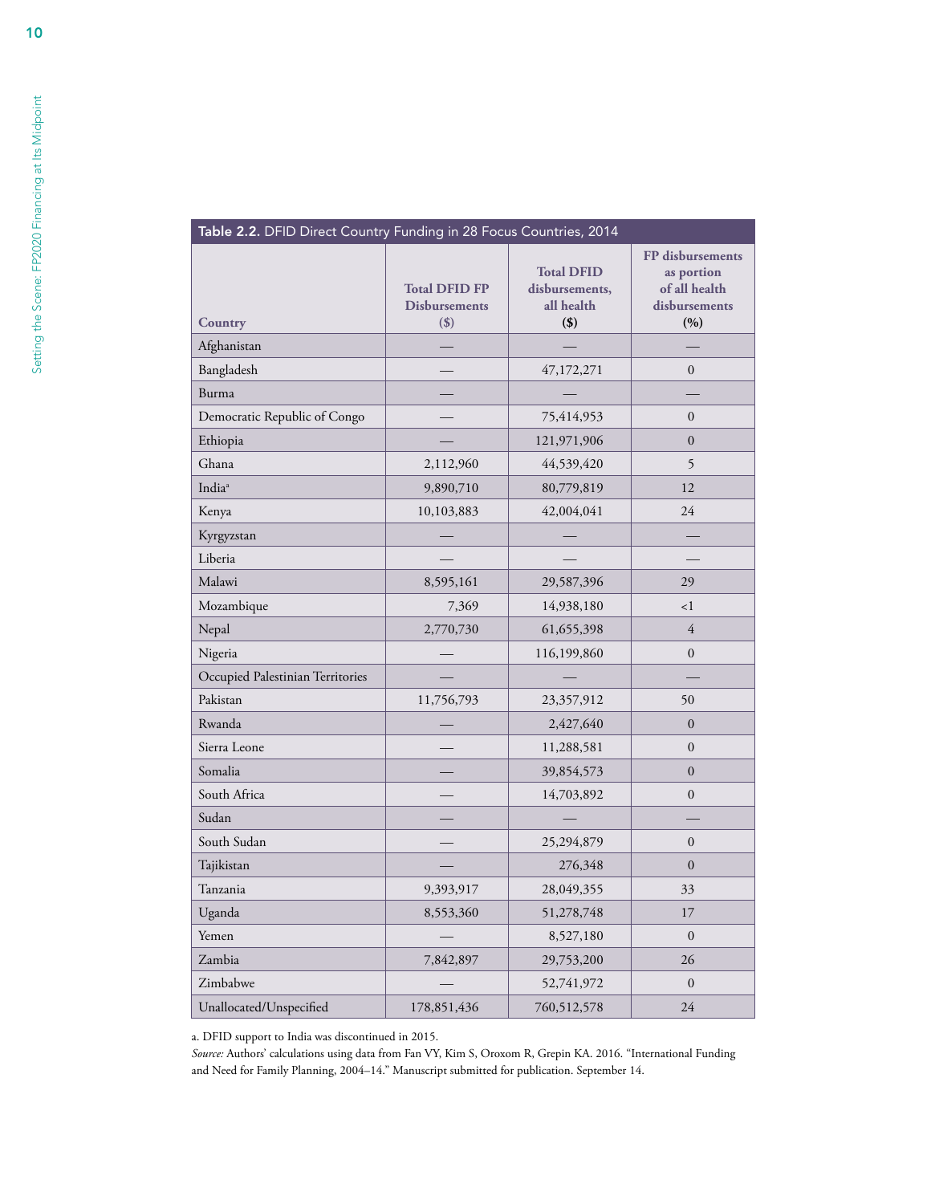**Table 2.2.** DFID Direct Country Funding in 28 Focus Countries, 2014

| Country | Total DFID FP Disbursements ($) | Total DFID disbursements, all health ($) | FP disbursements as portion of all health disbursements (%) |
|---|---|---|---|
| Afghanistan | — | — | — |
| Bangladesh | — | 47,172,271 | 0 |
| Burma | — | — | — |
| Democratic Republic of Congo | — | 75,414,953 | 0 |
| Ethiopia | — | 121,971,906 | 0 |
| Ghana | 2,112,960 | 44,539,420 | 5 |
| India[a] | 9,890,710 | 80,779,819 | 12 |
| Kenya | 10,103,883 | 42,004,041 | 24 |
| Kyrgyzstan | — | — | — |
| Liberia | — | — | — |
| Malawi | 8,595,161 | 29,587,396 | 29 |
| Mozambique | 7,369 | 14,938,180 | <1 |
| Nepal | 2,770,730 | 61,655,398 | 4 |
| Nigeria | — | 116,199,860 | 0 |
| Occupied Palestinian Territories | — | — | — |
| Pakistan | 11,756,793 | 23,357,912 | 50 |
| Rwanda | — | 2,427,640 | 0 |
| Sierra Leone | — | 11,288,581 | 0 |
| Somalia | — | 39,854,573 | 0 |
| South Africa | — | 14,703,892 | 0 |
| Sudan | — | — | — |
| South Sudan | — | 25,294,879 | 0 |
| Tajikistan | — | 276,348 | 0 |
| Tanzania | 9,393,917 | 28,049,355 | 33 |
| Uganda | 8,553,360 | 51,278,748 | 17 |
| Yemen | — | 8,527,180 | 0 |
| Zambia | 7,842,897 | 29,753,200 | 26 |
| Zimbabwe | — | 52,741,972 | 0 |
| Unallocated/Unspecified | 178,851,436 | 760,512,578 | 24 |

a. DFID support to India was discontinued in 2015.

*Source:* Authors' calculations using data from Fan VY, Kim S, Oroxom R, Grepin KA. 2016. "International Funding and Need for Family Planning, 2004–14." Manuscript submitted for publication. September 14.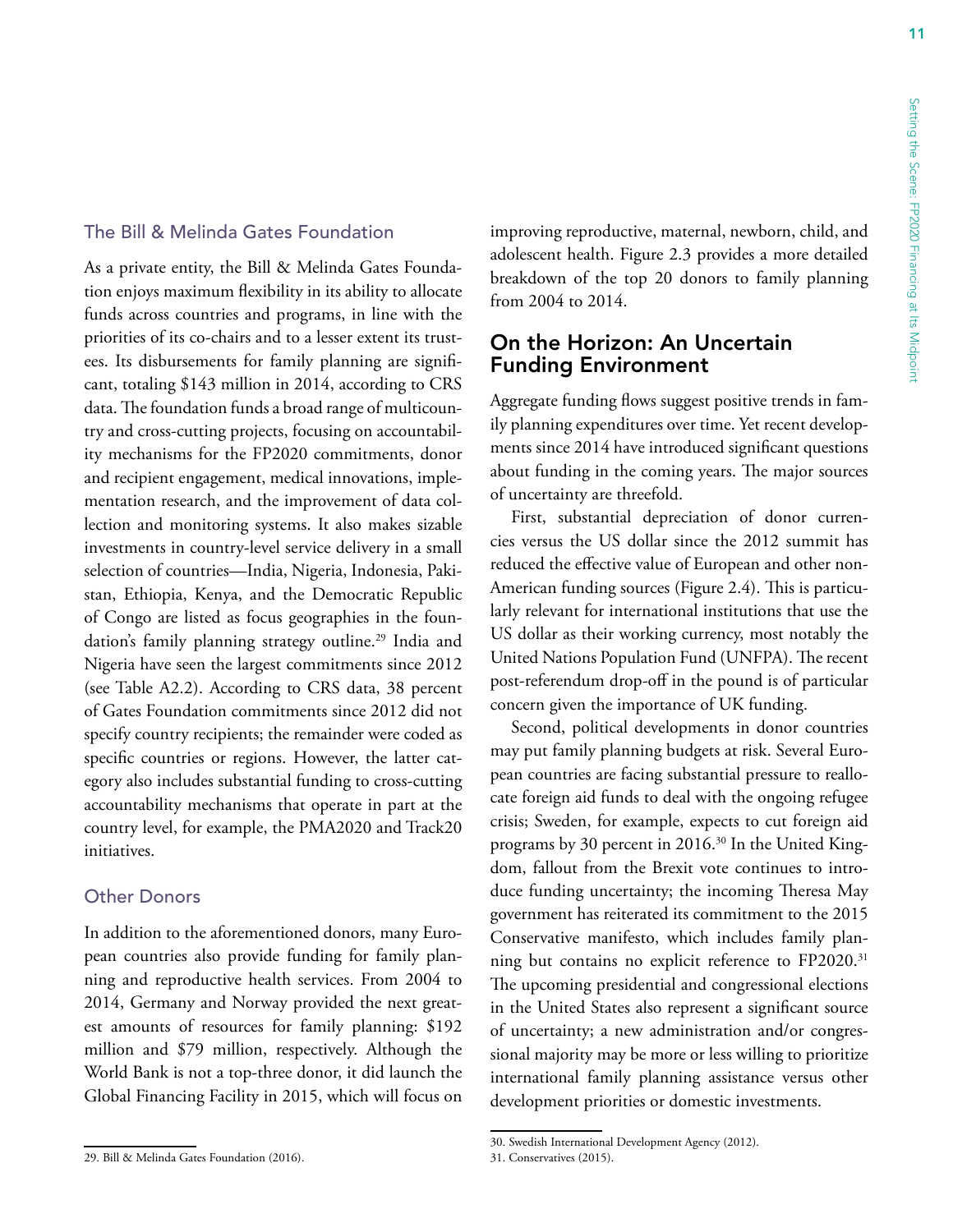### The Bill & Melinda Gates Foundation

As a private entity, the Bill & Melinda Gates Foundation enjoys maximum flexibility in its ability to allocate funds across countries and programs, in line with the priorities of its co-chairs and to a lesser extent its trustees. Its disbursements for family planning are significant, totaling $143 million in 2014, according to CRS data. The foundation funds a broad range of multicountry and cross-cutting projects, focusing on accountability mechanisms for the FP2020 commitments, donor and recipient engagement, medical innovations, implementation research, and the improvement of data collection and monitoring systems. It also makes sizable investments in country-level service delivery in a small selection of countries—India, Nigeria, Indonesia, Pakistan, Ethiopia, Kenya, and the Democratic Republic of Congo are listed as focus geographies in the foundation's family planning strategy outline.[29] India and Nigeria have seen the largest commitments since 2012 (see Table A2.2). According to CRS data, 38 percent of Gates Foundation commitments since 2012 did not specify country recipients; the remainder were coded as specific countries or regions. However, the latter category also includes substantial funding to cross-cutting accountability mechanisms that operate in part at the country level, for example, the PMA2020 and Track20 initiatives.

### Other Donors

In addition to the aforementioned donors, many European countries also provide funding for family planning and reproductive health services. From 2004 to 2014, Germany and Norway provided the next greatest amounts of resources for family planning: $192 million and $79 million, respectively. Although the World Bank is not a top-three donor, it did launch the Global Financing Facility in 2015, which will focus on improving reproductive, maternal, newborn, child, and adolescent health. Figure 2.3 provides a more detailed breakdown of the top 20 donors to family planning from 2004 to 2014.

## On the Horizon: An Uncertain Funding Environment

Aggregate funding flows suggest positive trends in family planning expenditures over time. Yet recent developments since 2014 have introduced significant questions about funding in the coming years. The major sources of uncertainty are threefold.

First, substantial depreciation of donor currencies versus the US dollar since the 2012 summit has reduced the effective value of European and other non-American funding sources (Figure 2.4). This is particularly relevant for international institutions that use the US dollar as their working currency, most notably the United Nations Population Fund (UNFPA). The recent post-referendum drop-off in the pound is of particular concern given the importance of UK funding.

Second, political developments in donor countries may put family planning budgets at risk. Several European countries are facing substantial pressure to reallocate foreign aid funds to deal with the ongoing refugee crisis; Sweden, for example, expects to cut foreign aid programs by 30 percent in 2016.[30] In the United Kingdom, fallout from the Brexit vote continues to introduce funding uncertainty; the incoming Theresa May government has reiterated its commitment to the 2015 Conservative manifesto, which includes family planning but contains no explicit reference to FP2020.[31] The upcoming presidential and congressional elections in the United States also represent a significant source of uncertainty; a new administration and/or congressional majority may be more or less willing to prioritize international family planning assistance versus other development priorities or domestic investments.

---

29. Bill & Melinda Gates Foundation (2016).

30. Swedish International Development Agency (2012).

31. Conservatives (2015).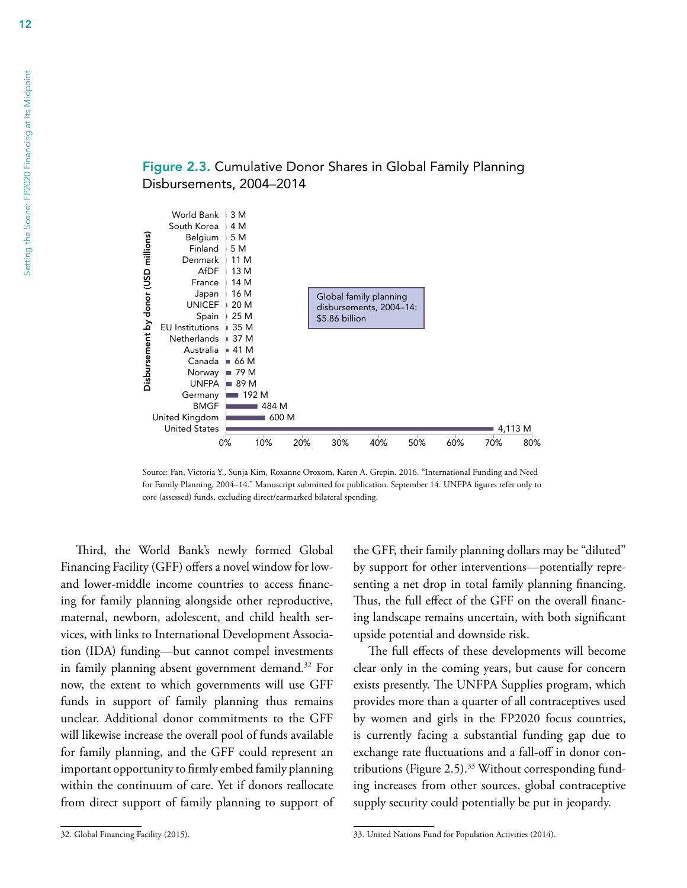**Figure 2.3.** Cumulative Donor Shares in Global Family Planning Disbursements, 2004–2014

| Donor | Disbursement (USD millions) |
| --- | --- |
| World Bank | 3 M |
| South Korea | 4 M |
| Belgium | 5 M |
| Finland | 5 M |
| Denmark | 11 M |
| AfDF | 13 M |
| France | 14 M |
| Japan | 16 M |
| UNICEF | 20 M |
| Spain | 25 M |
| EU Institutions | 35 M |
| Netherlands | 37 M |
| Australia | 41 M |
| Canada | 66 M |
| Norway | 79 M |
| UNFPA | 89 M |
| Germany | 192 M |
| BMGF | 484 M |
| United Kingdom | 600 M |
| United States | 4,113 M |

Global family planning disbursements, 2004–14: $5.86 billion

Source: Fan, Victoria Y., Sunja Kim, Roxanne Oroxom, Karen A. Grepin. 2016. "International Funding and Need for Family Planning, 2004–14." Manuscript submitted for publication. September 14. UNFPA figures refer only to core (assessed) funds, excluding direct/earmarked bilateral spending.

Third, the World Bank's newly formed Global Financing Facility (GFF) offers a novel window for low- and lower-middle income countries to access financing for family planning alongside other reproductive, maternal, newborn, adolescent, and child health services, with links to International Development Association (IDA) funding—but cannot compel investments in family planning absent government demand.[32] For now, the extent to which governments will use GFF funds in support of family planning thus remains unclear. Additional donor commitments to the GFF will likewise increase the overall pool of funds available for family planning, and the GFF could represent an important opportunity to firmly embed family planning within the continuum of care. Yet if donors reallocate from direct support of family planning to support of the GFF, their family planning dollars may be "diluted" by support for other interventions—potentially representing a net drop in total family planning financing. Thus, the full effect of the GFF on the overall financing landscape remains uncertain, with both significant upside potential and downside risk.

The full effects of these developments will become clear only in the coming years, but cause for concern exists presently. The UNFPA Supplies program, which provides more than a quarter of all contraceptives used by women and girls in the FP2020 focus countries, is currently facing a substantial funding gap due to exchange rate fluctuations and a fall-off in donor contributions (Figure 2.5).[33] Without corresponding funding increases from other sources, global contraceptive supply security could potentially be put in jeopardy.

32. Global Financing Facility (2015).

33. United Nations Fund for Population Activities (2014).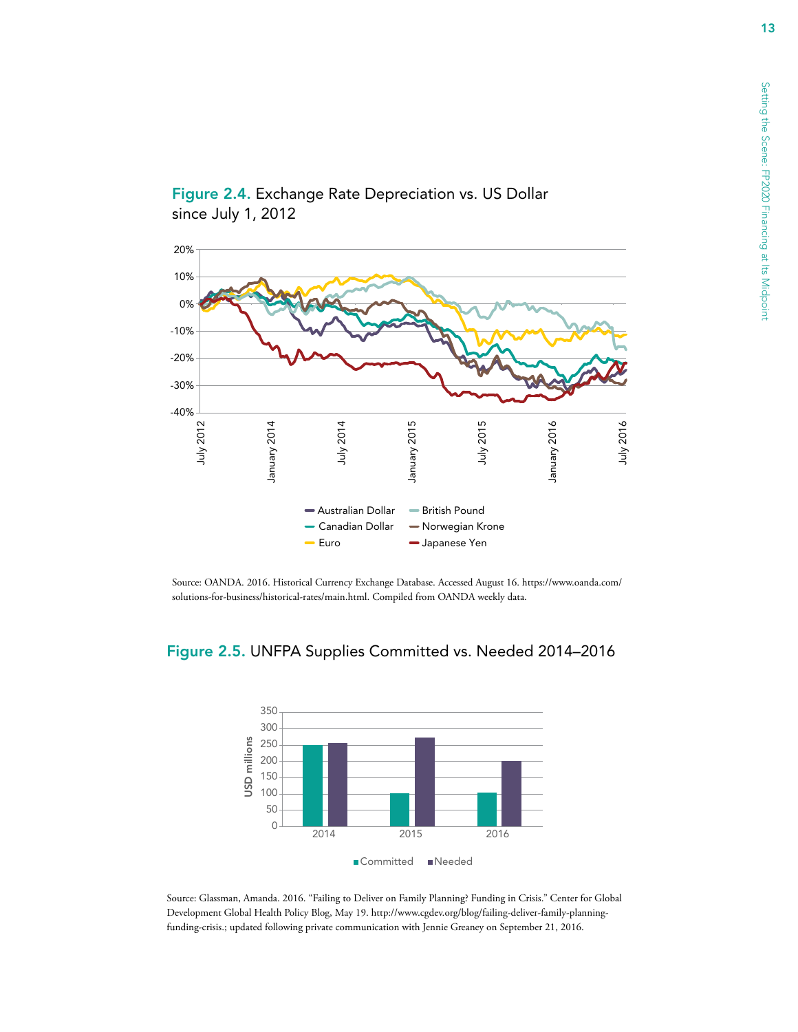**Figure 2.4.** Exchange Rate Depreciation vs. US Dollar since July 1, 2012

Source: OANDA. 2016. Historical Currency Exchange Database. Accessed August 16. https://www.oanda.com/solutions-for-business/historical-rates/main.html. Compiled from OANDA weekly data.

**Figure 2.5.** UNFPA Supplies Committed vs. Needed 2014–2016

Source: Glassman, Amanda. 2016. "Failing to Deliver on Family Planning? Funding in Crisis." Center for Global Development Global Health Policy Blog, May 19. http://www.cgdev.org/blog/failing-deliver-family-planning-funding-crisis.; updated following private communication with Jennie Greaney on September 21, 2016.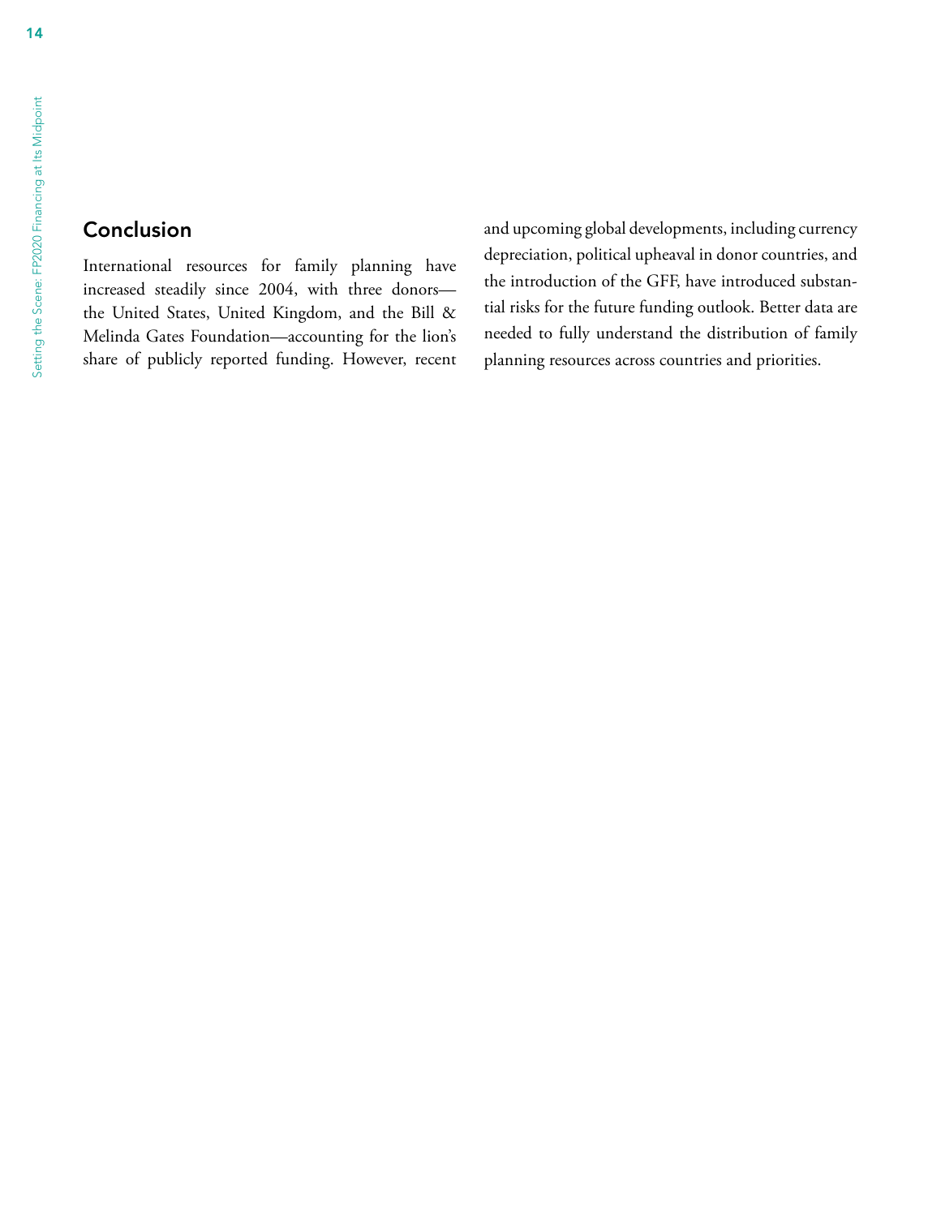## Conclusion

International resources for family planning have increased steadily since 2004, with three donors—the United States, United Kingdom, and the Bill & Melinda Gates Foundation—accounting for the lion's share of publicly reported funding. However, recent and upcoming global developments, including currency depreciation, political upheaval in donor countries, and the introduction of the GFF, have introduced substantial risks for the future funding outlook. Better data are needed to fully understand the distribution of family planning resources across countries and priorities.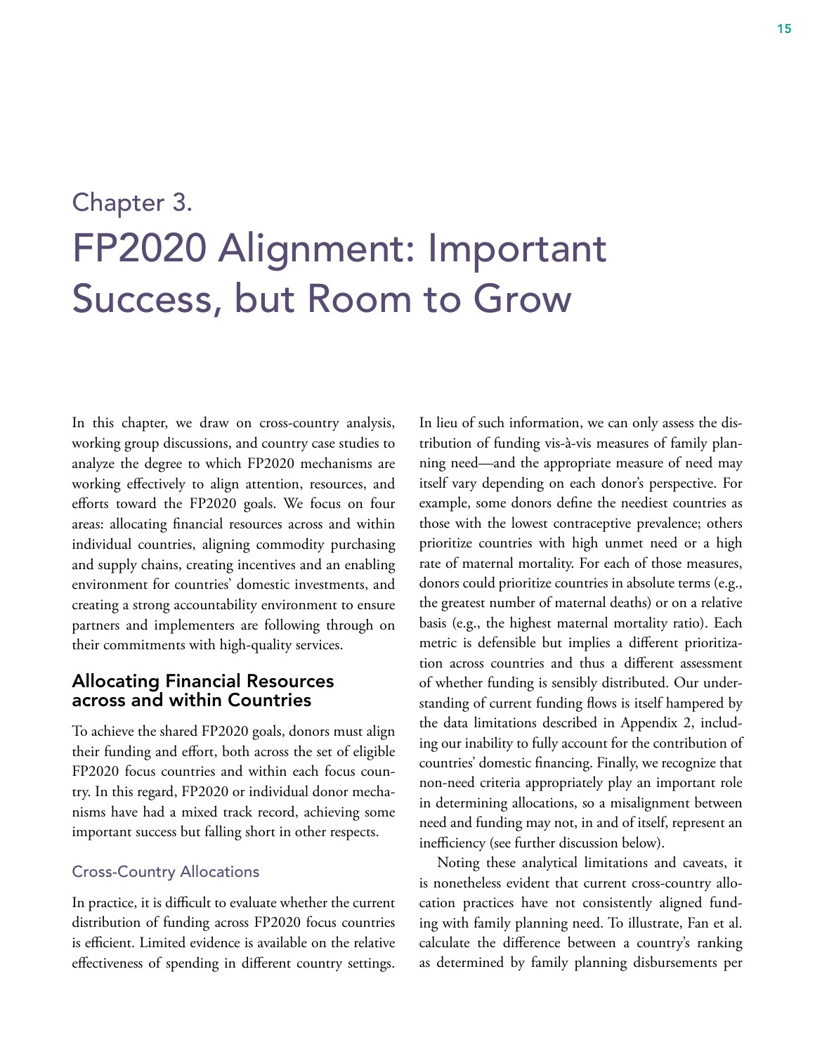# Chapter 3.

# FP2020 Alignment: Important Success, but Room to Grow

In this chapter, we draw on cross-country analysis, working group discussions, and country case studies to analyze the degree to which FP2020 mechanisms are working effectively to align attention, resources, and efforts toward the FP2020 goals. We focus on four areas: allocating financial resources across and within individual countries, aligning commodity purchasing and supply chains, creating incentives and an enabling environment for countries' domestic investments, and creating a strong accountability environment to ensure partners and implementers are following through on their commitments with high-quality services.

## Allocating Financial Resources across and within Countries

To achieve the shared FP2020 goals, donors must align their funding and effort, both across the set of eligible FP2020 focus countries and within each focus country. In this regard, FP2020 or individual donor mechanisms have had a mixed track record, achieving some important success but falling short in other respects.

### Cross-Country Allocations

In practice, it is difficult to evaluate whether the current distribution of funding across FP2020 focus countries is efficient. Limited evidence is available on the relative effectiveness of spending in different country settings. In lieu of such information, we can only assess the distribution of funding vis-à-vis measures of family planning need—and the appropriate measure of need may itself vary depending on each donor's perspective. For example, some donors define the neediest countries as those with the lowest contraceptive prevalence; others prioritize countries with high unmet need or a high rate of maternal mortality. For each of those measures, donors could prioritize countries in absolute terms (e.g., the greatest number of maternal deaths) or on a relative basis (e.g., the highest maternal mortality ratio). Each metric is defensible but implies a different prioritization across countries and thus a different assessment of whether funding is sensibly distributed. Our understanding of current funding flows is itself hampered by the data limitations described in Appendix 2, including our inability to fully account for the contribution of countries' domestic financing. Finally, we recognize that non-need criteria appropriately play an important role in determining allocations, so a misalignment between need and funding may not, in and of itself, represent an inefficiency (see further discussion below).

Noting these analytical limitations and caveats, it is nonetheless evident that current cross-country allocation practices have not consistently aligned funding with family planning need. To illustrate, Fan et al. calculate the difference between a country's ranking as determined by family planning disbursements per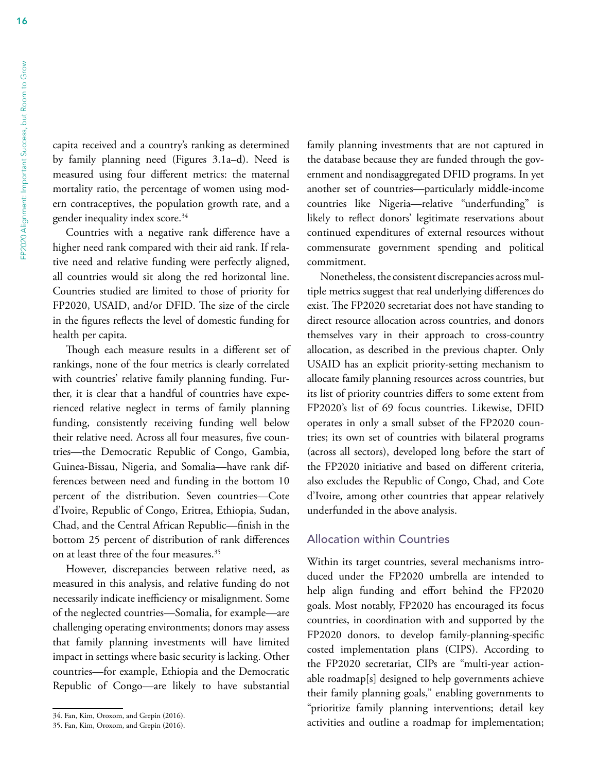capita received and a country's ranking as determined by family planning need (Figures 3.1a–d). Need is measured using four different metrics: the maternal mortality ratio, the percentage of women using modern contraceptives, the population growth rate, and a gender inequality index score.[34]

Countries with a negative rank difference have a higher need rank compared with their aid rank. If relative need and relative funding were perfectly aligned, all countries would sit along the red horizontal line. Countries studied are limited to those of priority for FP2020, USAID, and/or DFID. The size of the circle in the figures reflects the level of domestic funding for health per capita.

Though each measure results in a different set of rankings, none of the four metrics is clearly correlated with countries' relative family planning funding. Further, it is clear that a handful of countries have experienced relative neglect in terms of family planning funding, consistently receiving funding well below their relative need. Across all four measures, five countries—the Democratic Republic of Congo, Gambia, Guinea-Bissau, Nigeria, and Somalia—have rank differences between need and funding in the bottom 10 percent of the distribution. Seven countries—Cote d'Ivoire, Republic of Congo, Eritrea, Ethiopia, Sudan, Chad, and the Central African Republic—finish in the bottom 25 percent of distribution of rank differences on at least three of the four measures.[35]

However, discrepancies between relative need, as measured in this analysis, and relative funding do not necessarily indicate inefficiency or misalignment. Some of the neglected countries—Somalia, for example—are challenging operating environments; donors may assess that family planning investments will have limited impact in settings where basic security is lacking. Other countries—for example, Ethiopia and the Democratic Republic of Congo—are likely to have substantial family planning investments that are not captured in the database because they are funded through the government and nondisaggregated DFID programs. In yet another set of countries—particularly middle-income countries like Nigeria—relative "underfunding" is likely to reflect donors' legitimate reservations about continued expenditures of external resources without commensurate government spending and political commitment.

Nonetheless, the consistent discrepancies across multiple metrics suggest that real underlying differences do exist. The FP2020 secretariat does not have standing to direct resource allocation across countries, and donors themselves vary in their approach to cross-country allocation, as described in the previous chapter. Only USAID has an explicit priority-setting mechanism to allocate family planning resources across countries, but its list of priority countries differs to some extent from FP2020's list of 69 focus countries. Likewise, DFID operates in only a small subset of the FP2020 countries; its own set of countries with bilateral programs (across all sectors), developed long before the start of the FP2020 initiative and based on different criteria, also excludes the Republic of Congo, Chad, and Cote d'Ivoire, among other countries that appear relatively underfunded in the above analysis.

## Allocation within Countries

Within its target countries, several mechanisms introduced under the FP2020 umbrella are intended to help align funding and effort behind the FP2020 goals. Most notably, FP2020 has encouraged its focus countries, in coordination with and supported by the FP2020 donors, to develop family-planning-specific costed implementation plans (CIPS). According to the FP2020 secretariat, CIPs are "multi-year actionable roadmap[s] designed to help governments achieve their family planning goals," enabling governments to "prioritize family planning interventions; detail key activities and outline a roadmap for implementation;

34. Fan, Kim, Oroxom, and Grepin (2016).

35. Fan, Kim, Oroxom, and Grepin (2016).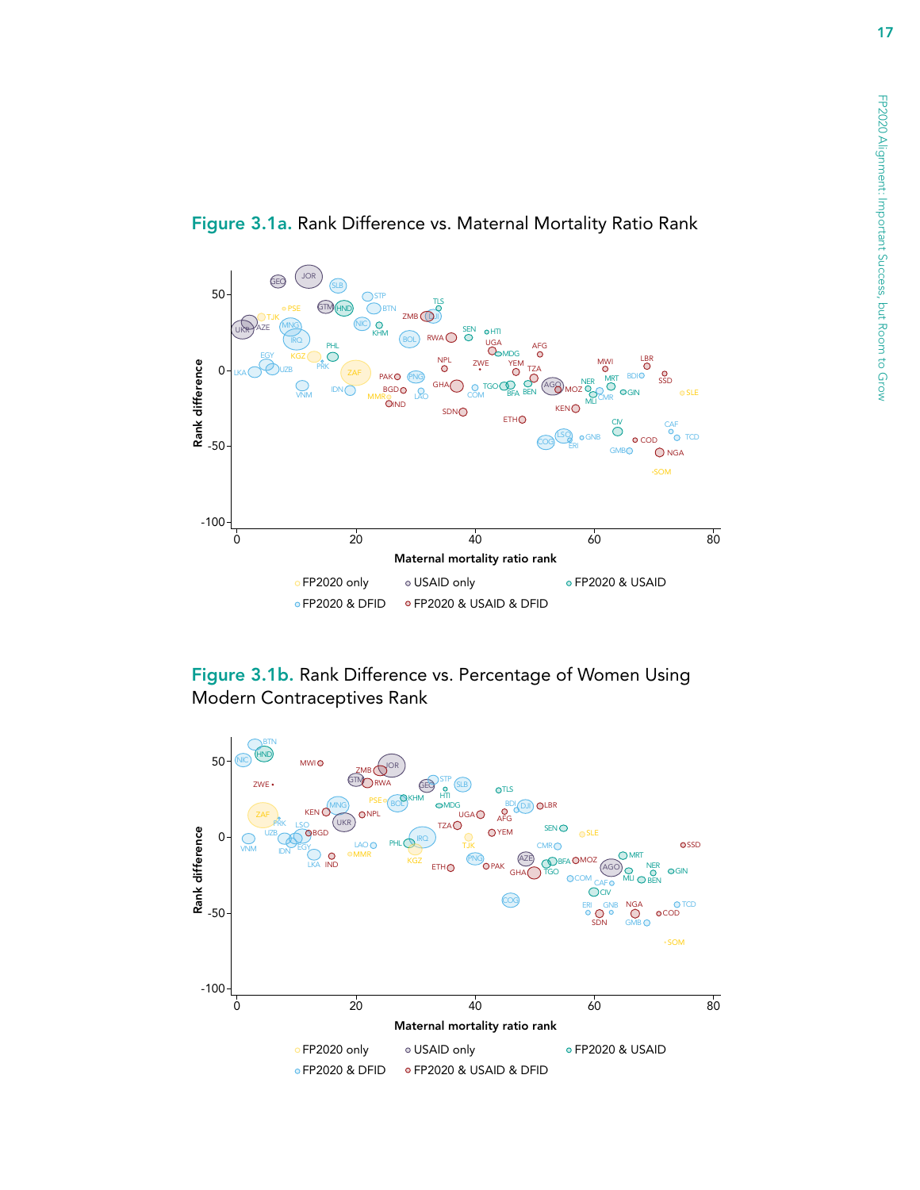**Figure 3.1a.** Rank Difference vs. Maternal Mortality Ratio Rank

**Figure 3.1b.** Rank Difference vs. Percentage of Women Using Modern Contraceptives Rank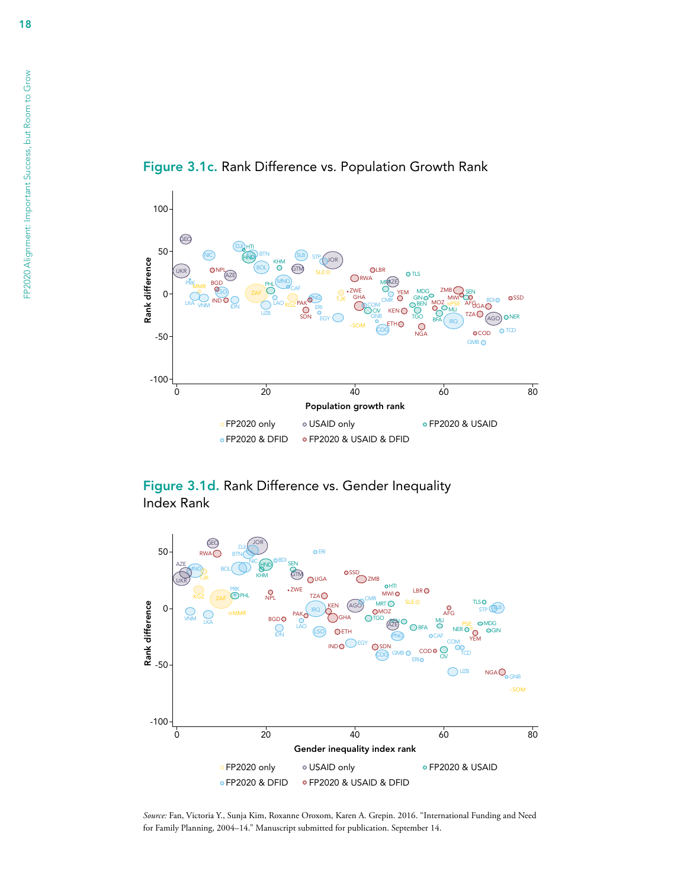**Figure 3.1c.** Rank Difference vs. Population Growth Rank

**Figure 3.1d.** Rank Difference vs. Gender Inequality Index Rank

*Source:* Fan, Victoria Y., Sunja Kim, Roxanne Oroxom, Karen A. Grepin. 2016. "International Funding and Need for Family Planning, 2004–14." Manuscript submitted for publication. September 14.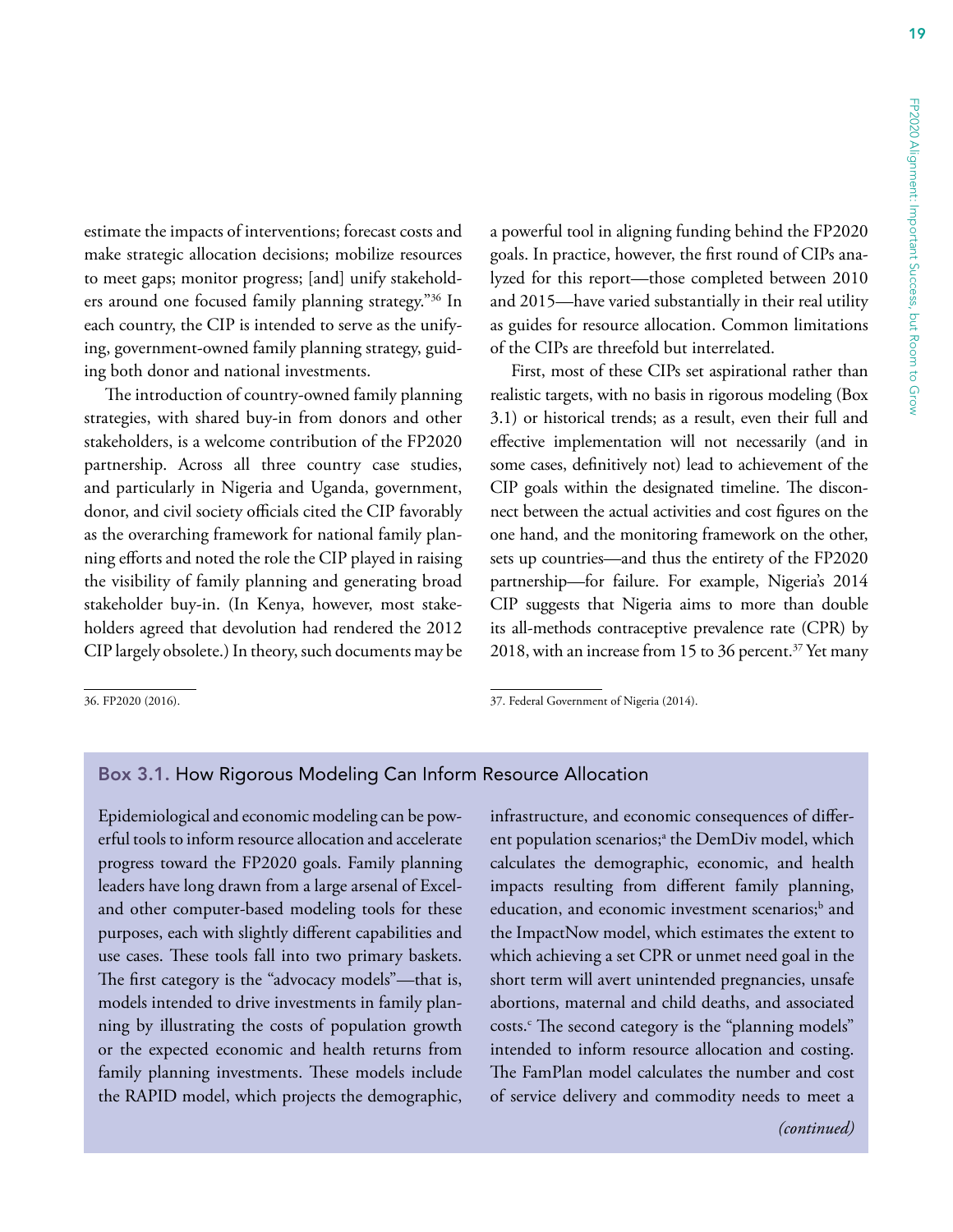estimate the impacts of interventions; forecast costs and make strategic allocation decisions; mobilize resources to meet gaps; monitor progress; [and] unify stakeholders around one focused family planning strategy."[36] In each country, the CIP is intended to serve as the unifying, government-owned family planning strategy, guiding both donor and national investments.

The introduction of country-owned family planning strategies, with shared buy-in from donors and other stakeholders, is a welcome contribution of the FP2020 partnership. Across all three country case studies, and particularly in Nigeria and Uganda, government, donor, and civil society officials cited the CIP favorably as the overarching framework for national family planning efforts and noted the role the CIP played in raising the visibility of family planning and generating broad stakeholder buy-in. (In Kenya, however, most stakeholders agreed that devolution had rendered the 2012 CIP largely obsolete.) In theory, such documents may be a powerful tool in aligning funding behind the FP2020 goals. In practice, however, the first round of CIPs analyzed for this report—those completed between 2010 and 2015—have varied substantially in their real utility as guides for resource allocation. Common limitations of the CIPs are threefold but interrelated.

First, most of these CIPs set aspirational rather than realistic targets, with no basis in rigorous modeling (Box 3.1) or historical trends; as a result, even their full and effective implementation will not necessarily (and in some cases, definitively not) lead to achievement of the CIP goals within the designated timeline. The disconnect between the actual activities and cost figures on the one hand, and the monitoring framework on the other, sets up countries—and thus the entirety of the FP2020 partnership—for failure. For example, Nigeria's 2014 CIP suggests that Nigeria aims to more than double its all-methods contraceptive prevalence rate (CPR) by 2018, with an increase from 15 to 36 percent.[37] Yet many

36. FP2020 (2016).

37. Federal Government of Nigeria (2014).

### Box 3.1. How Rigorous Modeling Can Inform Resource Allocation

Epidemiological and economic modeling can be powerful tools to inform resource allocation and accelerate progress toward the FP2020 goals. Family planning leaders have long drawn from a large arsenal of Excel- and other computer-based modeling tools for these purposes, each with slightly different capabilities and use cases. These tools fall into two primary baskets. The first category is the "advocacy models"—that is, models intended to drive investments in family planning by illustrating the costs of population growth or the expected economic and health returns from family planning investments. These models include the RAPID model, which projects the demographic, infrastructure, and economic consequences of different population scenarios;[a] the DemDiv model, which calculates the demographic, economic, and health impacts resulting from different family planning, education, and economic investment scenarios;[b] and the ImpactNow model, which estimates the extent to which achieving a set CPR or unmet need goal in the short term will avert unintended pregnancies, unsafe abortions, maternal and child deaths, and associated costs.[c] The second category is the "planning models" intended to inform resource allocation and costing. The FamPlan model calculates the number and cost of service delivery and commodity needs to meet a

*(continued)*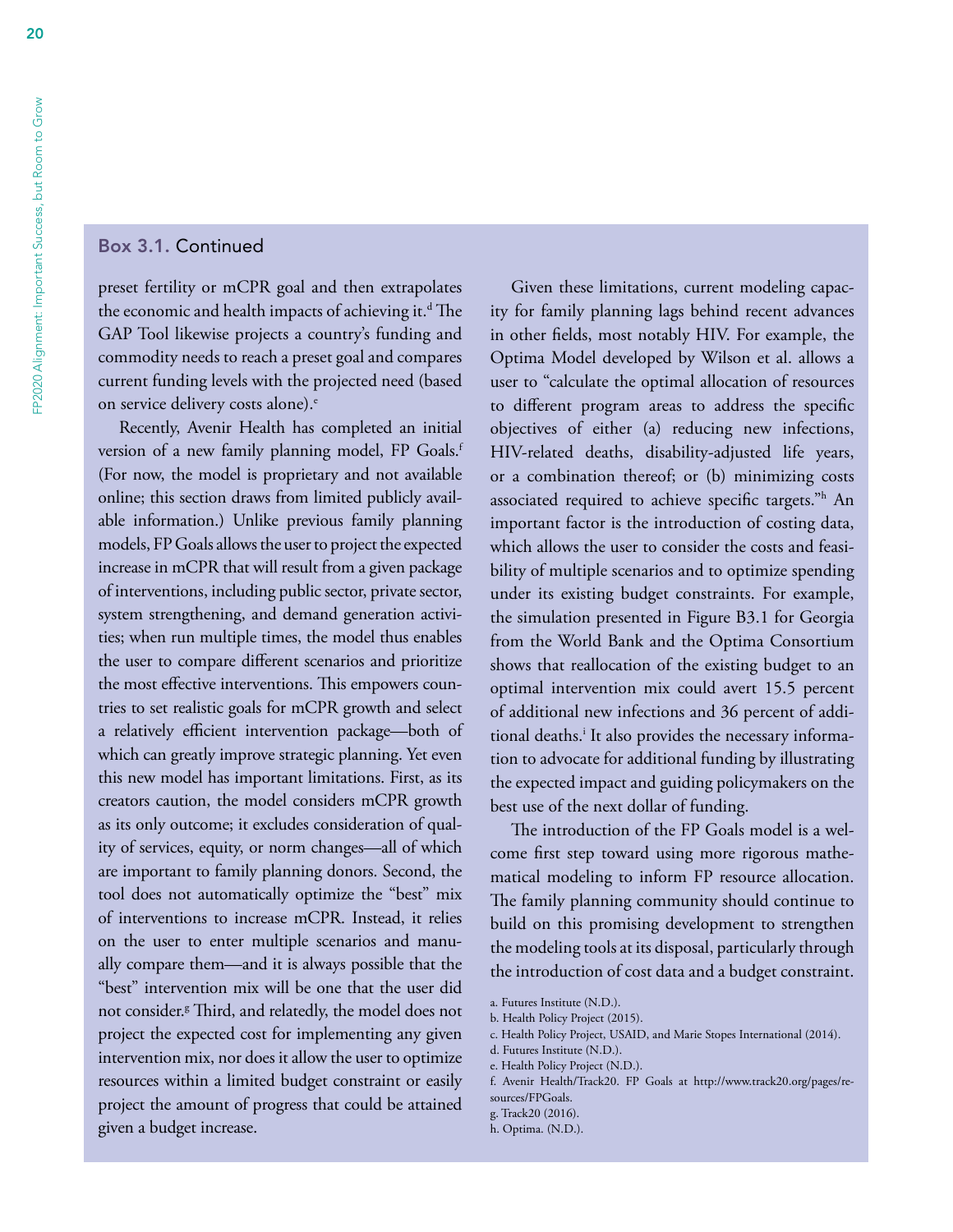## Box 3.1. Continued

preset fertility or mCPR goal and then extrapolates the economic and health impacts of achieving it.[d] The GAP Tool likewise projects a country's funding and commodity needs to reach a preset goal and compares current funding levels with the projected need (based on service delivery costs alone).[e]

Recently, Avenir Health has completed an initial version of a new family planning model, FP Goals.[f] (For now, the model is proprietary and not available online; this section draws from limited publicly available information.) Unlike previous family planning models, FP Goals allows the user to project the expected increase in mCPR that will result from a given package of interventions, including public sector, private sector, system strengthening, and demand generation activities; when run multiple times, the model thus enables the user to compare different scenarios and prioritize the most effective interventions. This empowers countries to set realistic goals for mCPR growth and select a relatively efficient intervention package—both of which can greatly improve strategic planning. Yet even this new model has important limitations. First, as its creators caution, the model considers mCPR growth as its only outcome; it excludes consideration of quality of services, equity, or norm changes—all of which are important to family planning donors. Second, the tool does not automatically optimize the "best" mix of interventions to increase mCPR. Instead, it relies on the user to enter multiple scenarios and manually compare them—and it is always possible that the "best" intervention mix will be one that the user did not consider.[g] Third, and relatedly, the model does not project the expected cost for implementing any given intervention mix, nor does it allow the user to optimize resources within a limited budget constraint or easily project the amount of progress that could be attained given a budget increase.

Given these limitations, current modeling capacity for family planning lags behind recent advances in other fields, most notably HIV. For example, the Optima Model developed by Wilson et al. allows a user to "calculate the optimal allocation of resources to different program areas to address the specific objectives of either (a) reducing new infections, HIV-related deaths, disability-adjusted life years, or a combination thereof; or (b) minimizing costs associated required to achieve specific targets."[h] An important factor is the introduction of costing data, which allows the user to consider the costs and feasibility of multiple scenarios and to optimize spending under its existing budget constraints. For example, the simulation presented in Figure B3.1 for Georgia from the World Bank and the Optima Consortium shows that reallocation of the existing budget to an optimal intervention mix could avert 15.5 percent of additional new infections and 36 percent of additional deaths.[i] It also provides the necessary information to advocate for additional funding by illustrating the expected impact and guiding policymakers on the best use of the next dollar of funding.

The introduction of the FP Goals model is a welcome first step toward using more rigorous mathematical modeling to inform FP resource allocation. The family planning community should continue to build on this promising development to strengthen the modeling tools at its disposal, particularly through the introduction of cost data and a budget constraint.

a. Futures Institute (N.D.).
b. Health Policy Project (2015).
c. Health Policy Project, USAID, and Marie Stopes International (2014).
d. Futures Institute (N.D.).
e. Health Policy Project (N.D.).
f. Avenir Health/Track20. FP Goals at http://www.track20.org/pages/resources/FPGoals.
g. Track20 (2016).
h. Optima. (N.D.).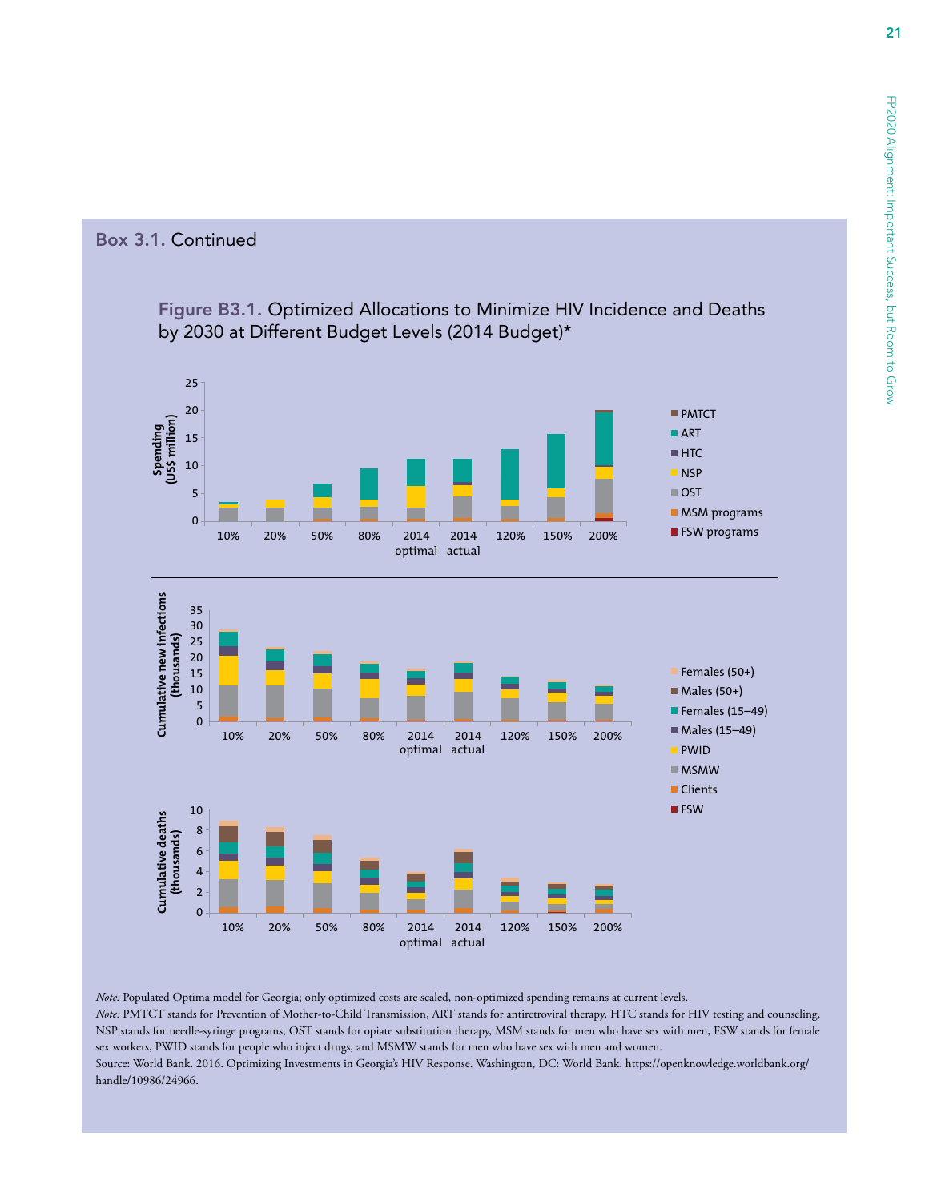## Box 3.1. Continued

**Figure B3.1.** Optimized Allocations to Minimize HIV Incidence and Deaths by 2030 at Different Budget Levels (2014 Budget)*

*Note:* Populated Optima model for Georgia; only optimized costs are scaled, non-optimized spending remains at current levels.

*Note:* PMTCT stands for Prevention of Mother-to-Child Transmission, ART stands for antiretroviral therapy, HTC stands for HIV testing and counseling, NSP stands for needle-syringe programs, OST stands for opiate substitution therapy, MSM stands for men who have sex with men, FSW stands for female sex workers, PWID stands for people who inject drugs, and MSMW stands for men who have sex with men and women.

Source: World Bank. 2016. Optimizing Investments in Georgia's HIV Response. Washington, DC: World Bank. https://openknowledge.worldbank.org/handle/10986/24966.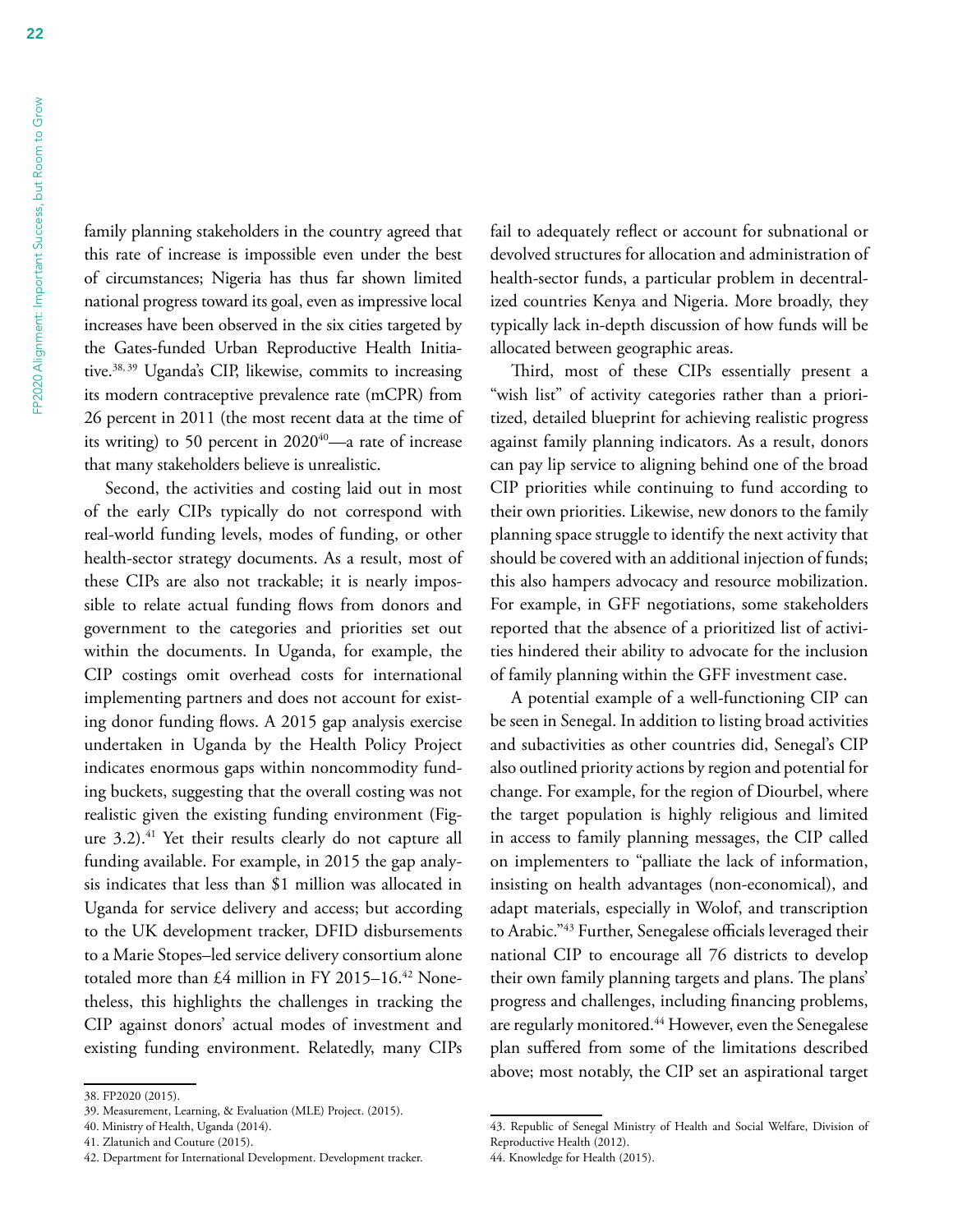family planning stakeholders in the country agreed that this rate of increase is impossible even under the best of circumstances; Nigeria has thus far shown limited national progress toward its goal, even as impressive local increases have been observed in the six cities targeted by the Gates-funded Urban Reproductive Health Initiative.[38, 39] Uganda's CIP, likewise, commits to increasing its modern contraceptive prevalence rate (mCPR) from 26 percent in 2011 (the most recent data at the time of its writing) to 50 percent in 2020[40]—a rate of increase that many stakeholders believe is unrealistic.

Second, the activities and costing laid out in most of the early CIPs typically do not correspond with real-world funding levels, modes of funding, or other health-sector strategy documents. As a result, most of these CIPs are also not trackable; it is nearly impossible to relate actual funding flows from donors and government to the categories and priorities set out within the documents. In Uganda, for example, the CIP costings omit overhead costs for international implementing partners and does not account for existing donor funding flows. A 2015 gap analysis exercise undertaken in Uganda by the Health Policy Project indicates enormous gaps within noncommodity funding buckets, suggesting that the overall costing was not realistic given the existing funding environment (Figure 3.2).[41] Yet their results clearly do not capture all funding available. For example, in 2015 the gap analysis indicates that less than $1 million was allocated in Uganda for service delivery and access; but according to the UK development tracker, DFID disbursements to a Marie Stopes–led service delivery consortium alone totaled more than £4 million in FY 2015–16.[42] Nonetheless, this highlights the challenges in tracking the CIP against donors' actual modes of investment and existing funding environment. Relatedly, many CIPs fail to adequately reflect or account for subnational or devolved structures for allocation and administration of health-sector funds, a particular problem in decentralized countries Kenya and Nigeria. More broadly, they typically lack in-depth discussion of how funds will be allocated between geographic areas.

Third, most of these CIPs essentially present a "wish list" of activity categories rather than a prioritized, detailed blueprint for achieving realistic progress against family planning indicators. As a result, donors can pay lip service to aligning behind one of the broad CIP priorities while continuing to fund according to their own priorities. Likewise, new donors to the family planning space struggle to identify the next activity that should be covered with an additional injection of funds; this also hampers advocacy and resource mobilization. For example, in GFF negotiations, some stakeholders reported that the absence of a prioritized list of activities hindered their ability to advocate for the inclusion of family planning within the GFF investment case.

A potential example of a well-functioning CIP can be seen in Senegal. In addition to listing broad activities and subactivities as other countries did, Senegal's CIP also outlined priority actions by region and potential for change. For example, for the region of Diourbel, where the target population is highly religious and limited in access to family planning messages, the CIP called on implementers to "palliate the lack of information, insisting on health advantages (non-economical), and adapt materials, especially in Wolof, and transcription to Arabic."[43] Further, Senegalese officials leveraged their national CIP to encourage all 76 districts to develop their own family planning targets and plans. The plans' progress and challenges, including financing problems, are regularly monitored.[44] However, even the Senegalese plan suffered from some of the limitations described above; most notably, the CIP set an aspirational target

38. FP2020 (2015).
39. Measurement, Learning, & Evaluation (MLE) Project. (2015).
40. Ministry of Health, Uganda (2014).
41. Zlatunich and Couture (2015).
42. Department for International Development. Development tracker.
43. Republic of Senegal Ministry of Health and Social Welfare, Division of Reproductive Health (2012).
44. Knowledge for Health (2015).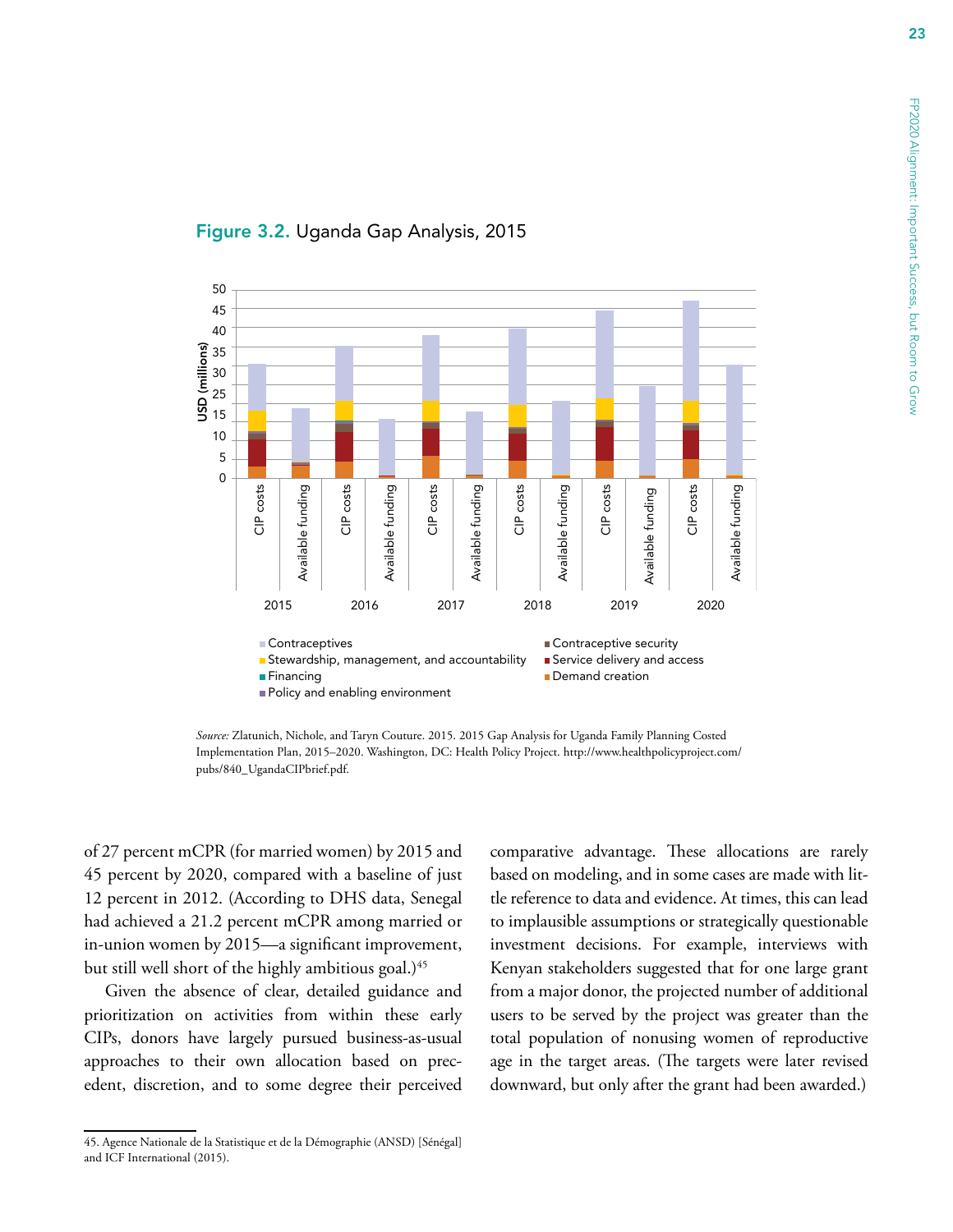**Figure 3.2.** Uganda Gap Analysis, 2015

*Source:* Zlatunich, Nichole, and Taryn Couture. 2015. 2015 Gap Analysis for Uganda Family Planning Costed Implementation Plan, 2015–2020. Washington, DC: Health Policy Project. http://www.healthpolicyproject.com/pubs/840_UgandaCIPbrief.pdf.

of 27 percent mCPR (for married women) by 2015 and 45 percent by 2020, compared with a baseline of just 12 percent in 2012. (According to DHS data, Senegal had achieved a 21.2 percent mCPR among married or in-union women by 2015—a significant improvement, but still well short of the highly ambitious goal.)[45]

Given the absence of clear, detailed guidance and prioritization on activities from within these early CIPs, donors have largely pursued business-as-usual approaches to their own allocation based on precedent, discretion, and to some degree their perceived comparative advantage. These allocations are rarely based on modeling, and in some cases are made with little reference to data and evidence. At times, this can lead to implausible assumptions or strategically questionable investment decisions. For example, interviews with Kenyan stakeholders suggested that for one large grant from a major donor, the projected number of additional users to be served by the project was greater than the total population of nonusing women of reproductive age in the target areas. (The targets were later revised downward, but only after the grant had been awarded.)

45. Agence Nationale de la Statistique et de la Démographie (ANSD) [Sénégal] and ICF International (2015).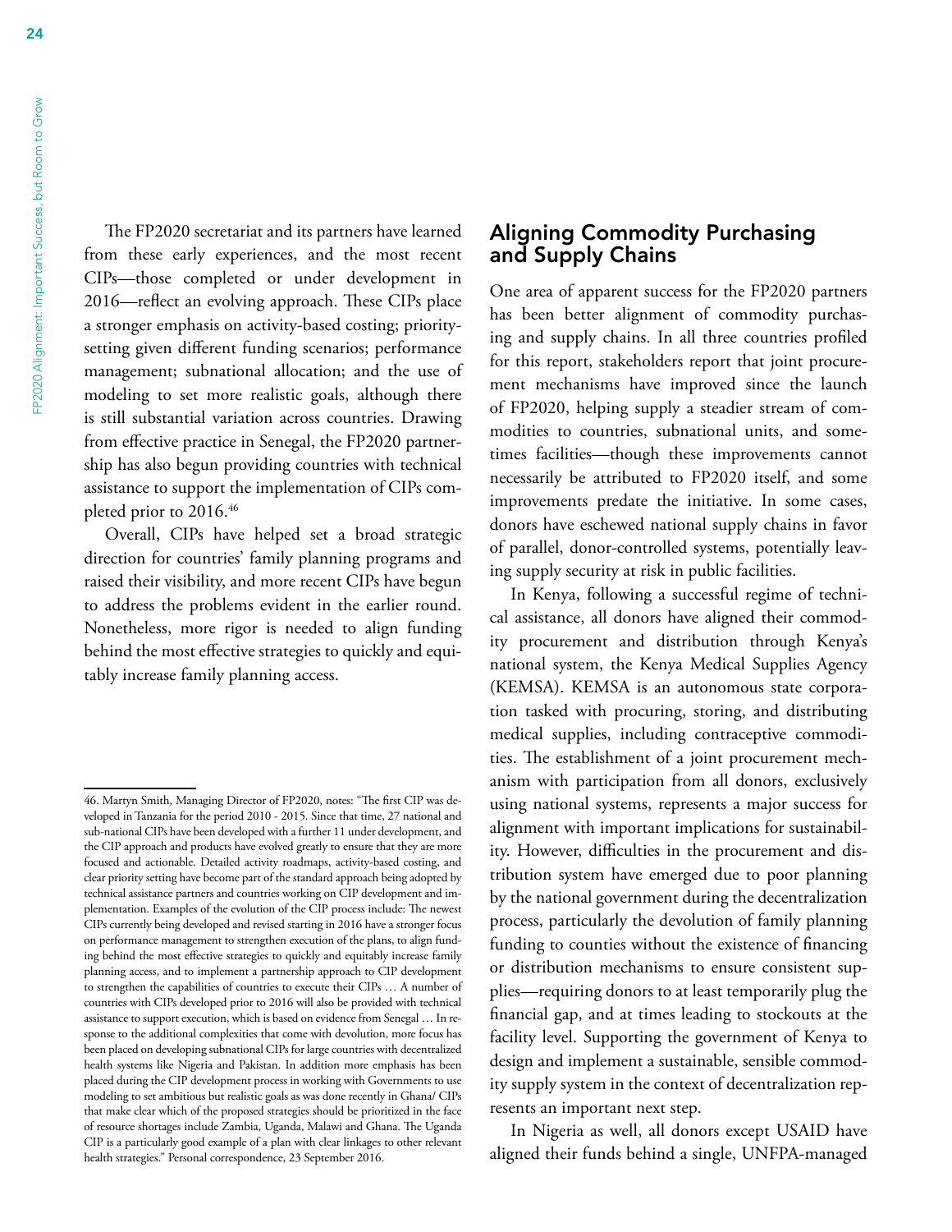The FP2020 secretariat and its partners have learned from these early experiences, and the most recent CIPs—those completed or under development in 2016—reflect an evolving approach. These CIPs place a stronger emphasis on activity-based costing; priority-setting given different funding scenarios; performance management; subnational allocation; and the use of modeling to set more realistic goals, although there is still substantial variation across countries. Drawing from effective practice in Senegal, the FP2020 partnership has also begun providing countries with technical assistance to support the implementation of CIPs completed prior to 2016.[46]

Overall, CIPs have helped set a broad strategic direction for countries' family planning programs and raised their visibility, and more recent CIPs have begun to address the problems evident in the earlier round. Nonetheless, more rigor is needed to align funding behind the most effective strategies to quickly and equitably increase family planning access.

## Aligning Commodity Purchasing and Supply Chains

One area of apparent success for the FP2020 partners has been better alignment of commodity purchasing and supply chains. In all three countries profiled for this report, stakeholders report that joint procurement mechanisms have improved since the launch of FP2020, helping supply a steadier stream of commodities to countries, subnational units, and sometimes facilities—though these improvements cannot necessarily be attributed to FP2020 itself, and some improvements predate the initiative. In some cases, donors have eschewed national supply chains in favor of parallel, donor-controlled systems, potentially leaving supply security at risk in public facilities.

In Kenya, following a successful regime of technical assistance, all donors have aligned their commodity procurement and distribution through Kenya's national system, the Kenya Medical Supplies Agency (KEMSA). KEMSA is an autonomous state corporation tasked with procuring, storing, and distributing medical supplies, including contraceptive commodities. The establishment of a joint procurement mechanism with participation from all donors, exclusively using national systems, represents a major success for alignment with important implications for sustainability. However, difficulties in the procurement and distribution system have emerged due to poor planning by the national government during the decentralization process, particularly the devolution of family planning funding to counties without the existence of financing or distribution mechanisms to ensure consistent supplies—requiring donors to at least temporarily plug the financial gap, and at times leading to stockouts at the facility level. Supporting the government of Kenya to design and implement a sustainable, sensible commodity supply system in the context of decentralization represents an important next step.

In Nigeria as well, all donors except USAID have aligned their funds behind a single, UNFPA-managed

---

46. Martyn Smith, Managing Director of FP2020, notes: "The first CIP was developed in Tanzania for the period 2010 - 2015. Since that time, 27 national and sub-national CIPs have been developed with a further 11 under development, and the CIP approach and products have evolved greatly to ensure that they are more focused and actionable. Detailed activity roadmaps, activity-based costing, and clear priority setting have become part of the standard approach being adopted by technical assistance partners and countries working on CIP development and implementation. Examples of the evolution of the CIP process include: The newest CIPs currently being developed and revised starting in 2016 have a stronger focus on performance management to strengthen execution of the plans, to align funding behind the most effective strategies to quickly and equitably increase family planning access, and to implement a partnership approach to CIP development to strengthen the capabilities of countries to execute their CIPs … A number of countries with CIPs developed prior to 2016 will also be provided with technical assistance to support execution, which is based on evidence from Senegal … In response to the additional complexities that come with devolution, more focus has been placed on developing subnational CIPs for large countries with decentralized health systems like Nigeria and Pakistan. In addition more emphasis has been placed during the CIP development process in working with Governments to use modeling to set ambitious but realistic goals as was done recently in Ghana/ CIPs that make clear which of the proposed strategies should be prioritized in the face of resource shortages include Zambia, Uganda, Malawi and Ghana. The Uganda CIP is a particularly good example of a plan with clear linkages to other relevant health strategies." Personal correspondence, 23 September 2016.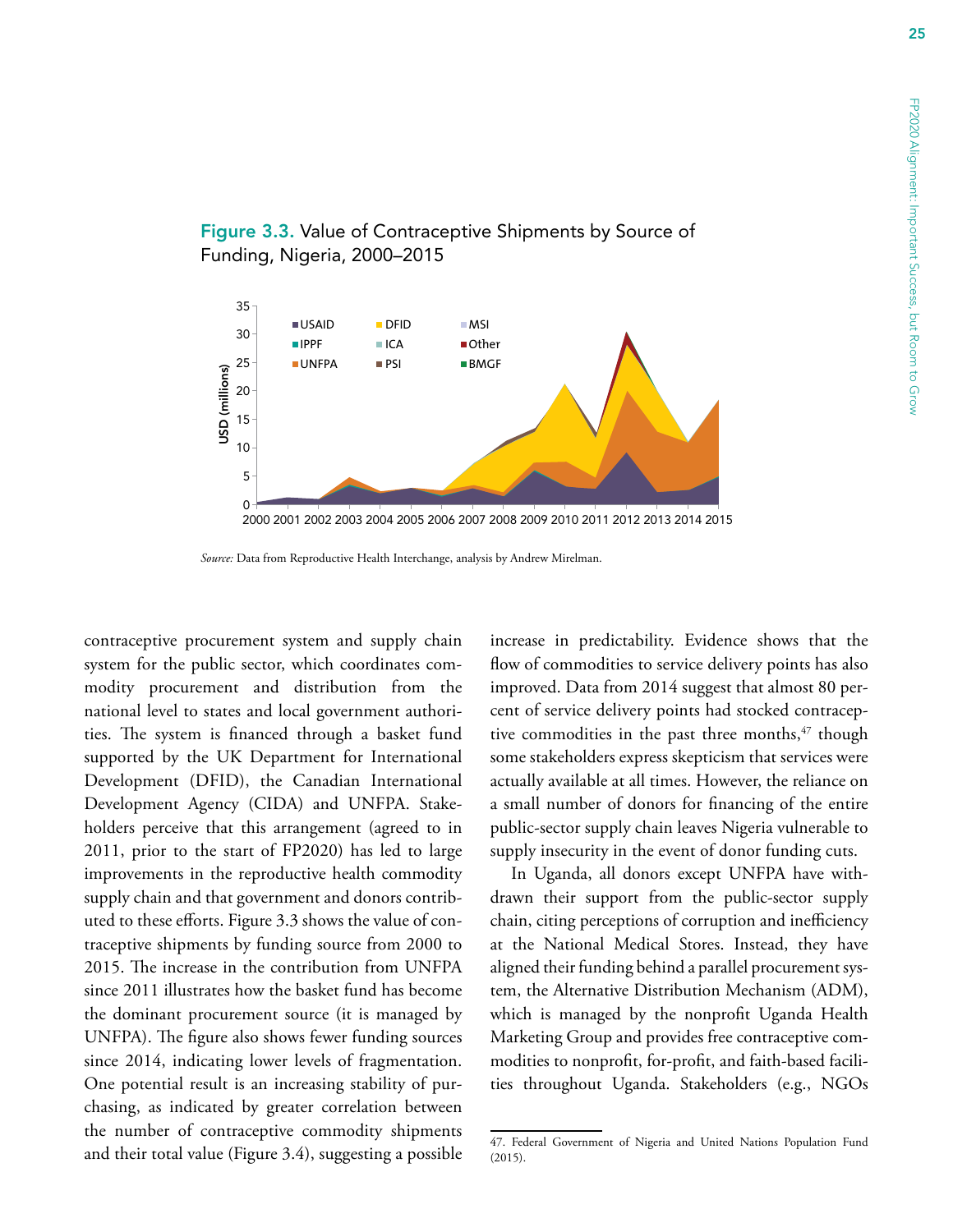Figure 3.3. Value of Contraceptive Shipments by Source of Funding, Nigeria, 2000–2015

*Source:* Data from Reproductive Health Interchange, analysis by Andrew Mirelman.

contraceptive procurement system and supply chain system for the public sector, which coordinates commodity procurement and distribution from the national level to states and local government authorities. The system is financed through a basket fund supported by the UK Department for International Development (DFID), the Canadian International Development Agency (CIDA) and UNFPA. Stakeholders perceive that this arrangement (agreed to in 2011, prior to the start of FP2020) has led to large improvements in the reproductive health commodity supply chain and that government and donors contributed to these efforts. Figure 3.3 shows the value of contraceptive shipments by funding source from 2000 to 2015. The increase in the contribution from UNFPA since 2011 illustrates how the basket fund has become the dominant procurement source (it is managed by UNFPA). The figure also shows fewer funding sources since 2014, indicating lower levels of fragmentation. One potential result is an increasing stability of purchasing, as indicated by greater correlation between the number of contraceptive commodity shipments and their total value (Figure 3.4), suggesting a possible increase in predictability. Evidence shows that the flow of commodities to service delivery points has also improved. Data from 2014 suggest that almost 80 percent of service delivery points had stocked contraceptive commodities in the past three months,[47] though some stakeholders express skepticism that services were actually available at all times. However, the reliance on a small number of donors for financing of the entire public-sector supply chain leaves Nigeria vulnerable to supply insecurity in the event of donor funding cuts.

In Uganda, all donors except UNFPA have withdrawn their support from the public-sector supply chain, citing perceptions of corruption and inefficiency at the National Medical Stores. Instead, they have aligned their funding behind a parallel procurement system, the Alternative Distribution Mechanism (ADM), which is managed by the nonprofit Uganda Health Marketing Group and provides free contraceptive commodities to nonprofit, for-profit, and faith-based facilities throughout Uganda. Stakeholders (e.g., NGOs

47. Federal Government of Nigeria and United Nations Population Fund (2015).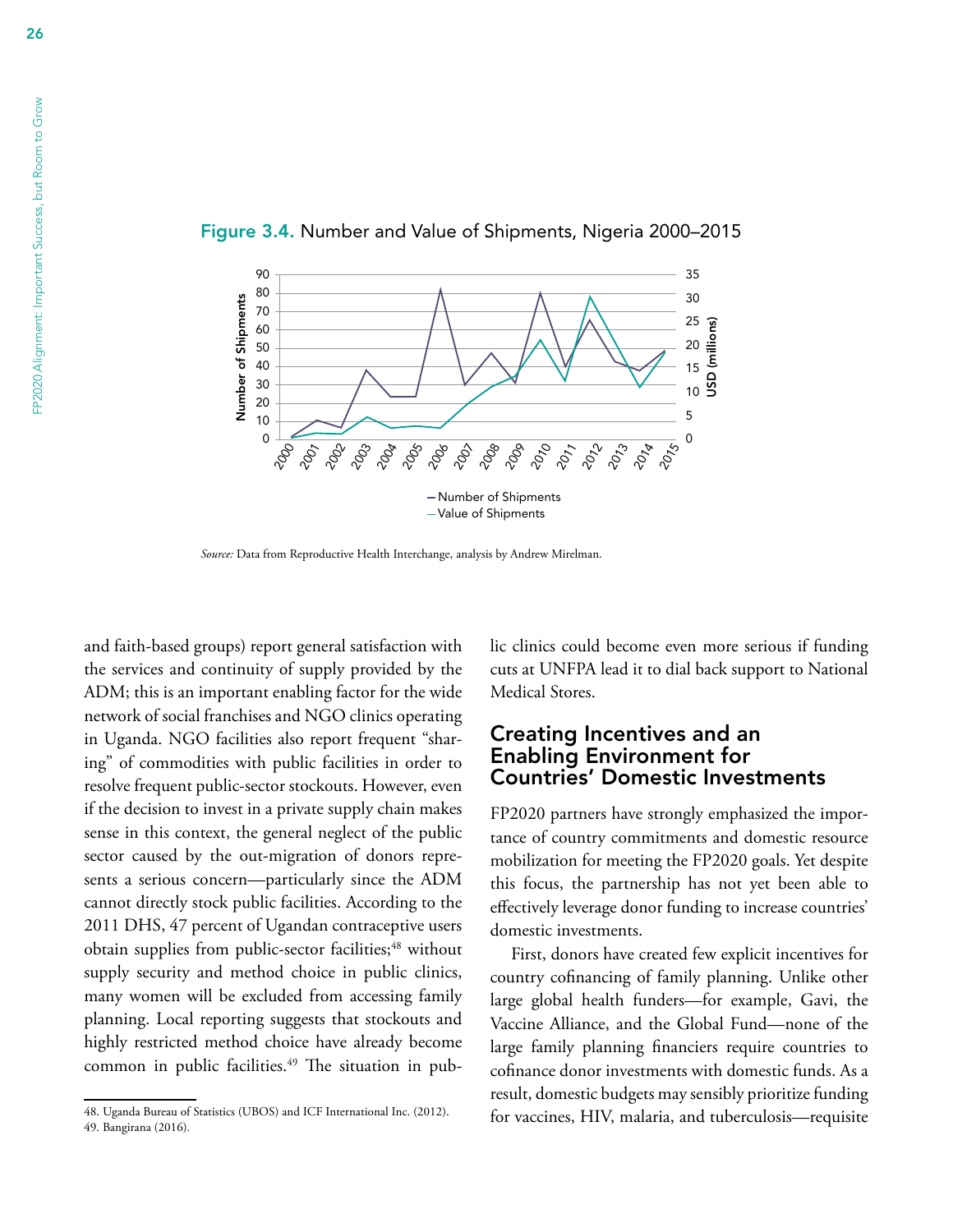**Figure 3.4.** Number and Value of Shipments, Nigeria 2000–2015

*Source:* Data from Reproductive Health Interchange, analysis by Andrew Mirelman.

and faith-based groups) report general satisfaction with the services and continuity of supply provided by the ADM; this is an important enabling factor for the wide network of social franchises and NGO clinics operating in Uganda. NGO facilities also report frequent "sharing" of commodities with public facilities in order to resolve frequent public-sector stockouts. However, even if the decision to invest in a private supply chain makes sense in this context, the general neglect of the public sector caused by the out-migration of donors represents a serious concern—particularly since the ADM cannot directly stock public facilities. According to the 2011 DHS, 47 percent of Ugandan contraceptive users obtain supplies from public-sector facilities;[48] without supply security and method choice in public clinics, many women will be excluded from accessing family planning. Local reporting suggests that stockouts and highly restricted method choice have already become common in public facilities.[49] The situation in public clinics could become even more serious if funding cuts at UNFPA lead it to dial back support to National Medical Stores.

## Creating Incentives and an Enabling Environment for Countries' Domestic Investments

FP2020 partners have strongly emphasized the importance of country commitments and domestic resource mobilization for meeting the FP2020 goals. Yet despite this focus, the partnership has not yet been able to effectively leverage donor funding to increase countries' domestic investments.

First, donors have created few explicit incentives for country cofinancing of family planning. Unlike other large global health funders—for example, Gavi, the Vaccine Alliance, and the Global Fund—none of the large family planning financiers require countries to cofinance donor investments with domestic funds. As a result, domestic budgets may sensibly prioritize funding for vaccines, HIV, malaria, and tuberculosis—requisite

48. Uganda Bureau of Statistics (UBOS) and ICF International Inc. (2012).
49. Bangirana (2016).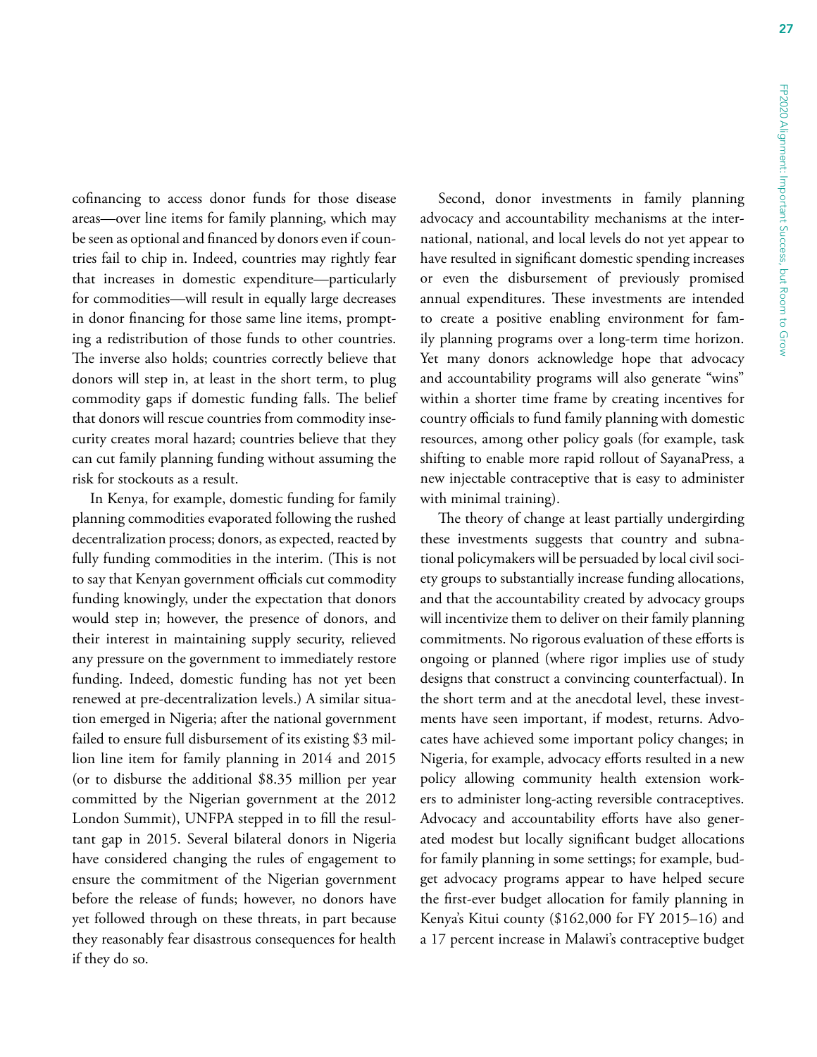cofinancing to access donor funds for those disease areas—over line items for family planning, which may be seen as optional and financed by donors even if countries fail to chip in. Indeed, countries may rightly fear that increases in domestic expenditure—particularly for commodities—will result in equally large decreases in donor financing for those same line items, prompting a redistribution of those funds to other countries. The inverse also holds; countries correctly believe that donors will step in, at least in the short term, to plug commodity gaps if domestic funding falls. The belief that donors will rescue countries from commodity insecurity creates moral hazard; countries believe that they can cut family planning funding without assuming the risk for stockouts as a result.

In Kenya, for example, domestic funding for family planning commodities evaporated following the rushed decentralization process; donors, as expected, reacted by fully funding commodities in the interim. (This is not to say that Kenyan government officials cut commodity funding knowingly, under the expectation that donors would step in; however, the presence of donors, and their interest in maintaining supply security, relieved any pressure on the government to immediately restore funding. Indeed, domestic funding has not yet been renewed at pre-decentralization levels.) A similar situation emerged in Nigeria; after the national government failed to ensure full disbursement of its existing $3 million line item for family planning in 2014 and 2015 (or to disburse the additional $8.35 million per year committed by the Nigerian government at the 2012 London Summit), UNFPA stepped in to fill the resultant gap in 2015. Several bilateral donors in Nigeria have considered changing the rules of engagement to ensure the commitment of the Nigerian government before the release of funds; however, no donors have yet followed through on these threats, in part because they reasonably fear disastrous consequences for health if they do so.

Second, donor investments in family planning advocacy and accountability mechanisms at the international, national, and local levels do not yet appear to have resulted in significant domestic spending increases or even the disbursement of previously promised annual expenditures. These investments are intended to create a positive enabling environment for family planning programs over a long-term time horizon. Yet many donors acknowledge hope that advocacy and accountability programs will also generate "wins" within a shorter time frame by creating incentives for country officials to fund family planning with domestic resources, among other policy goals (for example, task shifting to enable more rapid rollout of SayanaPress, a new injectable contraceptive that is easy to administer with minimal training).

The theory of change at least partially undergirding these investments suggests that country and subnational policymakers will be persuaded by local civil society groups to substantially increase funding allocations, and that the accountability created by advocacy groups will incentivize them to deliver on their family planning commitments. No rigorous evaluation of these efforts is ongoing or planned (where rigor implies use of study designs that construct a convincing counterfactual). In the short term and at the anecdotal level, these investments have seen important, if modest, returns. Advocates have achieved some important policy changes; in Nigeria, for example, advocacy efforts resulted in a new policy allowing community health extension workers to administer long-acting reversible contraceptives. Advocacy and accountability efforts have also generated modest but locally significant budget allocations for family planning in some settings; for example, budget advocacy programs appear to have helped secure the first-ever budget allocation for family planning in Kenya's Kitui county ($162,000 for FY 2015–16) and a 17 percent increase in Malawi's contraceptive budget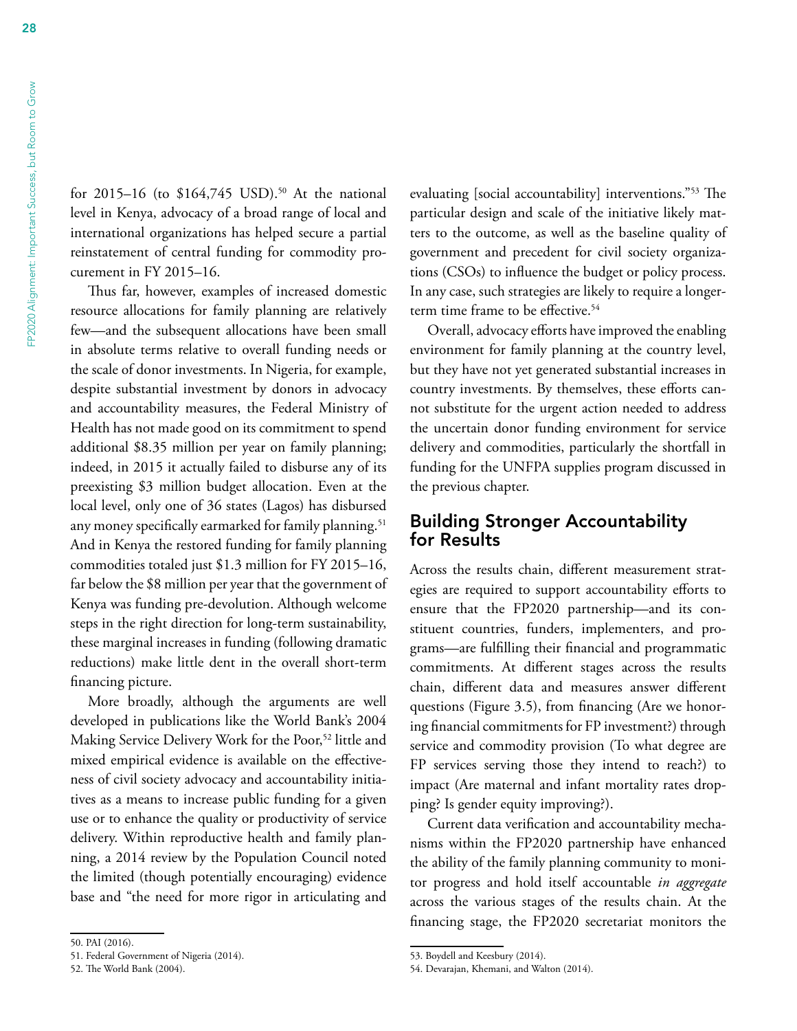for 2015–16 (to $164,745 USD).[50] At the national level in Kenya, advocacy of a broad range of local and international organizations has helped secure a partial reinstatement of central funding for commodity procurement in FY 2015–16.

Thus far, however, examples of increased domestic resource allocations for family planning are relatively few—and the subsequent allocations have been small in absolute terms relative to overall funding needs or the scale of donor investments. In Nigeria, for example, despite substantial investment by donors in advocacy and accountability measures, the Federal Ministry of Health has not made good on its commitment to spend additional $8.35 million per year on family planning; indeed, in 2015 it actually failed to disburse any of its preexisting $3 million budget allocation. Even at the local level, only one of 36 states (Lagos) has disbursed any money specifically earmarked for family planning.[51] And in Kenya the restored funding for family planning commodities totaled just $1.3 million for FY 2015–16, far below the $8 million per year that the government of Kenya was funding pre-devolution. Although welcome steps in the right direction for long-term sustainability, these marginal increases in funding (following dramatic reductions) make little dent in the overall short-term financing picture.

More broadly, although the arguments are well developed in publications like the World Bank's 2004 Making Service Delivery Work for the Poor,[52] little and mixed empirical evidence is available on the effectiveness of civil society advocacy and accountability initiatives as a means to increase public funding for a given use or to enhance the quality or productivity of service delivery. Within reproductive health and family planning, a 2014 review by the Population Council noted the limited (though potentially encouraging) evidence base and "the need for more rigor in articulating and evaluating [social accountability] interventions."[53] The particular design and scale of the initiative likely matters to the outcome, as well as the baseline quality of government and precedent for civil society organizations (CSOs) to influence the budget or policy process. In any case, such strategies are likely to require a longer-term time frame to be effective.[54]

Overall, advocacy efforts have improved the enabling environment for family planning at the country level, but they have not yet generated substantial increases in country investments. By themselves, these efforts cannot substitute for the urgent action needed to address the uncertain donor funding environment for service delivery and commodities, particularly the shortfall in funding for the UNFPA supplies program discussed in the previous chapter.

## Building Stronger Accountability for Results

Across the results chain, different measurement strategies are required to support accountability efforts to ensure that the FP2020 partnership—and its constituent countries, funders, implementers, and programs—are fulfilling their financial and programmatic commitments. At different stages across the results chain, different data and measures answer different questions (Figure 3.5), from financing (Are we honoring financial commitments for FP investment?) through service and commodity provision (To what degree are FP services serving those they intend to reach?) to impact (Are maternal and infant mortality rates dropping? Is gender equity improving?).

Current data verification and accountability mechanisms within the FP2020 partnership have enhanced the ability of the family planning community to monitor progress and hold itself accountable *in aggregate* across the various stages of the results chain. At the financing stage, the FP2020 secretariat monitors the

50. PAI (2016).

51. Federal Government of Nigeria (2014).

52. The World Bank (2004).

53. Boydell and Keesbury (2014).

54. Devarajan, Khemani, and Walton (2014).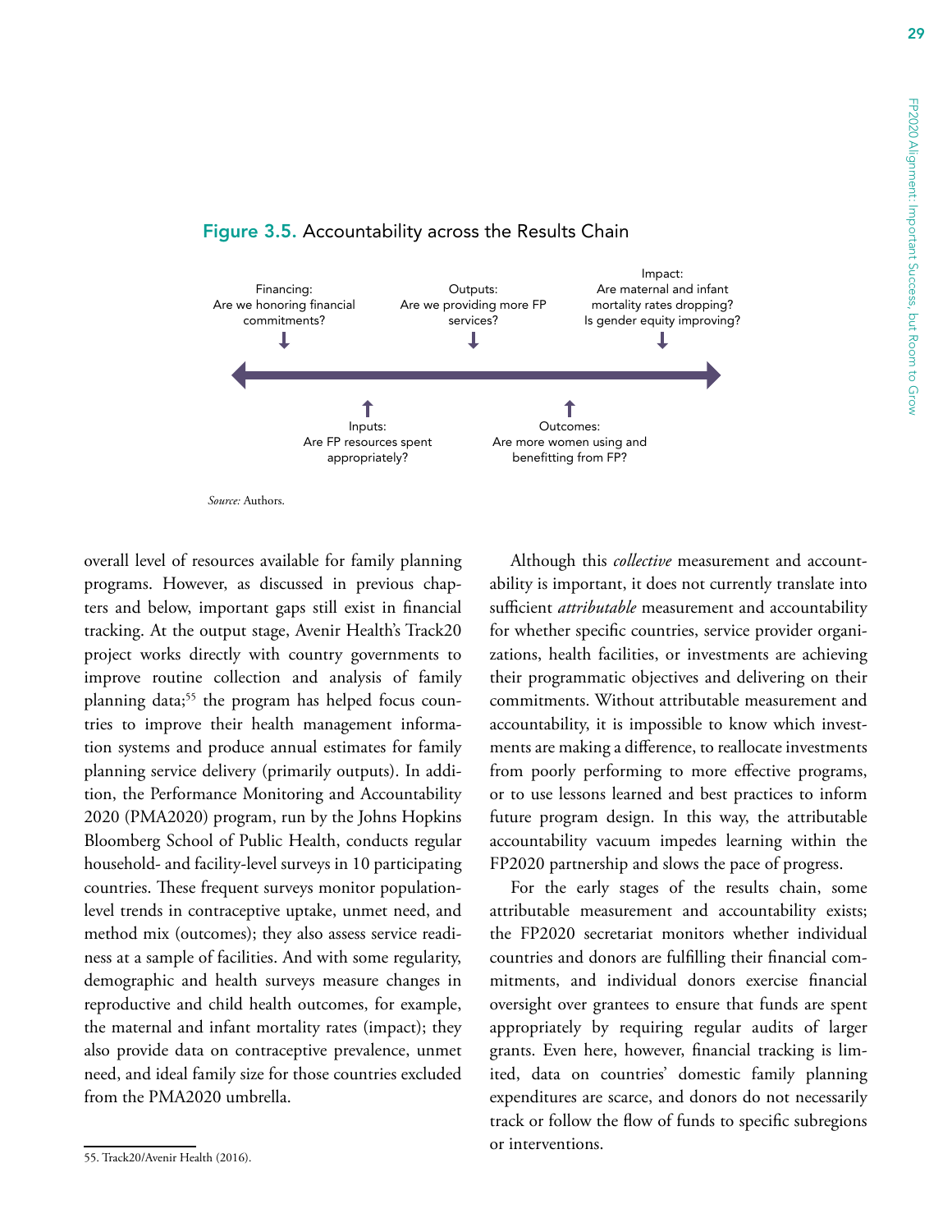**Figure 3.5.** Accountability across the Results Chain

Financing: Are we honoring financial commitments?

Inputs: Are FP resources spent appropriately?

Outputs: Are we providing more FP services?

Outcomes: Are more women using and benefitting from FP?

Impact: Are maternal and infant mortality rates dropping? Is gender equity improving?

*Source:* Authors.

overall level of resources available for family planning programs. However, as discussed in previous chapters and below, important gaps still exist in financial tracking. At the output stage, Avenir Health's Track20 project works directly with country governments to improve routine collection and analysis of family planning data;[55] the program has helped focus countries to improve their health management information systems and produce annual estimates for family planning service delivery (primarily outputs). In addition, the Performance Monitoring and Accountability 2020 (PMA2020) program, run by the Johns Hopkins Bloomberg School of Public Health, conducts regular household- and facility-level surveys in 10 participating countries. These frequent surveys monitor population-level trends in contraceptive uptake, unmet need, and method mix (outcomes); they also assess service readiness at a sample of facilities. And with some regularity, demographic and health surveys measure changes in reproductive and child health outcomes, for example, the maternal and infant mortality rates (impact); they also provide data on contraceptive prevalence, unmet need, and ideal family size for those countries excluded from the PMA2020 umbrella.

Although this *collective* measurement and accountability is important, it does not currently translate into sufficient *attributable* measurement and accountability for whether specific countries, service provider organizations, health facilities, or investments are achieving their programmatic objectives and delivering on their commitments. Without attributable measurement and accountability, it is impossible to know which investments are making a difference, to reallocate investments from poorly performing to more effective programs, or to use lessons learned and best practices to inform future program design. In this way, the attributable accountability vacuum impedes learning within the FP2020 partnership and slows the pace of progress.

For the early stages of the results chain, some attributable measurement and accountability exists; the FP2020 secretariat monitors whether individual countries and donors are fulfilling their financial commitments, and individual donors exercise financial oversight over grantees to ensure that funds are spent appropriately by requiring regular audits of larger grants. Even here, however, financial tracking is limited, data on countries' domestic family planning expenditures are scarce, and donors do not necessarily track or follow the flow of funds to specific subregions or interventions.

55. Track20/Avenir Health (2016).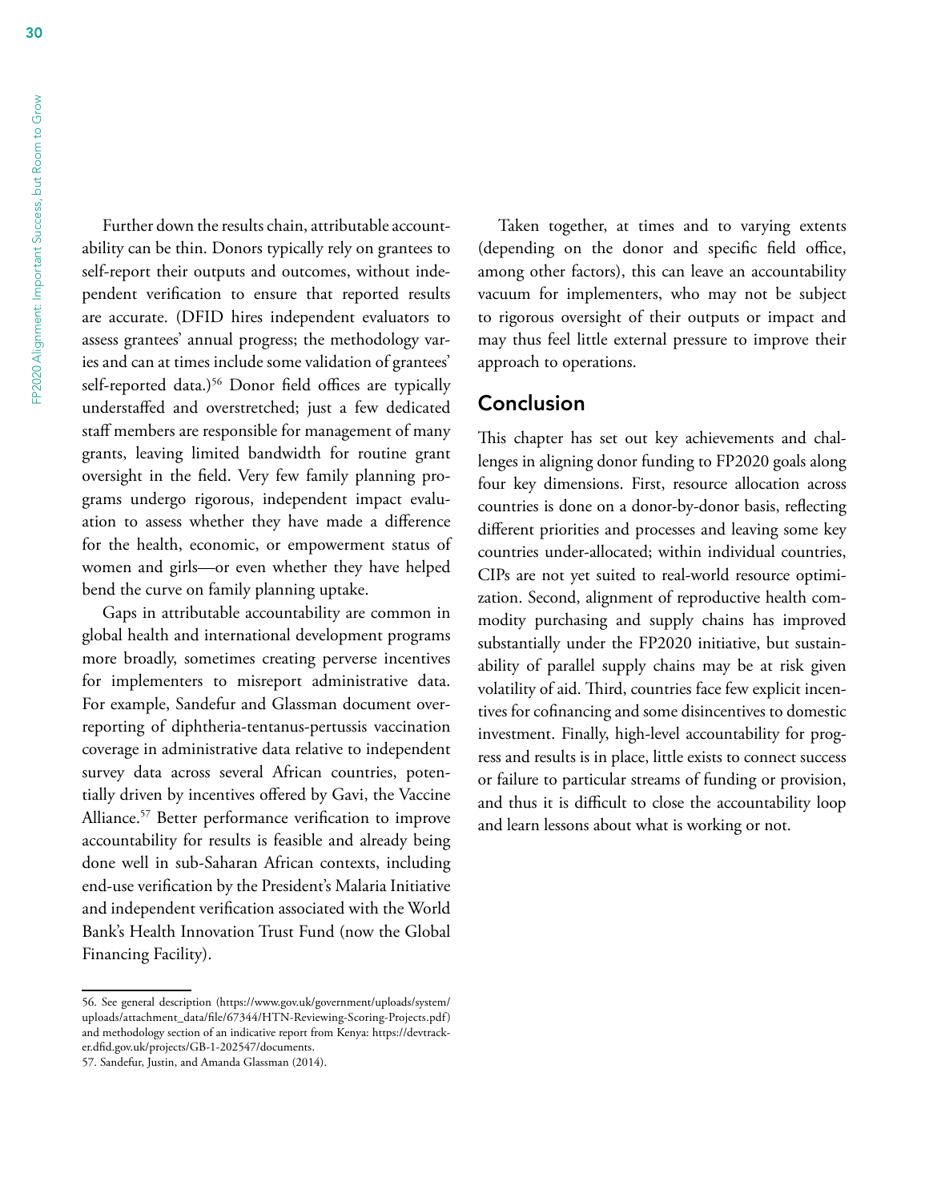Further down the results chain, attributable accountability can be thin. Donors typically rely on grantees to self-report their outputs and outcomes, without independent verification to ensure that reported results are accurate. (DFID hires independent evaluators to assess grantees' annual progress; the methodology varies and can at times include some validation of grantees' self-reported data.)[56] Donor field offices are typically understaffed and overstretched; just a few dedicated staff members are responsible for management of many grants, leaving limited bandwidth for routine grant oversight in the field. Very few family planning programs undergo rigorous, independent impact evaluation to assess whether they have made a difference for the health, economic, or empowerment status of women and girls—or even whether they have helped bend the curve on family planning uptake.

Gaps in attributable accountability are common in global health and international development programs more broadly, sometimes creating perverse incentives for implementers to misreport administrative data. For example, Sandefur and Glassman document overreporting of diphtheria-tentanus-pertussis vaccination coverage in administrative data relative to independent survey data across several African countries, potentially driven by incentives offered by Gavi, the Vaccine Alliance.[57] Better performance verification to improve accountability for results is feasible and already being done well in sub-Saharan African contexts, including end-use verification by the President's Malaria Initiative and independent verification associated with the World Bank's Health Innovation Trust Fund (now the Global Financing Facility).

Taken together, at times and to varying extents (depending on the donor and specific field office, among other factors), this can leave an accountability vacuum for implementers, who may not be subject to rigorous oversight of their outputs or impact and may thus feel little external pressure to improve their approach to operations.

## Conclusion

This chapter has set out key achievements and challenges in aligning donor funding to FP2020 goals along four key dimensions. First, resource allocation across countries is done on a donor-by-donor basis, reflecting different priorities and processes and leaving some key countries under-allocated; within individual countries, CIPs are not yet suited to real-world resource optimization. Second, alignment of reproductive health commodity purchasing and supply chains has improved substantially under the FP2020 initiative, but sustainability of parallel supply chains may be at risk given volatility of aid. Third, countries face few explicit incentives for cofinancing and some disincentives to domestic investment. Finally, high-level accountability for progress and results is in place, little exists to connect success or failure to particular streams of funding or provision, and thus it is difficult to close the accountability loop and learn lessons about what is working or not.

56. See general description (https://www.gov.uk/government/uploads/system/uploads/attachment_data/file/67344/HTN-Reviewing-Scoring-Projects.pdf) and methodology section of an indicative report from Kenya: https://devtracker.dfid.gov.uk/projects/GB-1-202547/documents.

57. Sandefur, Justin, and Amanda Glassman (2014).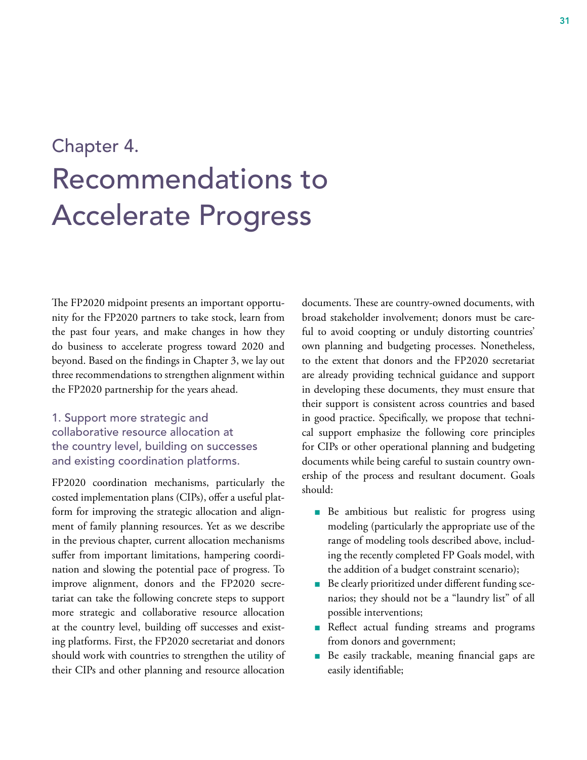# Chapter 4.
# Recommendations to Accelerate Progress

The FP2020 midpoint presents an important opportunity for the FP2020 partners to take stock, learn from the past four years, and make changes in how they do business to accelerate progress toward 2020 and beyond. Based on the findings in Chapter 3, we lay out three recommendations to strengthen alignment within the FP2020 partnership for the years ahead.

## 1. Support more strategic and collaborative resource allocation at the country level, building on successes and existing coordination platforms.

FP2020 coordination mechanisms, particularly the costed implementation plans (CIPs), offer a useful platform for improving the strategic allocation and alignment of family planning resources. Yet as we describe in the previous chapter, current allocation mechanisms suffer from important limitations, hampering coordination and slowing the potential pace of progress. To improve alignment, donors and the FP2020 secretariat can take the following concrete steps to support more strategic and collaborative resource allocation at the country level, building off successes and existing platforms. First, the FP2020 secretariat and donors should work with countries to strengthen the utility of their CIPs and other planning and resource allocation documents. These are country-owned documents, with broad stakeholder involvement; donors must be careful to avoid coopting or unduly distorting countries' own planning and budgeting processes. Nonetheless, to the extent that donors and the FP2020 secretariat are already providing technical guidance and support in developing these documents, they must ensure that their support is consistent across countries and based in good practice. Specifically, we propose that technical support emphasize the following core principles for CIPs or other operational planning and budgeting documents while being careful to sustain country ownership of the process and resultant document. Goals should:

- Be ambitious but realistic for progress using modeling (particularly the appropriate use of the range of modeling tools described above, including the recently completed FP Goals model, with the addition of a budget constraint scenario);
- Be clearly prioritized under different funding scenarios; they should not be a "laundry list" of all possible interventions;
- Reflect actual funding streams and programs from donors and government;
- Be easily trackable, meaning financial gaps are easily identifiable;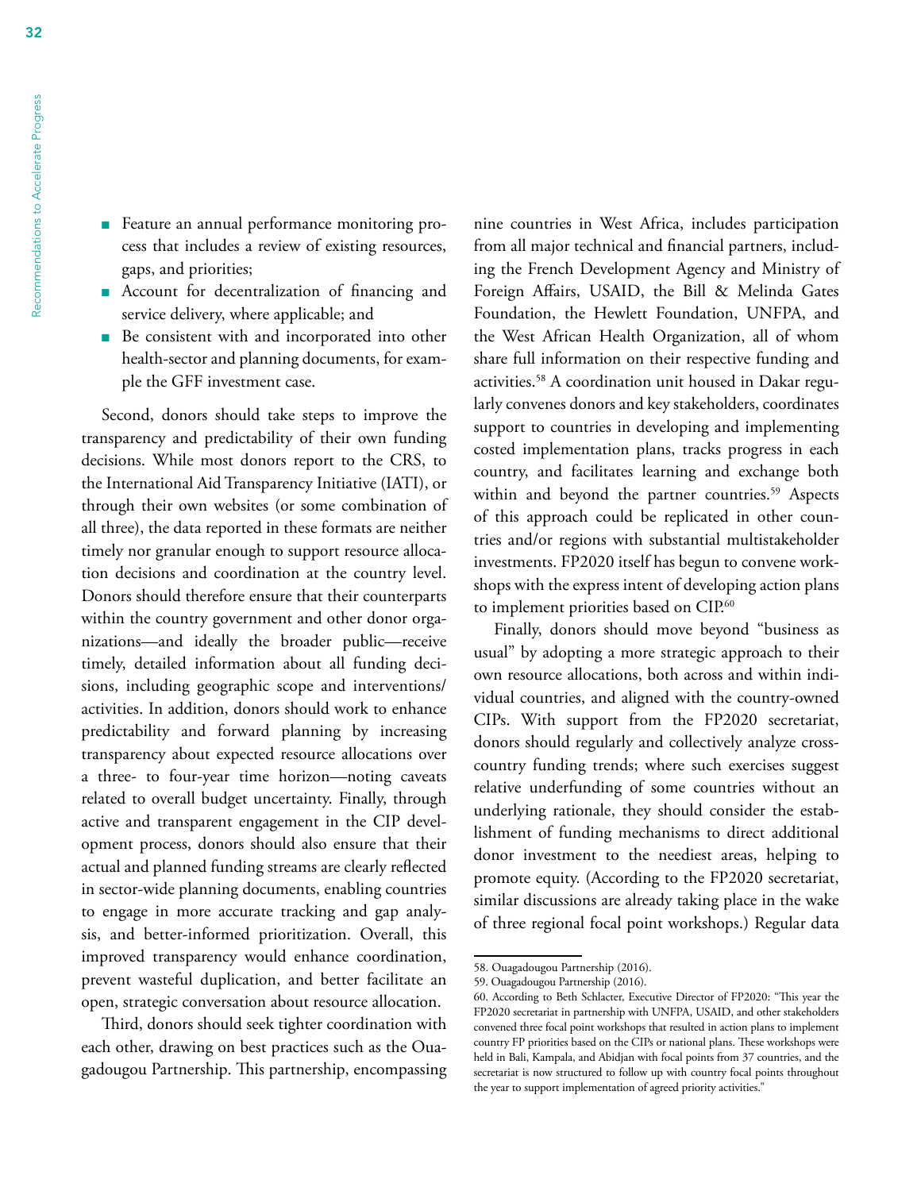- Feature an annual performance monitoring process that includes a review of existing resources, gaps, and priorities;
- Account for decentralization of financing and service delivery, where applicable; and
- Be consistent with and incorporated into other health-sector and planning documents, for example the GFF investment case.

Second, donors should take steps to improve the transparency and predictability of their own funding decisions. While most donors report to the CRS, to the International Aid Transparency Initiative (IATI), or through their own websites (or some combination of all three), the data reported in these formats are neither timely nor granular enough to support resource allocation decisions and coordination at the country level. Donors should therefore ensure that their counterparts within the country government and other donor organizations—and ideally the broader public—receive timely, detailed information about all funding decisions, including geographic scope and interventions/activities. In addition, donors should work to enhance predictability and forward planning by increasing transparency about expected resource allocations over a three- to four-year time horizon—noting caveats related to overall budget uncertainty. Finally, through active and transparent engagement in the CIP development process, donors should also ensure that their actual and planned funding streams are clearly reflected in sector-wide planning documents, enabling countries to engage in more accurate tracking and gap analysis, and better-informed prioritization. Overall, this improved transparency would enhance coordination, prevent wasteful duplication, and better facilitate an open, strategic conversation about resource allocation.

Third, donors should seek tighter coordination with each other, drawing on best practices such as the Ouagadougou Partnership. This partnership, encompassing nine countries in West Africa, includes participation from all major technical and financial partners, including the French Development Agency and Ministry of Foreign Affairs, USAID, the Bill & Melinda Gates Foundation, the Hewlett Foundation, UNFPA, and the West African Health Organization, all of whom share full information on their respective funding and activities.[58] A coordination unit housed in Dakar regularly convenes donors and key stakeholders, coordinates support to countries in developing and implementing costed implementation plans, tracks progress in each country, and facilitates learning and exchange both within and beyond the partner countries.[59] Aspects of this approach could be replicated in other countries and/or regions with substantial multistakeholder investments. FP2020 itself has begun to convene workshops with the express intent of developing action plans to implement priorities based on CIP.[60]

Finally, donors should move beyond "business as usual" by adopting a more strategic approach to their own resource allocations, both across and within individual countries, and aligned with the country-owned CIPs. With support from the FP2020 secretariat, donors should regularly and collectively analyze cross-country funding trends; where such exercises suggest relative underfunding of some countries without an underlying rationale, they should consider the establishment of funding mechanisms to direct additional donor investment to the neediest areas, helping to promote equity. (According to the FP2020 secretariat, similar discussions are already taking place in the wake of three regional focal point workshops.) Regular data

58. Ouagadougou Partnership (2016).

59. Ouagadougou Partnership (2016).

60. According to Beth Schlacter, Executive Director of FP2020: "This year the FP2020 secretariat in partnership with UNFPA, USAID, and other stakeholders convened three focal point workshops that resulted in action plans to implement country FP priorities based on the CIPs or national plans. These workshops were held in Bali, Kampala, and Abidjan with focal points from 37 countries, and the secretariat is now structured to follow up with country focal points throughout the year to support implementation of agreed priority activities."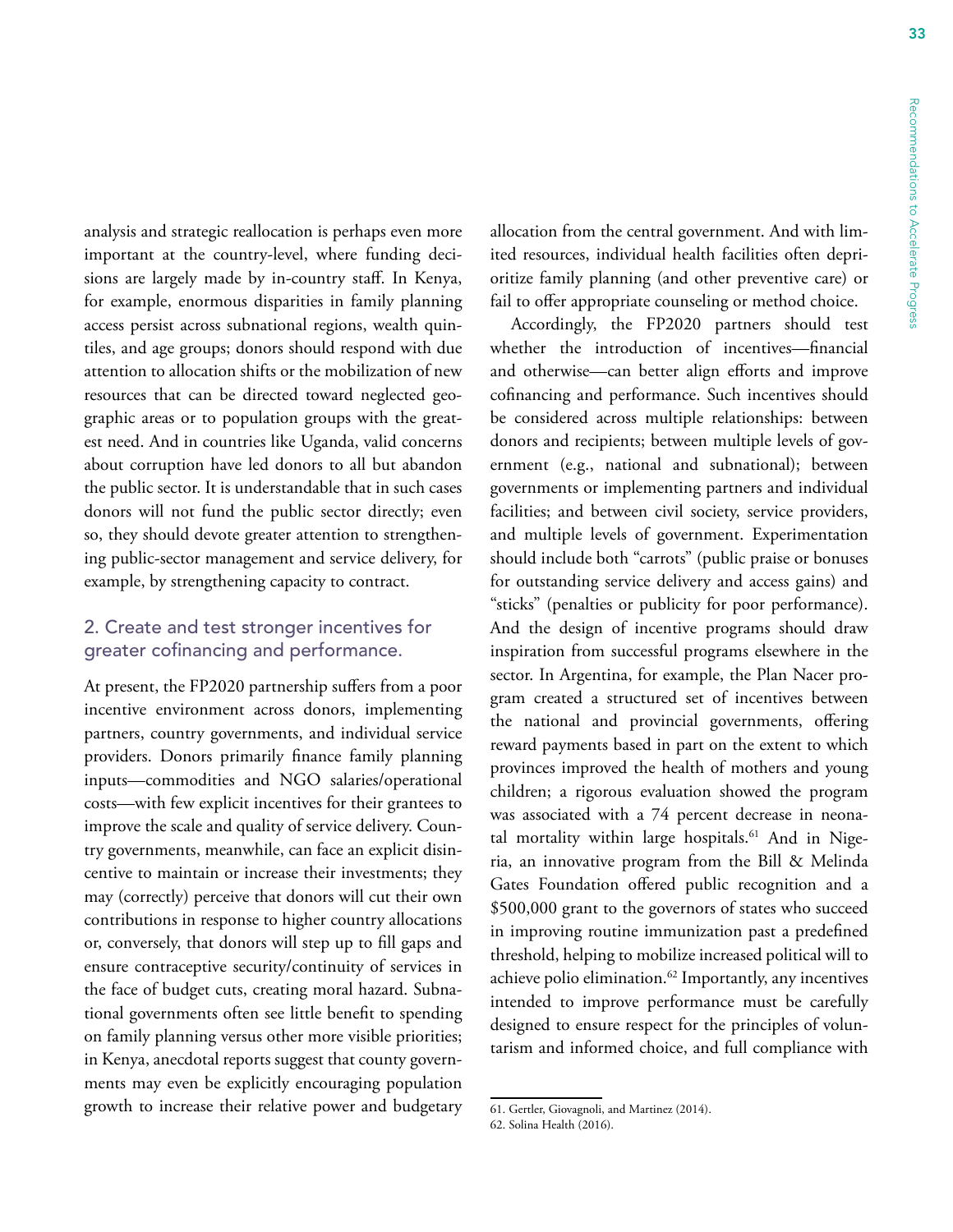analysis and strategic reallocation is perhaps even more important at the country-level, where funding decisions are largely made by in-country staff. In Kenya, for example, enormous disparities in family planning access persist across subnational regions, wealth quintiles, and age groups; donors should respond with due attention to allocation shifts or the mobilization of new resources that can be directed toward neglected geographic areas or to population groups with the greatest need. And in countries like Uganda, valid concerns about corruption have led donors to all but abandon the public sector. It is understandable that in such cases donors will not fund the public sector directly; even so, they should devote greater attention to strengthening public-sector management and service delivery, for example, by strengthening capacity to contract.

### 2. Create and test stronger incentives for greater cofinancing and performance.

At present, the FP2020 partnership suffers from a poor incentive environment across donors, implementing partners, country governments, and individual service providers. Donors primarily finance family planning inputs—commodities and NGO salaries/operational costs—with few explicit incentives for their grantees to improve the scale and quality of service delivery. Country governments, meanwhile, can face an explicit disincentive to maintain or increase their investments; they may (correctly) perceive that donors will cut their own contributions in response to higher country allocations or, conversely, that donors will step up to fill gaps and ensure contraceptive security/continuity of services in the face of budget cuts, creating moral hazard. Subnational governments often see little benefit to spending on family planning versus other more visible priorities; in Kenya, anecdotal reports suggest that county governments may even be explicitly encouraging population growth to increase their relative power and budgetary allocation from the central government. And with limited resources, individual health facilities often deprioritize family planning (and other preventive care) or fail to offer appropriate counseling or method choice.

Accordingly, the FP2020 partners should test whether the introduction of incentives—financial and otherwise—can better align efforts and improve cofinancing and performance. Such incentives should be considered across multiple relationships: between donors and recipients; between multiple levels of government (e.g., national and subnational); between governments or implementing partners and individual facilities; and between civil society, service providers, and multiple levels of government. Experimentation should include both "carrots" (public praise or bonuses for outstanding service delivery and access gains) and "sticks" (penalties or publicity for poor performance). And the design of incentive programs should draw inspiration from successful programs elsewhere in the sector. In Argentina, for example, the Plan Nacer program created a structured set of incentives between the national and provincial governments, offering reward payments based in part on the extent to which provinces improved the health of mothers and young children; a rigorous evaluation showed the program was associated with a 74 percent decrease in neonatal mortality within large hospitals.[61] And in Nigeria, an innovative program from the Bill & Melinda Gates Foundation offered public recognition and a $500,000 grant to the governors of states who succeed in improving routine immunization past a predefined threshold, helping to mobilize increased political will to achieve polio elimination.[62] Importantly, any incentives intended to improve performance must be carefully designed to ensure respect for the principles of voluntarism and informed choice, and full compliance with

61. Gertler, Giovagnoli, and Martinez (2014).
62. Solina Health (2016).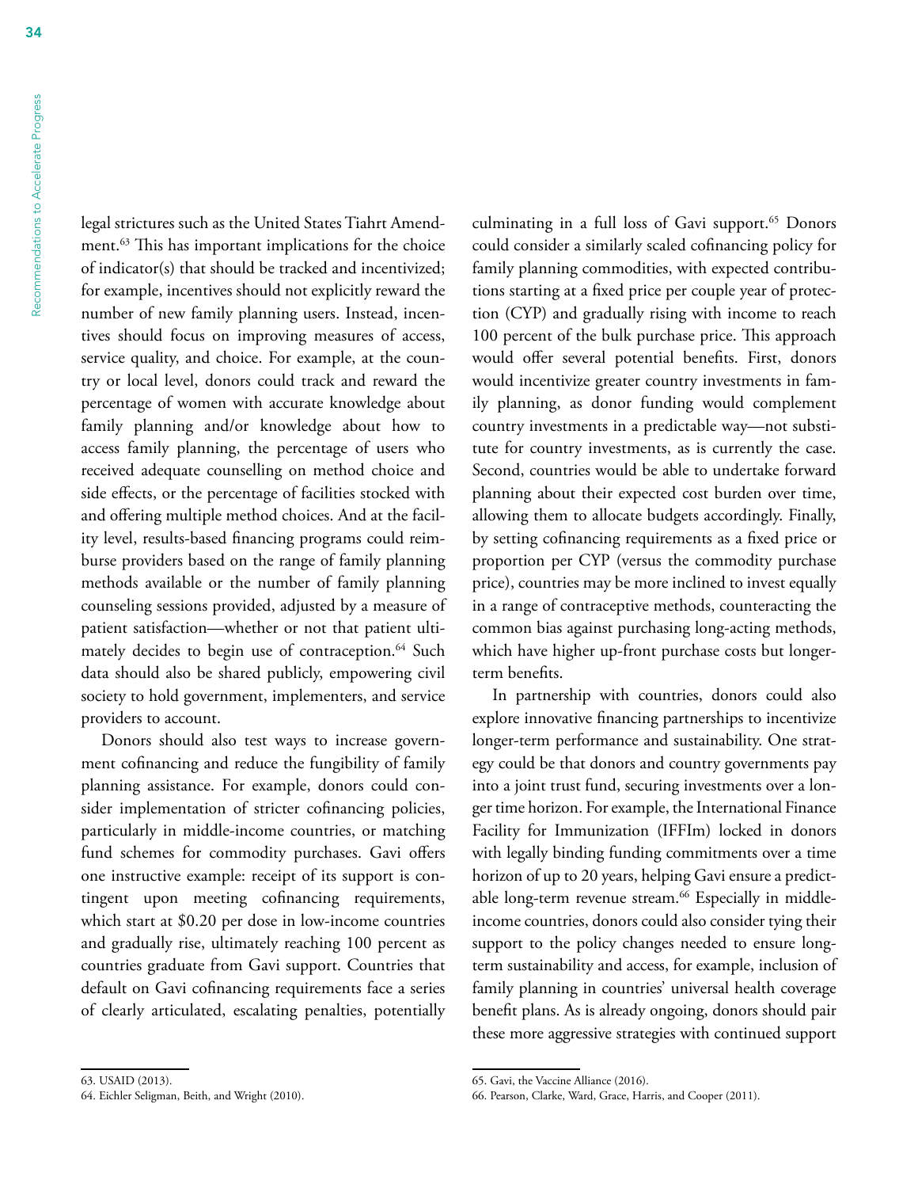legal strictures such as the United States Tiahrt Amendment.[63] This has important implications for the choice of indicator(s) that should be tracked and incentivized; for example, incentives should not explicitly reward the number of new family planning users. Instead, incentives should focus on improving measures of access, service quality, and choice. For example, at the country or local level, donors could track and reward the percentage of women with accurate knowledge about family planning and/or knowledge about how to access family planning, the percentage of users who received adequate counselling on method choice and side effects, or the percentage of facilities stocked with and offering multiple method choices. And at the facility level, results-based financing programs could reimburse providers based on the range of family planning methods available or the number of family planning counseling sessions provided, adjusted by a measure of patient satisfaction—whether or not that patient ultimately decides to begin use of contraception.[64] Such data should also be shared publicly, empowering civil society to hold government, implementers, and service providers to account.

Donors should also test ways to increase government cofinancing and reduce the fungibility of family planning assistance. For example, donors could consider implementation of stricter cofinancing policies, particularly in middle-income countries, or matching fund schemes for commodity purchases. Gavi offers one instructive example: receipt of its support is contingent upon meeting cofinancing requirements, which start at $0.20 per dose in low-income countries and gradually rise, ultimately reaching 100 percent as countries graduate from Gavi support. Countries that default on Gavi cofinancing requirements face a series of clearly articulated, escalating penalties, potentially culminating in a full loss of Gavi support.[65] Donors could consider a similarly scaled cofinancing policy for family planning commodities, with expected contributions starting at a fixed price per couple year of protection (CYP) and gradually rising with income to reach 100 percent of the bulk purchase price. This approach would offer several potential benefits. First, donors would incentivize greater country investments in family planning, as donor funding would complement country investments in a predictable way—not substitute for country investments, as is currently the case. Second, countries would be able to undertake forward planning about their expected cost burden over time, allowing them to allocate budgets accordingly. Finally, by setting cofinancing requirements as a fixed price or proportion per CYP (versus the commodity purchase price), countries may be more inclined to invest equally in a range of contraceptive methods, counteracting the common bias against purchasing long-acting methods, which have higher up-front purchase costs but longer-term benefits.

In partnership with countries, donors could also explore innovative financing partnerships to incentivize longer-term performance and sustainability. One strategy could be that donors and country governments pay into a joint trust fund, securing investments over a longer time horizon. For example, the International Finance Facility for Immunization (IFFIm) locked in donors with legally binding funding commitments over a time horizon of up to 20 years, helping Gavi ensure a predictable long-term revenue stream.[66] Especially in middle-income countries, donors could also consider tying their support to the policy changes needed to ensure long-term sustainability and access, for example, inclusion of family planning in countries' universal health coverage benefit plans. As is already ongoing, donors should pair these more aggressive strategies with continued support

63. USAID (2013).

64. Eichler Seligman, Beith, and Wright (2010).

65. Gavi, the Vaccine Alliance (2016).

66. Pearson, Clarke, Ward, Grace, Harris, and Cooper (2011).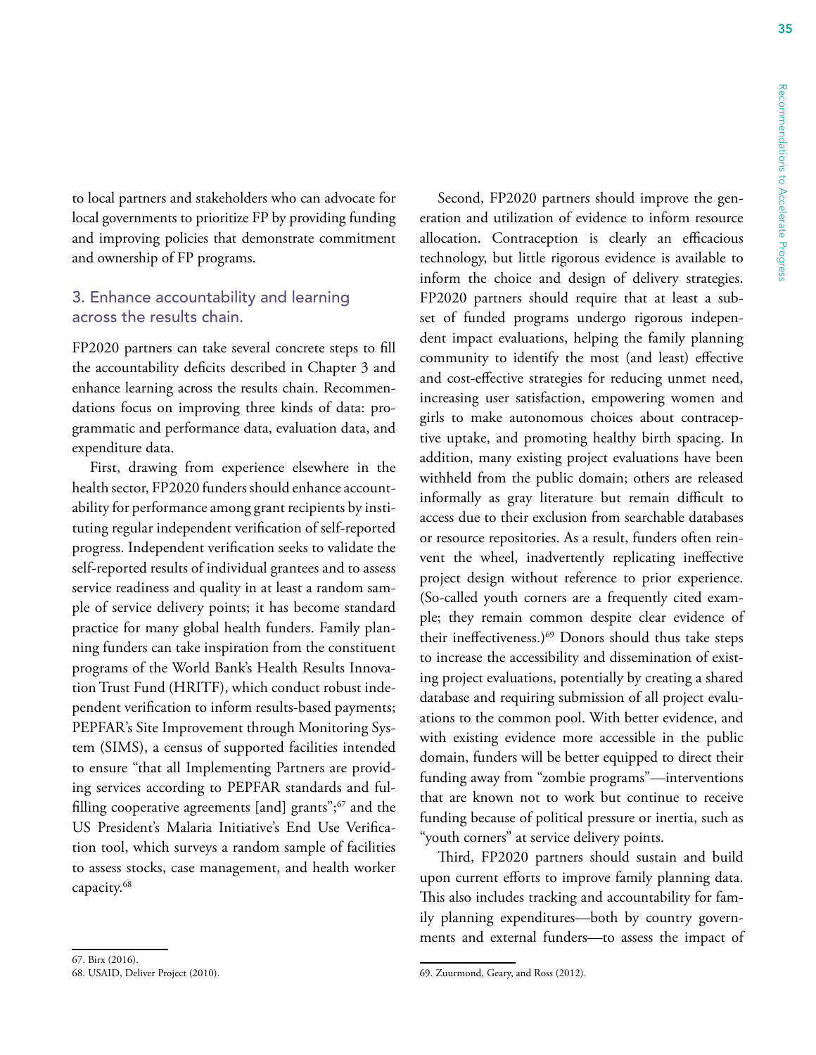to local partners and stakeholders who can advocate for local governments to prioritize FP by providing funding and improving policies that demonstrate commitment and ownership of FP programs.

### 3. Enhance accountability and learning across the results chain.

FP2020 partners can take several concrete steps to fill the accountability deficits described in Chapter 3 and enhance learning across the results chain. Recommendations focus on improving three kinds of data: programmatic and performance data, evaluation data, and expenditure data.

First, drawing from experience elsewhere in the health sector, FP2020 funders should enhance accountability for performance among grant recipients by instituting regular independent verification of self-reported progress. Independent verification seeks to validate the self-reported results of individual grantees and to assess service readiness and quality in at least a random sample of service delivery points; it has become standard practice for many global health funders. Family planning funders can take inspiration from the constituent programs of the World Bank's Health Results Innovation Trust Fund (HRITF), which conduct robust independent verification to inform results-based payments; PEPFAR's Site Improvement through Monitoring System (SIMS), a census of supported facilities intended to ensure "that all Implementing Partners are providing services according to PEPFAR standards and fulfilling cooperative agreements [and] grants";[67] and the US President's Malaria Initiative's End Use Verification tool, which surveys a random sample of facilities to assess stocks, case management, and health worker capacity.[68]

Second, FP2020 partners should improve the generation and utilization of evidence to inform resource allocation. Contraception is clearly an efficacious technology, but little rigorous evidence is available to inform the choice and design of delivery strategies. FP2020 partners should require that at least a subset of funded programs undergo rigorous independent impact evaluations, helping the family planning community to identify the most (and least) effective and cost-effective strategies for reducing unmet need, increasing user satisfaction, empowering women and girls to make autonomous choices about contraceptive uptake, and promoting healthy birth spacing. In addition, many existing project evaluations have been withheld from the public domain; others are released informally as gray literature but remain difficult to access due to their exclusion from searchable databases or resource repositories. As a result, funders often reinvent the wheel, inadvertently replicating ineffective project design without reference to prior experience. (So-called youth corners are a frequently cited example; they remain common despite clear evidence of their ineffectiveness.)[69] Donors should thus take steps to increase the accessibility and dissemination of existing project evaluations, potentially by creating a shared database and requiring submission of all project evaluations to the common pool. With better evidence, and with existing evidence more accessible in the public domain, funders will be better equipped to direct their funding away from "zombie programs"—interventions that are known not to work but continue to receive funding because of political pressure or inertia, such as "youth corners" at service delivery points.

Third, FP2020 partners should sustain and build upon current efforts to improve family planning data. This also includes tracking and accountability for family planning expenditures—both by country governments and external funders—to assess the impact of

67. Birx (2016).

68. USAID, Deliver Project (2010).

69. Zuurmond, Geary, and Ross (2012).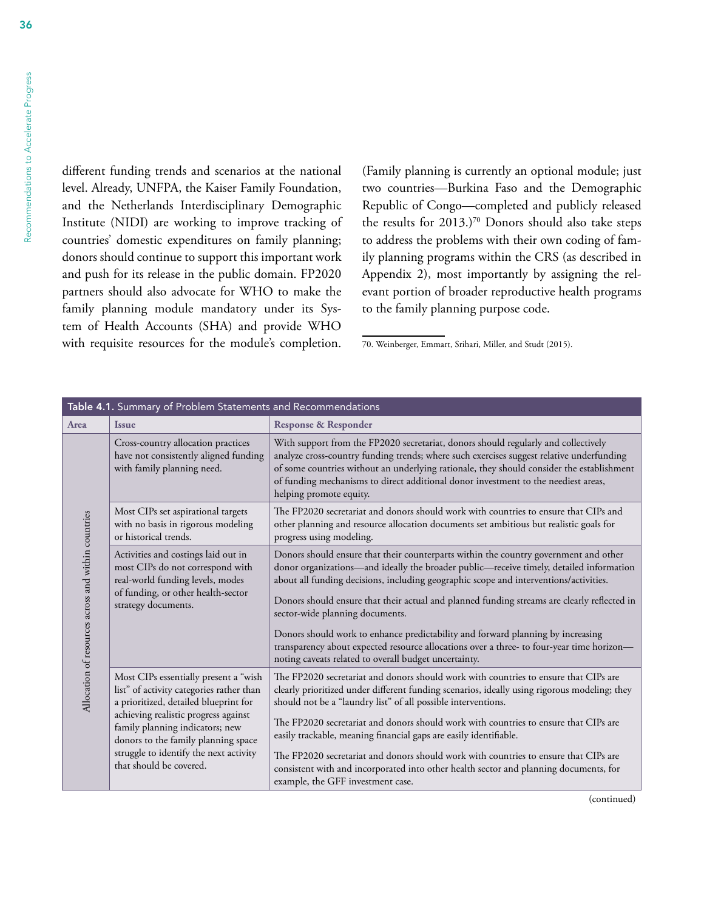different funding trends and scenarios at the national level. Already, UNFPA, the Kaiser Family Foundation, and the Netherlands Interdisciplinary Demographic Institute (NIDI) are working to improve tracking of countries' domestic expenditures on family planning; donors should continue to support this important work and push for its release in the public domain. FP2020 partners should also advocate for WHO to make the family planning module mandatory under its System of Health Accounts (SHA) and provide WHO with requisite resources for the module's completion. (Family planning is currently an optional module; just two countries—Burkina Faso and the Demographic Republic of Congo—completed and publicly released the results for 2013.)[70] Donors should also take steps to address the problems with their own coding of family planning programs within the CRS (as described in Appendix 2), most importantly by assigning the relevant portion of broader reproductive health programs to the family planning purpose code.

70. Weinberger, Emmart, Srihari, Miller, and Studt (2015).

**Table 4.1.** Summary of Problem Statements and Recommendations

| Area | Issue | Response & Responder |
|---|---|---|
| Allocation of resources across and within countries | Cross-country allocation practices have not consistently aligned funding with family planning need. | With support from the FP2020 secretariat, donors should regularly and collectively analyze cross-country funding trends; where such exercises suggest relative underfunding of some countries without an underlying rationale, they should consider the establishment of funding mechanisms to direct additional donor investment to the neediest areas, helping promote equity. |
| | Most CIPs set aspirational targets with no basis in rigorous modeling or historical trends. | The FP2020 secretariat and donors should work with countries to ensure that CIPs and other planning and resource allocation documents set ambitious but realistic goals for progress using modeling. |
| | Activities and costings laid out in most CIPs do not correspond with real-world funding levels, modes of funding, or other health-sector strategy documents. | Donors should ensure that their counterparts within the country government and other donor organizations—and ideally the broader public—receive timely, detailed information about all funding decisions, including geographic scope and interventions/activities.<br><br>Donors should ensure that their actual and planned funding streams are clearly reflected in sector-wide planning documents.<br><br>Donors should work to enhance predictability and forward planning by increasing transparency about expected resource allocations over a three- to four-year time horizon—noting caveats related to overall budget uncertainty. |
| | Most CIPs essentially present a "wish list" of activity categories rather than a prioritized, detailed blueprint for achieving realistic progress against family planning indicators; new donors to the family planning space struggle to identify the next activity that should be covered. | The FP2020 secretariat and donors should work with countries to ensure that CIPs are clearly prioritized under different funding scenarios, ideally using rigorous modeling; they should not be a "laundry list" of all possible interventions.<br><br>The FP2020 secretariat and donors should work with countries to ensure that CIPs are easily trackable, meaning financial gaps are easily identifiable.<br><br>The FP2020 secretariat and donors should work with countries to ensure that CIPs are consistent with and incorporated into other health sector and planning documents, for example, the GFF investment case. |

(continued)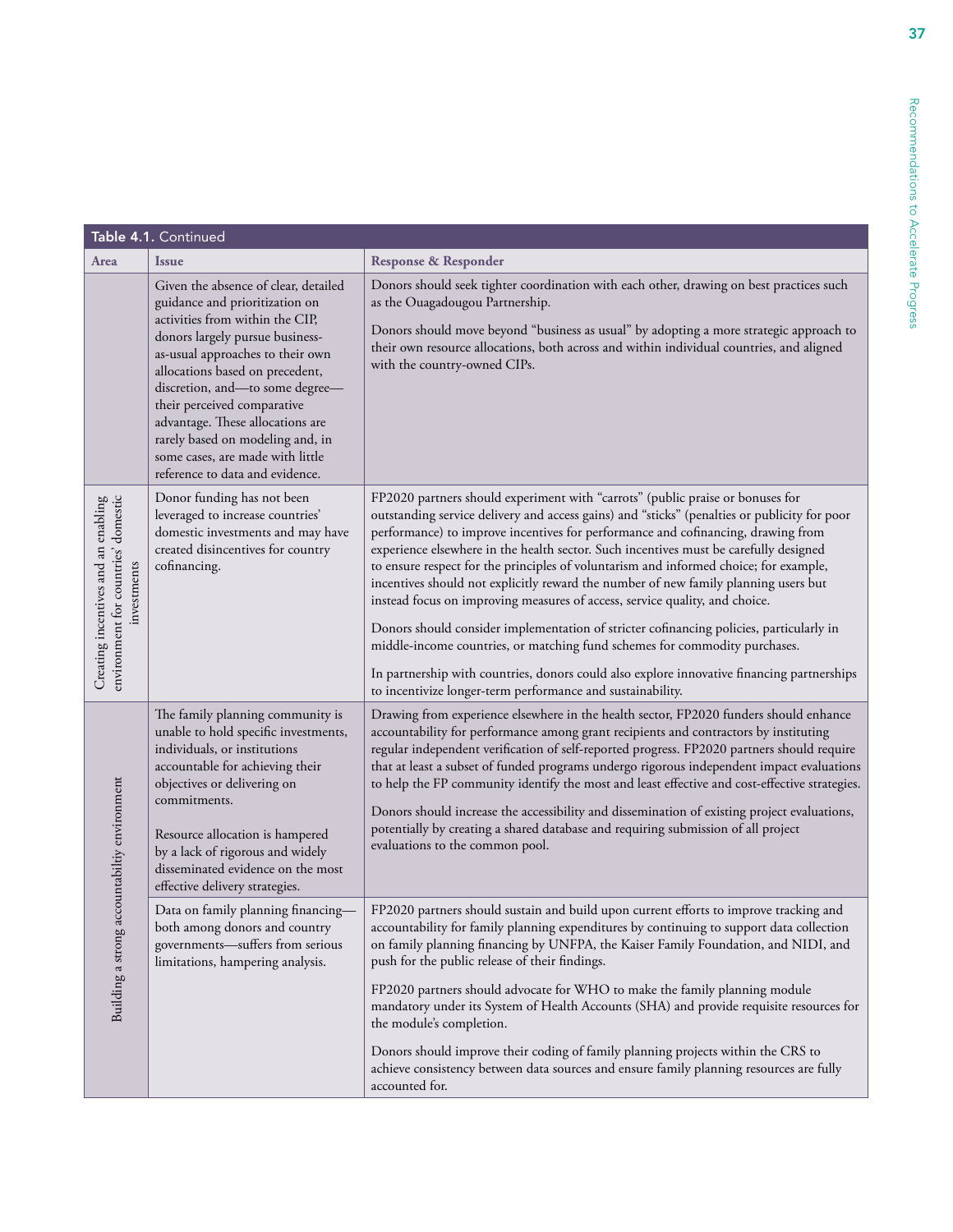**Table 4.1.** Continued

| Area | Issue | Response & Responder |
| --- | --- | --- |
| | Given the absence of clear, detailed guidance and prioritization on activities from within the CIP, donors largely pursue business-as-usual approaches to their own allocations based on precedent, discretion, and—to some degree—their perceived comparative advantage. These allocations are rarely based on modeling and, in some cases, are made with little reference to data and evidence. | Donors should seek tighter coordination with each other, drawing on best practices such as the Ouagadougou Partnership.<br><br>Donors should move beyond "business as usual" by adopting a more strategic approach to their own resource allocations, both across and within individual countries, and aligned with the country-owned CIPs. |
| Creating incentives and an enabling environment for countries' domestic investments | Donor funding has not been leveraged to increase countries' domestic investments and may have created disincentives for country cofinancing. | FP2020 partners should experiment with "carrots" (public praise or bonuses for outstanding service delivery and access gains) and "sticks" (penalties or publicity for poor performance) to improve incentives for performance and cofinancing, drawing from experience elsewhere in the health sector. Such incentives must be carefully designed to ensure respect for the principles of voluntarism and informed choice; for example, incentives should not explicitly reward the number of new family planning users but instead focus on improving measures of access, service quality, and choice.<br><br>Donors should consider implementation of stricter cofinancing policies, particularly in middle-income countries, or matching fund schemes for commodity purchases.<br><br>In partnership with countries, donors could also explore innovative financing partnerships to incentivize longer-term performance and sustainability. |
| Building a strong accountability environment | The family planning community is unable to hold specific investments, individuals, or institutions accountable for achieving their objectives or delivering on commitments.<br><br>Resource allocation is hampered by a lack of rigorous and widely disseminated evidence on the most effective delivery strategies. | Drawing from experience elsewhere in the health sector, FP2020 funders should enhance accountability for performance among grant recipients and contractors by instituting regular independent verification of self-reported progress. FP2020 partners should require that at least a subset of funded programs undergo rigorous independent impact evaluations to help the FP community identify the most and least effective and cost-effective strategies.<br><br>Donors should increase the accessibility and dissemination of existing project evaluations, potentially by creating a shared database and requiring submission of all project evaluations to the common pool. |
| | Data on family planning financing—both among donors and country governments—suffers from serious limitations, hampering analysis. | FP2020 partners should sustain and build upon current efforts to improve tracking and accountability for family planning expenditures by continuing to support data collection on family planning financing by UNFPA, the Kaiser Family Foundation, and NIDI, and push for the public release of their findings.<br><br>FP2020 partners should advocate for WHO to make the family planning module mandatory under its System of Health Accounts (SHA) and provide requisite resources for the module's completion.<br><br>Donors should improve their coding of family planning projects within the CRS to achieve consistency between data sources and ensure family planning resources are fully accounted for. |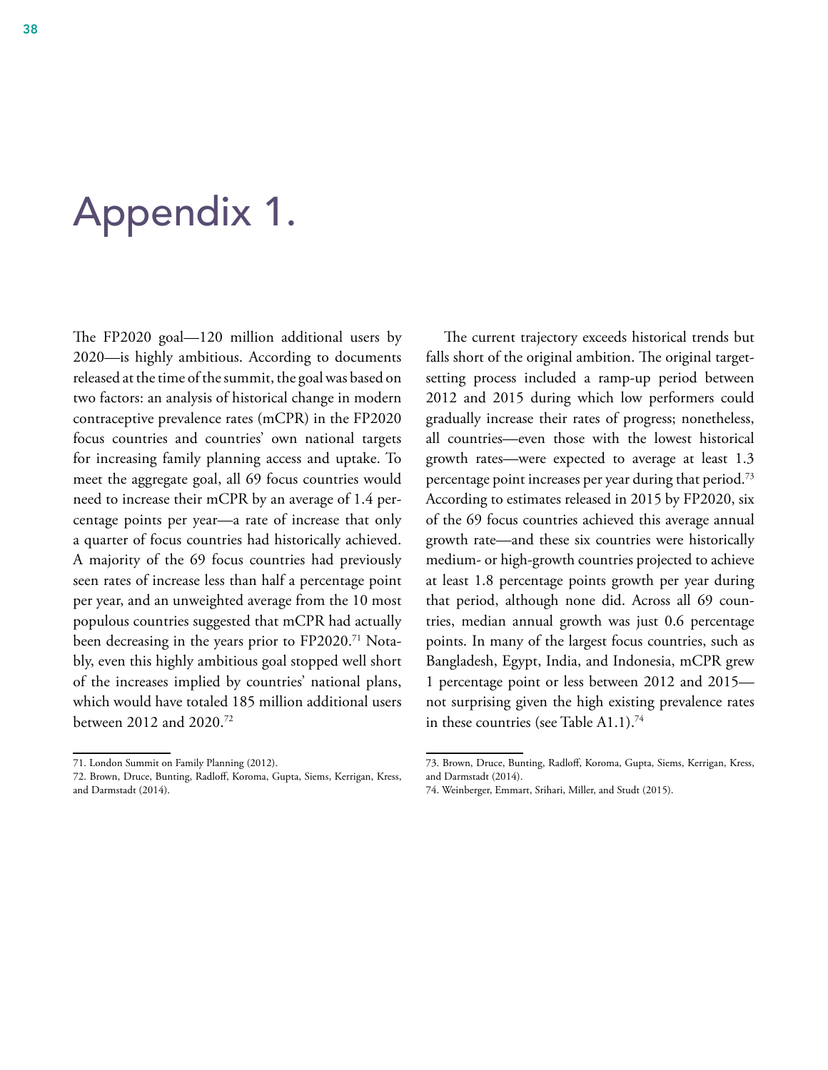# Appendix 1.

The FP2020 goal—120 million additional users by 2020—is highly ambitious. According to documents released at the time of the summit, the goal was based on two factors: an analysis of historical change in modern contraceptive prevalence rates (mCPR) in the FP2020 focus countries and countries' own national targets for increasing family planning access and uptake. To meet the aggregate goal, all 69 focus countries would need to increase their mCPR by an average of 1.4 percentage points per year—a rate of increase that only a quarter of focus countries had historically achieved. A majority of the 69 focus countries had previously seen rates of increase less than half a percentage point per year, and an unweighted average from the 10 most populous countries suggested that mCPR had actually been decreasing in the years prior to FP2020.[71] Notably, even this highly ambitious goal stopped well short of the increases implied by countries' national plans, which would have totaled 185 million additional users between 2012 and 2020.[72]

The current trajectory exceeds historical trends but falls short of the original ambition. The original target-setting process included a ramp-up period between 2012 and 2015 during which low performers could gradually increase their rates of progress; nonetheless, all countries—even those with the lowest historical growth rates—were expected to average at least 1.3 percentage point increases per year during that period.[73] According to estimates released in 2015 by FP2020, six of the 69 focus countries achieved this average annual growth rate—and these six countries were historically medium- or high-growth countries projected to achieve at least 1.8 percentage points growth per year during that period, although none did. Across all 69 countries, median annual growth was just 0.6 percentage points. In many of the largest focus countries, such as Bangladesh, Egypt, India, and Indonesia, mCPR grew 1 percentage point or less between 2012 and 2015—not surprising given the high existing prevalence rates in these countries (see Table A1.1).[74]

71. London Summit on Family Planning (2012).

72. Brown, Druce, Bunting, Radloff, Koroma, Gupta, Siems, Kerrigan, Kress, and Darmstadt (2014).

73. Brown, Druce, Bunting, Radloff, Koroma, Gupta, Siems, Kerrigan, Kress, and Darmstadt (2014).

74. Weinberger, Emmart, Srihari, Miller, and Studt (2015).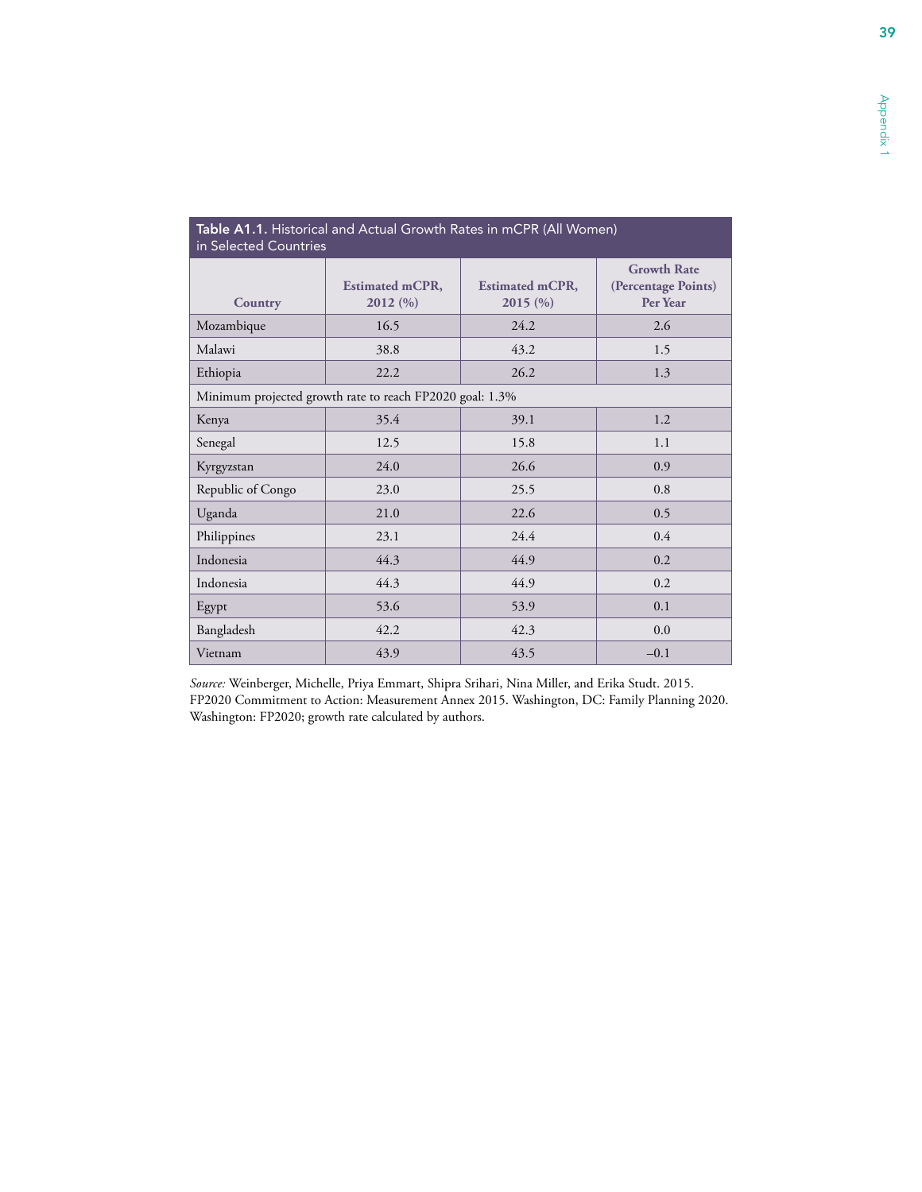**Table A1.1.** Historical and Actual Growth Rates in mCPR (All Women) in Selected Countries

| Country | Estimated mCPR, 2012 (%) | Estimated mCPR, 2015 (%) | Growth Rate (Percentage Points) Per Year |
|---|---|---|---|
| Mozambique | 16.5 | 24.2 | 2.6 |
| Malawi | 38.8 | 43.2 | 1.5 |
| Ethiopia | 22.2 | 26.2 | 1.3 |
| Minimum projected growth rate to reach FP2020 goal: 1.3% | | | |
| Kenya | 35.4 | 39.1 | 1.2 |
| Senegal | 12.5 | 15.8 | 1.1 |
| Kyrgyzstan | 24.0 | 26.6 | 0.9 |
| Republic of Congo | 23.0 | 25.5 | 0.8 |
| Uganda | 21.0 | 22.6 | 0.5 |
| Philippines | 23.1 | 24.4 | 0.4 |
| Indonesia | 44.3 | 44.9 | 0.2 |
| Indonesia | 44.3 | 44.9 | 0.2 |
| Egypt | 53.6 | 53.9 | 0.1 |
| Bangladesh | 42.2 | 42.3 | 0.0 |
| Vietnam | 43.9 | 43.5 | –0.1 |

*Source:* Weinberger, Michelle, Priya Emmart, Shipra Srihari, Nina Miller, and Erika Studt. 2015. FP2020 Commitment to Action: Measurement Annex 2015. Washington, DC: Family Planning 2020. Washington: FP2020; growth rate calculated by authors.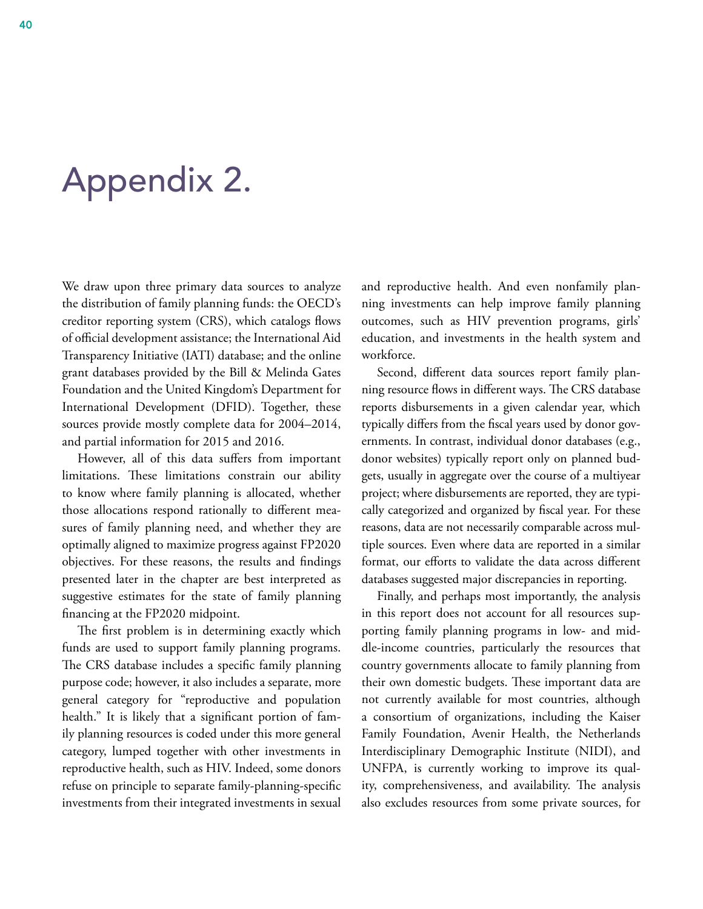# Appendix 2.

We draw upon three primary data sources to analyze the distribution of family planning funds: the OECD's creditor reporting system (CRS), which catalogs flows of official development assistance; the International Aid Transparency Initiative (IATI) database; and the online grant databases provided by the Bill & Melinda Gates Foundation and the United Kingdom's Department for International Development (DFID). Together, these sources provide mostly complete data for 2004–2014, and partial information for 2015 and 2016.

However, all of this data suffers from important limitations. These limitations constrain our ability to know where family planning is allocated, whether those allocations respond rationally to different measures of family planning need, and whether they are optimally aligned to maximize progress against FP2020 objectives. For these reasons, the results and findings presented later in the chapter are best interpreted as suggestive estimates for the state of family planning financing at the FP2020 midpoint.

The first problem is in determining exactly which funds are used to support family planning programs. The CRS database includes a specific family planning purpose code; however, it also includes a separate, more general category for "reproductive and population health." It is likely that a significant portion of family planning resources is coded under this more general category, lumped together with other investments in reproductive health, such as HIV. Indeed, some donors refuse on principle to separate family-planning-specific investments from their integrated investments in sexual and reproductive health. And even nonfamily planning investments can help improve family planning outcomes, such as HIV prevention programs, girls' education, and investments in the health system and workforce.

Second, different data sources report family planning resource flows in different ways. The CRS database reports disbursements in a given calendar year, which typically differs from the fiscal years used by donor governments. In contrast, individual donor databases (e.g., donor websites) typically report only on planned budgets, usually in aggregate over the course of a multiyear project; where disbursements are reported, they are typically categorized and organized by fiscal year. For these reasons, data are not necessarily comparable across multiple sources. Even where data are reported in a similar format, our efforts to validate the data across different databases suggested major discrepancies in reporting.

Finally, and perhaps most importantly, the analysis in this report does not account for all resources supporting family planning programs in low- and middle-income countries, particularly the resources that country governments allocate to family planning from their own domestic budgets. These important data are not currently available for most countries, although a consortium of organizations, including the Kaiser Family Foundation, Avenir Health, the Netherlands Interdisciplinary Demographic Institute (NIDI), and UNFPA, is currently working to improve its quality, comprehensiveness, and availability. The analysis also excludes resources from some private sources, for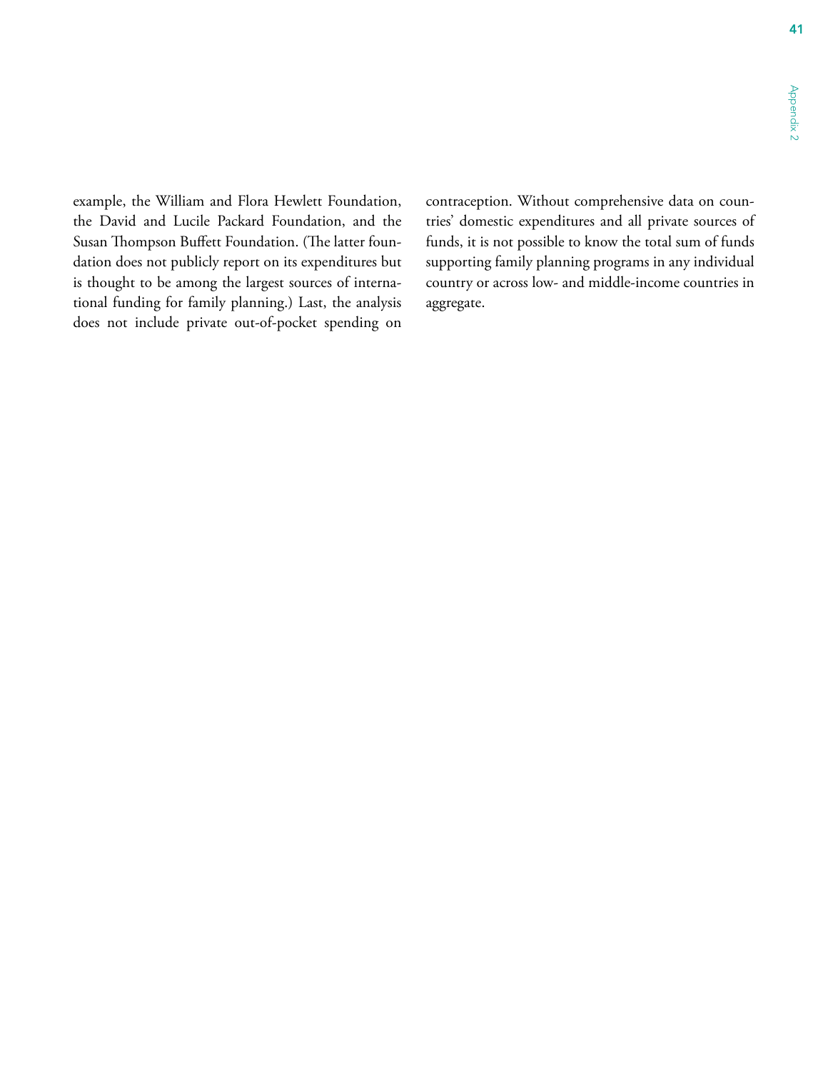example, the William and Flora Hewlett Foundation, the David and Lucile Packard Foundation, and the Susan Thompson Buffett Foundation. (The latter foundation does not publicly report on its expenditures but is thought to be among the largest sources of international funding for family planning.) Last, the analysis does not include private out-of-pocket spending on contraception. Without comprehensive data on countries' domestic expenditures and all private sources of funds, it is not possible to know the total sum of funds supporting family planning programs in any individual country or across low- and middle-income countries in aggregate.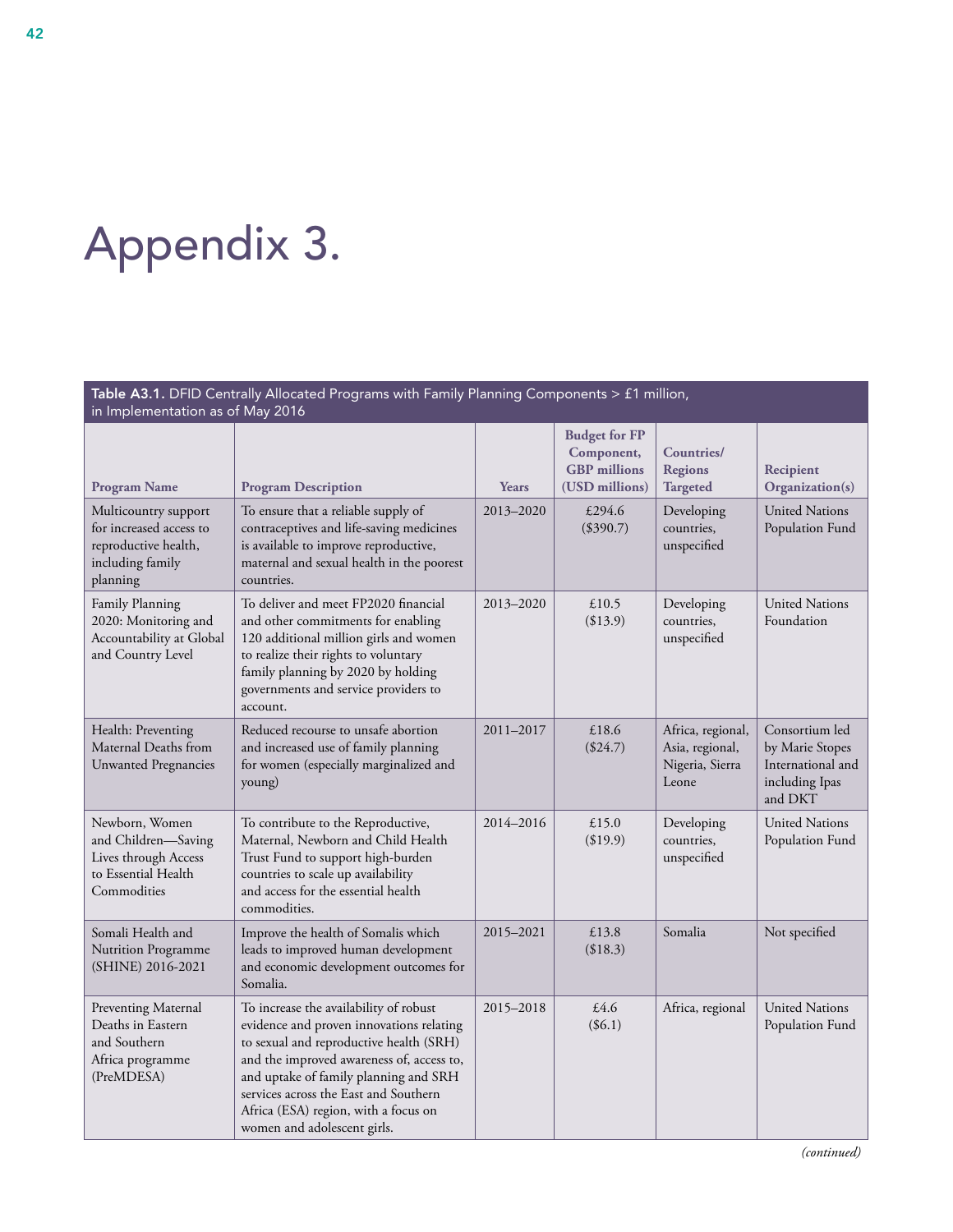# Appendix 3.

**Table A3.1.** DFID Centrally Allocated Programs with Family Planning Components > £1 million, in Implementation as of May 2016

| Program Name | Program Description | Years | Budget for FP Component, GBP millions (USD millions) | Countries/ Regions Targeted | Recipient Organization(s) |
|---|---|---|---|---|---|
| Multicountry support for increased access to reproductive health, including family planning | To ensure that a reliable supply of contraceptives and life-saving medicines is available to improve reproductive, maternal and sexual health in the poorest countries. | 2013–2020 | £294.6 ($390.7) | Developing countries, unspecified | United Nations Population Fund |
| Family Planning 2020: Monitoring and Accountability at Global and Country Level | To deliver and meet FP2020 financial and other commitments for enabling 120 additional million girls and women to realize their rights to voluntary family planning by 2020 by holding governments and service providers to account. | 2013–2020 | £10.5 ($13.9) | Developing countries, unspecified | United Nations Foundation |
| Health: Preventing Maternal Deaths from Unwanted Pregnancies | Reduced recourse to unsafe abortion and increased use of family planning for women (especially marginalized and young) | 2011–2017 | £18.6 ($24.7) | Africa, regional, Asia, regional, Nigeria, Sierra Leone | Consortium led by Marie Stopes International and including Ipas and DKT |
| Newborn, Women and Children—Saving Lives through Access to Essential Health Commodities | To contribute to the Reproductive, Maternal, Newborn and Child Health Trust Fund to support high-burden countries to scale up availability and access for the essential health commodities. | 2014–2016 | £15.0 ($19.9) | Developing countries, unspecified | United Nations Population Fund |
| Somali Health and Nutrition Programme (SHINE) 2016-2021 | Improve the health of Somalis which leads to improved human development and economic development outcomes for Somalia. | 2015–2021 | £13.8 ($18.3) | Somalia | Not specified |
| Preventing Maternal Deaths in Eastern and Southern Africa programme (PreMDESA) | To increase the availability of robust evidence and proven innovations relating to sexual and reproductive health (SRH) and the improved awareness of, access to, and uptake of family planning and SRH services across the East and Southern Africa (ESA) region, with a focus on women and adolescent girls. | 2015–2018 | £4.6 ($6.1) | Africa, regional | United Nations Population Fund |

*(continued)*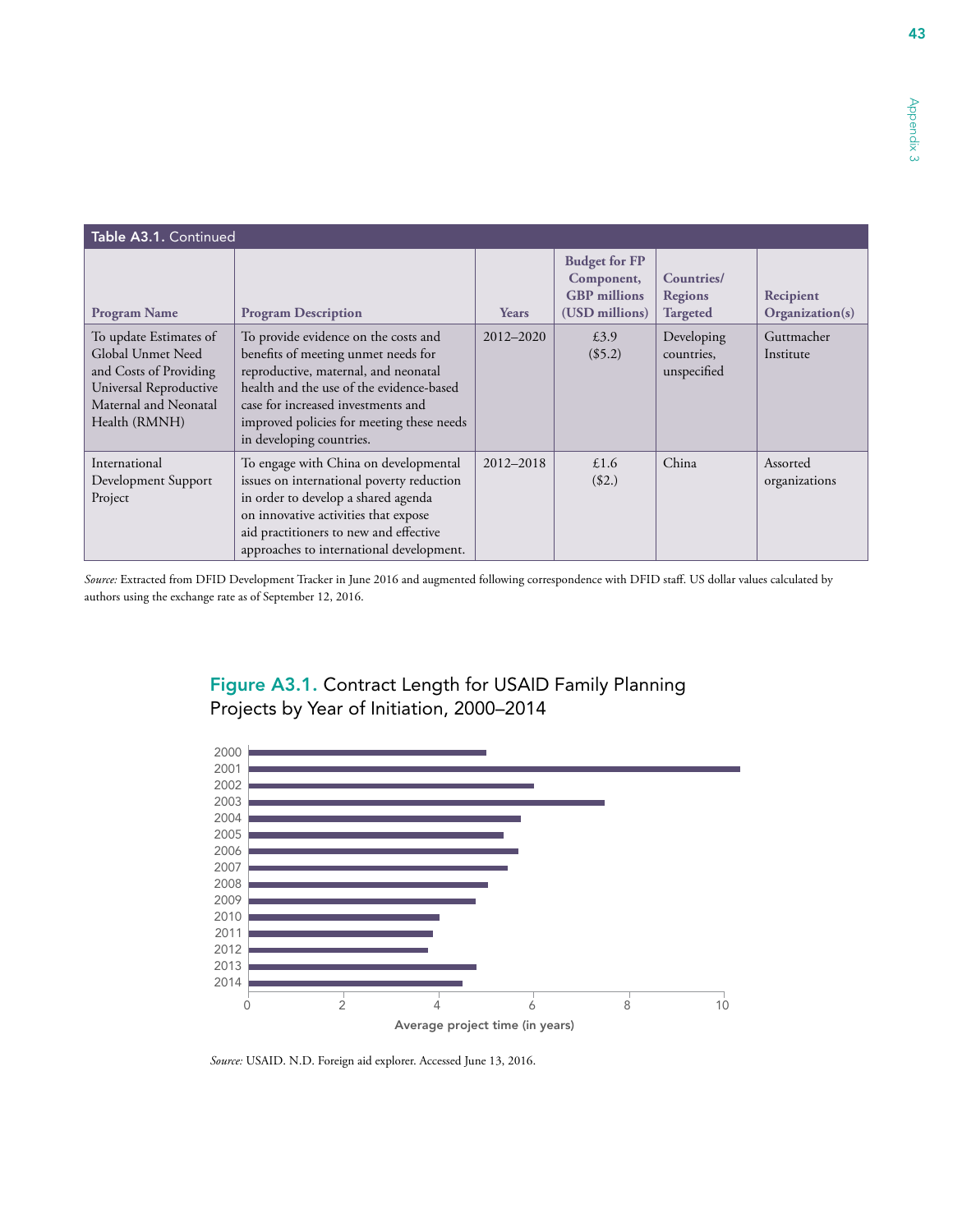**Table A3.1.** Continued

| Program Name | Program Description | Years | Budget for FP Component, GBP millions (USD millions) | Countries/ Regions Targeted | Recipient Organization(s) |
|---|---|---|---|---|---|
| To update Estimates of Global Unmet Need and Costs of Providing Universal Reproductive Maternal and Neonatal Health (RMNH) | To provide evidence on the costs and benefits of meeting unmet needs for reproductive, maternal, and neonatal health and the use of the evidence-based case for increased investments and improved policies for meeting these needs in developing countries. | 2012–2020 | £3.9 ($5.2) | Developing countries, unspecified | Guttmacher Institute |
| International Development Support Project | To engage with China on developmental issues on international poverty reduction in order to develop a shared agenda on innovative activities that expose aid practitioners to new and effective approaches to international development. | 2012–2018 | £1.6 ($2.) | China | Assorted organizations |

*Source:* Extracted from DFID Development Tracker in June 2016 and augmented following correspondence with DFID staff. US dollar values calculated by authors using the exchange rate as of September 12, 2016.

## Figure A3.1. Contract Length for USAID Family Planning Projects by Year of Initiation, 2000–2014

*Source:* USAID. N.D. Foreign aid explorer. Accessed June 13, 2016.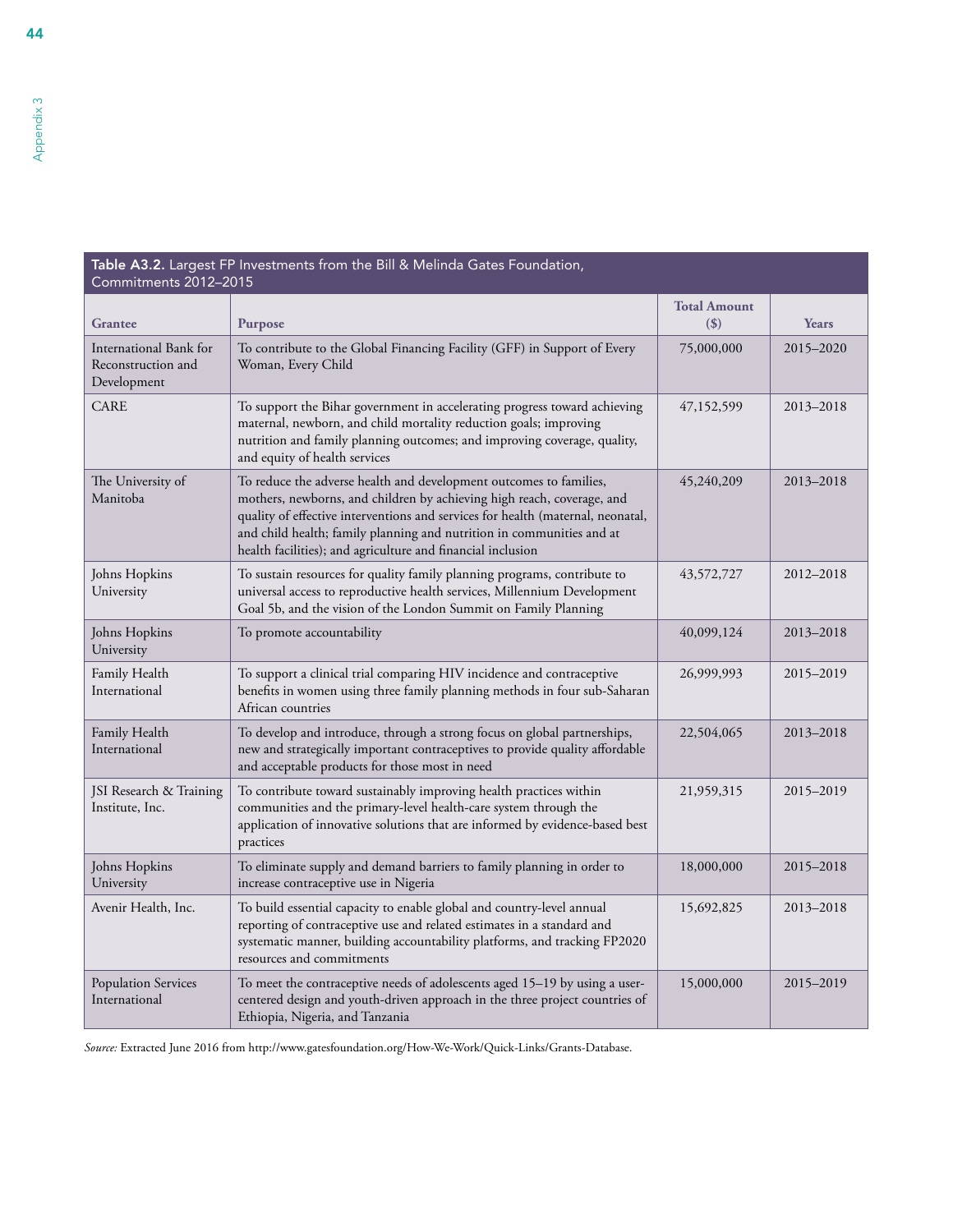**Table A3.2.** Largest FP Investments from the Bill & Melinda Gates Foundation, Commitments 2012–2015

| Grantee | Purpose | Total Amount ($) | Years |
|---|---|---|---|
| International Bank for Reconstruction and Development | To contribute to the Global Financing Facility (GFF) in Support of Every Woman, Every Child | 75,000,000 | 2015–2020 |
| CARE | To support the Bihar government in accelerating progress toward achieving maternal, newborn, and child mortality reduction goals; improving nutrition and family planning outcomes; and improving coverage, quality, and equity of health services | 47,152,599 | 2013–2018 |
| The University of Manitoba | To reduce the adverse health and development outcomes to families, mothers, newborns, and children by achieving high reach, coverage, and quality of effective interventions and services for health (maternal, neonatal, and child health; family planning and nutrition in communities and at health facilities); and agriculture and financial inclusion | 45,240,209 | 2013–2018 |
| Johns Hopkins University | To sustain resources for quality family planning programs, contribute to universal access to reproductive health services, Millennium Development Goal 5b, and the vision of the London Summit on Family Planning | 43,572,727 | 2012–2018 |
| Johns Hopkins University | To promote accountability | 40,099,124 | 2013–2018 |
| Family Health International | To support a clinical trial comparing HIV incidence and contraceptive benefits in women using three family planning methods in four sub-Saharan African countries | 26,999,993 | 2015–2019 |
| Family Health International | To develop and introduce, through a strong focus on global partnerships, new and strategically important contraceptives to provide quality affordable and acceptable products for those most in need | 22,504,065 | 2013–2018 |
| JSI Research & Training Institute, Inc. | To contribute toward sustainably improving health practices within communities and the primary-level health-care system through the application of innovative solutions that are informed by evidence-based best practices | 21,959,315 | 2015–2019 |
| Johns Hopkins University | To eliminate supply and demand barriers to family planning in order to increase contraceptive use in Nigeria | 18,000,000 | 2015–2018 |
| Avenir Health, Inc. | To build essential capacity to enable global and country-level annual reporting of contraceptive use and related estimates in a standard and systematic manner, building accountability platforms, and tracking FP2020 resources and commitments | 15,692,825 | 2013–2018 |
| Population Services International | To meet the contraceptive needs of adolescents aged 15–19 by using a user-centered design and youth-driven approach in the three project countries of Ethiopia, Nigeria, and Tanzania | 15,000,000 | 2015–2019 |

*Source:* Extracted June 2016 from http://www.gatesfoundation.org/How-We-Work/Quick-Links/Grants-Database.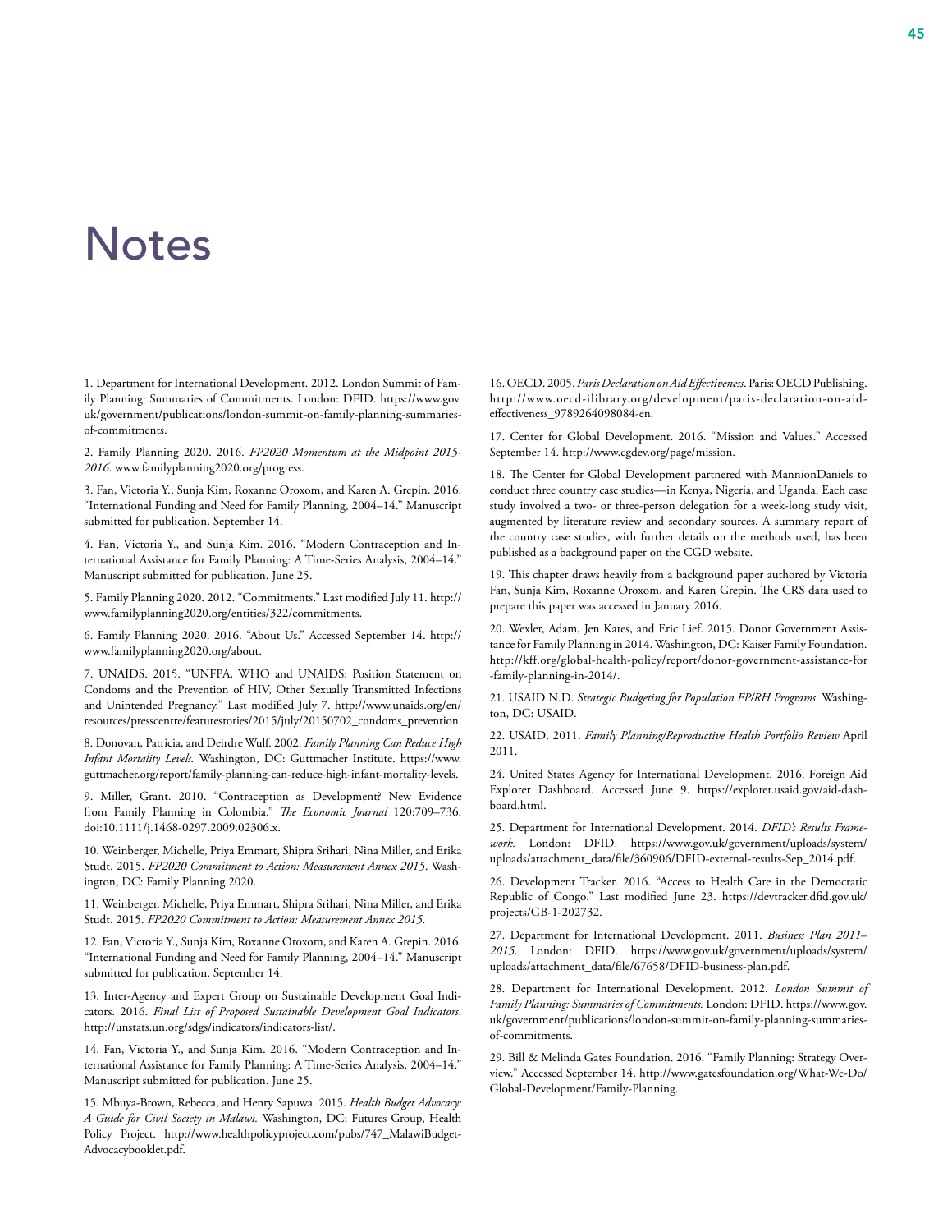# Notes

1. Department for International Development. 2012. London Summit of Family Planning: Summaries of Commitments. London: DFID. https://www.gov.uk/government/publications/london-summit-on-family-planning-summaries-of-commitments.

2. Family Planning 2020. 2016. *FP2020 Momentum at the Midpoint 2015-2016*. www.familyplanning2020.org/progress.

3. Fan, Victoria Y., Sunja Kim, Roxanne Oroxom, and Karen A. Grepin. 2016. "International Funding and Need for Family Planning, 2004–14." Manuscript submitted for publication. September 14.

4. Fan, Victoria Y., and Sunja Kim. 2016. "Modern Contraception and International Assistance for Family Planning: A Time-Series Analysis, 2004–14." Manuscript submitted for publication. June 25.

5. Family Planning 2020. 2012. "Commitments." Last modified July 11. http://www.familyplanning2020.org/entities/322/commitments.

6. Family Planning 2020. 2016. "About Us." Accessed September 14. http://www.familyplanning2020.org/about.

7. UNAIDS. 2015. "UNFPA, WHO and UNAIDS: Position Statement on Condoms and the Prevention of HIV, Other Sexually Transmitted Infections and Unintended Pregnancy." Last modified July 7. http://www.unaids.org/en/resources/presscentre/featurestories/2015/july/20150702_condoms_prevention.

8. Donovan, Patricia, and Deirdre Wulf. 2002. *Family Planning Can Reduce High Infant Mortality Levels.* Washington, DC: Guttmacher Institute. https://www.guttmacher.org/report/family-planning-can-reduce-high-infant-mortality-levels.

9. Miller, Grant. 2010. "Contraception as Development? New Evidence from Family Planning in Colombia." *The Economic Journal* 120:709–736. doi:10.1111/j.1468-0297.2009.02306.x.

10. Weinberger, Michelle, Priya Emmart, Shipra Srihari, Nina Miller, and Erika Studt. 2015. *FP2020 Commitment to Action: Measurement Annex 2015*. Washington, DC: Family Planning 2020.

11. Weinberger, Michelle, Priya Emmart, Shipra Srihari, Nina Miller, and Erika Studt. 2015. *FP2020 Commitment to Action: Measurement Annex 2015.*

12. Fan, Victoria Y., Sunja Kim, Roxanne Oroxom, and Karen A. Grepin. 2016. "International Funding and Need for Family Planning, 2004–14." Manuscript submitted for publication. September 14.

13. Inter-Agency and Expert Group on Sustainable Development Goal Indicators. 2016. *Final List of Proposed Sustainable Development Goal Indicators*. http://unstats.un.org/sdgs/indicators/indicators-list/.

14. Fan, Victoria Y., and Sunja Kim. 2016. "Modern Contraception and International Assistance for Family Planning: A Time-Series Analysis, 2004–14." Manuscript submitted for publication. June 25.

15. Mbuya-Brown, Rebecca, and Henry Sapuwa. 2015. *Health Budget Advocacy: A Guide for Civil Society in Malawi.* Washington, DC: Futures Group, Health Policy Project. http://www.healthpolicyproject.com/pubs/747_MalawiBudgetAdvocacybooklet.pdf.

16. OECD. 2005. *Paris Declaration on Aid Effectiveness*. Paris: OECD Publishing. http://www.oecd-ilibrary.org/development/paris-declaration-on-aid-effectiveness_9789264098084-en.

17. Center for Global Development. 2016. "Mission and Values." Accessed September 14. http://www.cgdev.org/page/mission.

18. The Center for Global Development partnered with MannionDaniels to conduct three country case studies—in Kenya, Nigeria, and Uganda. Each case study involved a two- or three-person delegation for a week-long study visit, augmented by literature review and secondary sources. A summary report of the country case studies, with further details on the methods used, has been published as a background paper on the CGD website.

19. This chapter draws heavily from a background paper authored by Victoria Fan, Sunja Kim, Roxanne Oroxom, and Karen Grepin. The CRS data used to prepare this paper was accessed in January 2016.

20. Wexler, Adam, Jen Kates, and Eric Lief. 2015. Donor Government Assistance for Family Planning in 2014. Washington, DC: Kaiser Family Foundation. http://kff.org/global-health-policy/report/donor-government-assistance-for-family-planning-in-2014/.

21. USAID N.D. *Strategic Budgeting for Population FP/RH Programs*. Washington, DC: USAID.

22. USAID. 2011. *Family Planning/Reproductive Health Portfolio Review* April 2011.

24. United States Agency for International Development. 2016. Foreign Aid Explorer Dashboard. Accessed June 9. https://explorer.usaid.gov/aid-dashboard.html.

25. Department for International Development. 2014. *DFID's Results Framework.* London: DFID. https://www.gov.uk/government/uploads/system/uploads/attachment_data/file/360906/DFID-external-results-Sep_2014.pdf.

26. Development Tracker. 2016. "Access to Health Care in the Democratic Republic of Congo." Last modified June 23. https://devtracker.dfid.gov.uk/projects/GB-1-202732.

27. Department for International Development. 2011. *Business Plan 2011–2015*. London: DFID. https://www.gov.uk/government/uploads/system/uploads/attachment_data/file/67658/DFID-business-plan.pdf.

28. Department for International Development. 2012. *London Summit of Family Planning: Summaries of Commitments.* London: DFID. https://www.gov.uk/government/publications/london-summit-on-family-planning-summaries-of-commitments.

29. Bill & Melinda Gates Foundation. 2016. "Family Planning: Strategy Overview." Accessed September 14. http://www.gatesfoundation.org/What-We-Do/Global-Development/Family-Planning.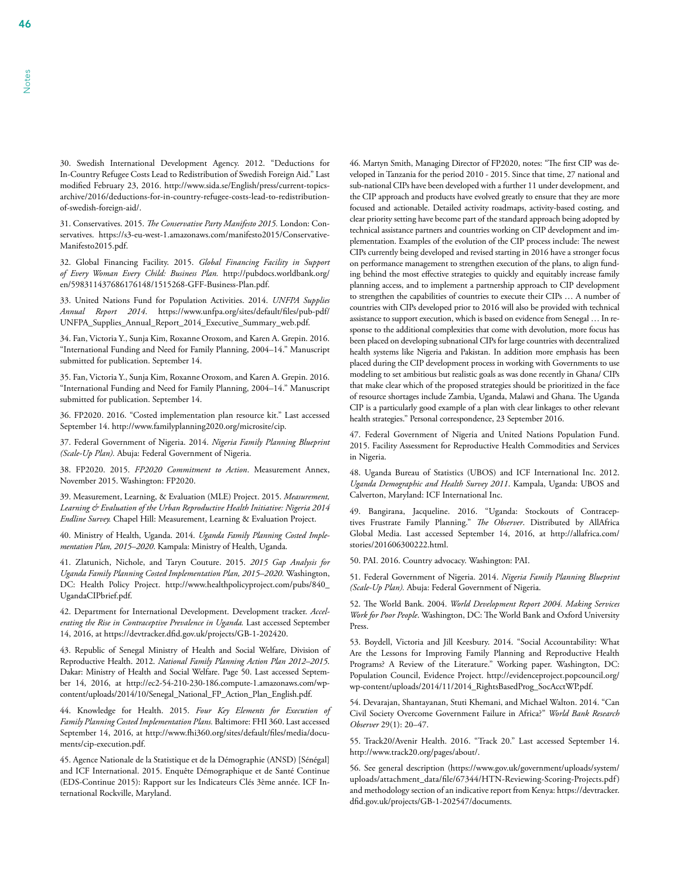30. Swedish International Development Agency. 2012. "Deductions for In-Country Refugee Costs Lead to Redistribution of Swedish Foreign Aid." Last modified February 23, 2016. http://www.sida.se/English/press/current-topics-archive/2016/deductions-for-in-country-refugee-costs-lead-to-redistribution-of-swedish-foreign-aid/.

31. Conservatives. 2015. *The Conservative Party Manifesto 2015.* London: Conservatives. https://s3-eu-west-1.amazonaws.com/manifesto2015/ConservativeManifesto2015.pdf.

32. Global Financing Facility. 2015. *Global Financing Facility in Support of Every Woman Every Child: Business Plan.* http://pubdocs.worldbank.org/en/598311437686176148/1515268-GFF-Business-Plan.pdf.

33. United Nations Fund for Population Activities. 2014. *UNFPA Supplies Annual Report 2014.* https://www.unfpa.org/sites/default/files/pub-pdf/UNFPA_Supplies_Annual_Report_2014_Executive_Summary_web.pdf.

34. Fan, Victoria Y., Sunja Kim, Roxanne Oroxom, and Karen A. Grepin. 2016. "International Funding and Need for Family Planning, 2004–14." Manuscript submitted for publication. September 14.

35. Fan, Victoria Y., Sunja Kim, Roxanne Oroxom, and Karen A. Grepin. 2016. "International Funding and Need for Family Planning, 2004–14." Manuscript submitted for publication. September 14.

36. FP2020. 2016. "Costed implementation plan resource kit." Last accessed September 14. http://www.familyplanning2020.org/microsite/cip.

37. Federal Government of Nigeria. 2014. *Nigeria Family Planning Blueprint (Scale-Up Plan).* Abuja: Federal Government of Nigeria.

38. FP2020. 2015. *FP2020 Commitment to Action*. Measurement Annex, November 2015. Washington: FP2020.

39. Measurement, Learning, & Evaluation (MLE) Project. 2015. *Measurement, Learning & Evaluation of the Urban Reproductive Health Initiative: Nigeria 2014 Endline Survey.* Chapel Hill: Measurement, Learning & Evaluation Project.

40. Ministry of Health, Uganda. 2014. *Uganda Family Planning Costed Implementation Plan, 2015–2020.* Kampala: Ministry of Health, Uganda.

41. Zlatunich, Nichole, and Taryn Couture. 2015. *2015 Gap Analysis for Uganda Family Planning Costed Implementation Plan, 2015–2020.* Washington, DC: Health Policy Project. http://www.healthpolicyproject.com/pubs/840_UgandaCIPbrief.pdf.

42. Department for International Development. Development tracker. *Accelerating the Rise in Contraceptive Prevalence in Uganda.* Last accessed September 14, 2016, at https://devtracker.dfid.gov.uk/projects/GB-1-202420.

43. Republic of Senegal Ministry of Health and Social Welfare, Division of Reproductive Health. 2012. *National Family Planning Action Plan 2012–2015.* Dakar: Ministry of Health and Social Welfare. Page 50. Last accessed September 14, 2016, at http://ec2-54-210-230-186.compute-1.amazonaws.com/wp-content/uploads/2014/10/Senegal_National_FP_Action_Plan_English.pdf.

44. Knowledge for Health. 2015. *Four Key Elements for Execution of Family Planning Costed Implementation Plans.* Baltimore: FHI 360. Last accessed September 14, 2016, at http://www.fhi360.org/sites/default/files/media/documents/cip-execution.pdf.

45. Agence Nationale de la Statistique et de la Démographie (ANSD) [Sénégal] and ICF International. 2015. Enquête Démographique et de Santé Continue (EDS-Continue 2015): Rapport sur les Indicateurs Clés 3ème année. ICF International Rockville, Maryland.

46. Martyn Smith, Managing Director of FP2020, notes: "The first CIP was developed in Tanzania for the period 2010 - 2015. Since that time, 27 national and sub-national CIPs have been developed with a further 11 under development, and the CIP approach and products have evolved greatly to ensure that they are more focused and actionable. Detailed activity roadmaps, activity-based costing, and clear priority setting have become part of the standard approach being adopted by technical assistance partners and countries working on CIP development and implementation. Examples of the evolution of the CIP process include: The newest CIPs currently being developed and revised starting in 2016 have a stronger focus on performance management to strengthen execution of the plans, to align funding behind the most effective strategies to quickly and equitably increase family planning access, and to implement a partnership approach to CIP development to strengthen the capabilities of countries to execute their CIPs … A number of countries with CIPs developed prior to 2016 will also be provided with technical assistance to support execution, which is based on evidence from Senegal … In response to the additional complexities that come with devolution, more focus has been placed on developing subnational CIPs for large countries with decentralized health systems like Nigeria and Pakistan. In addition more emphasis has been placed during the CIP development process in working with Governments to use modeling to set ambitious but realistic goals as was done recently in Ghana/ CIPs that make clear which of the proposed strategies should be prioritized in the face of resource shortages include Zambia, Uganda, Malawi and Ghana. The Uganda CIP is a particularly good example of a plan with clear linkages to other relevant health strategies." Personal correspondence, 23 September 2016.

47. Federal Government of Nigeria and United Nations Population Fund. 2015. Facility Assessment for Reproductive Health Commodities and Services in Nigeria.

48. Uganda Bureau of Statistics (UBOS) and ICF International Inc. 2012. *Uganda Demographic and Health Survey 2011*. Kampala, Uganda: UBOS and Calverton, Maryland: ICF International Inc.

49. Bangirana, Jacqueline. 2016. "Uganda: Stockouts of Contraceptives Frustrate Family Planning." *The Observer*. Distributed by AllAfrica Global Media. Last accessed September 14, 2016, at http://allafrica.com/stories/201606300222.html.

50. PAI. 2016. Country advocacy. Washington: PAI.

51. Federal Government of Nigeria. 2014. *Nigeria Family Planning Blueprint (Scale-Up Plan).* Abuja: Federal Government of Nigeria.

52. The World Bank. 2004. *World Development Report 2004. Making Services Work for Poor People*. Washington, DC: The World Bank and Oxford University Press.

53. Boydell, Victoria and Jill Keesbury. 2014. "Social Accountability: What Are the Lessons for Improving Family Planning and Reproductive Health Programs? A Review of the Literature." Working paper. Washington, DC: Population Council, Evidence Project. http://evidenceproject.popcouncil.org/wp-content/uploads/2014/11/2014_RightsBasedProg_SocAcctWP.pdf.

54. Devarajan, Shantayanan, Stuti Khemani, and Michael Walton. 2014. "Can Civil Society Overcome Government Failure in Africa?" *World Bank Research Observer* 29(1): 20–47.

55. Track20/Avenir Health. 2016. "Track 20." Last accessed September 14. http://www.track20.org/pages/about/.

56. See general description (https://www.gov.uk/government/uploads/system/uploads/attachment_data/file/67344/HTN-Reviewing-Scoring-Projects.pdf) and methodology section of an indicative report from Kenya: https://devtracker.dfid.gov.uk/projects/GB-1-202547/documents.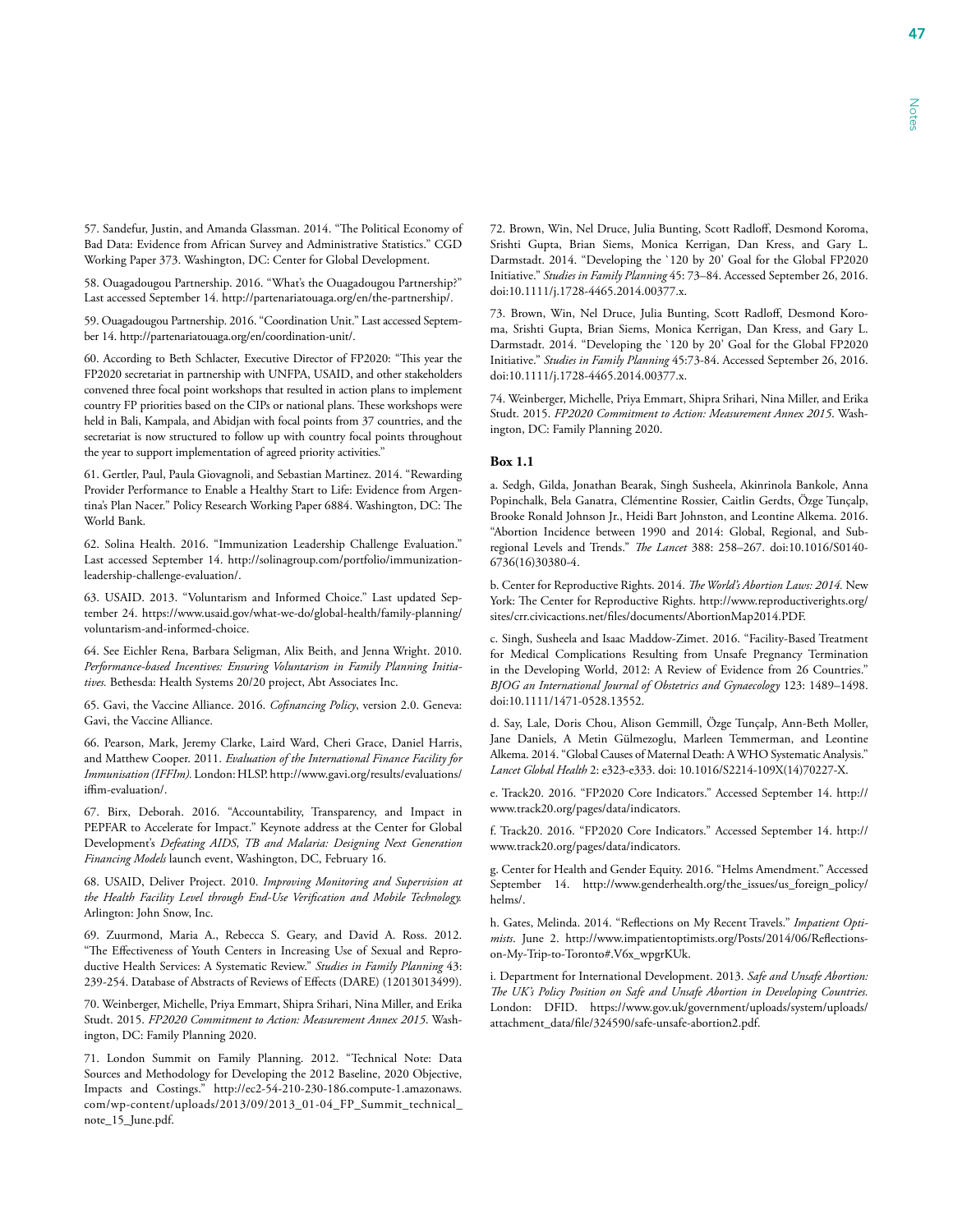57. Sandefur, Justin, and Amanda Glassman. 2014. "The Political Economy of Bad Data: Evidence from African Survey and Administrative Statistics." CGD Working Paper 373. Washington, DC: Center for Global Development.

58. Ouagadougou Partnership. 2016. "What's the Ouagadougou Partnership?" Last accessed September 14. http://partenariatouaga.org/en/the-partnership/.

59. Ouagadougou Partnership. 2016. "Coordination Unit." Last accessed September 14. http://partenariatouaga.org/en/coordination-unit/.

60. According to Beth Schlacter, Executive Director of FP2020: "This year the FP2020 secretariat in partnership with UNFPA, USAID, and other stakeholders convened three focal point workshops that resulted in action plans to implement country FP priorities based on the CIPs or national plans. These workshops were held in Bali, Kampala, and Abidjan with focal points from 37 countries, and the secretariat is now structured to follow up with country focal points throughout the year to support implementation of agreed priority activities."

61. Gertler, Paul, Paula Giovagnoli, and Sebastian Martinez. 2014. "Rewarding Provider Performance to Enable a Healthy Start to Life: Evidence from Argentina's Plan Nacer." Policy Research Working Paper 6884. Washington, DC: The World Bank.

62. Solina Health. 2016. "Immunization Leadership Challenge Evaluation." Last accessed September 14. http://solinagroup.com/portfolio/immunization-leadership-challenge-evaluation/.

63. USAID. 2013. "Voluntarism and Informed Choice." Last updated September 24. https://www.usaid.gov/what-we-do/global-health/family-planning/voluntarism-and-informed-choice.

64. See Eichler Rena, Barbara Seligman, Alix Beith, and Jenna Wright. 2010. *Performance-based Incentives: Ensuring Voluntarism in Family Planning Initiatives.* Bethesda: Health Systems 20/20 project, Abt Associates Inc.

65. Gavi, the Vaccine Alliance. 2016. *Cofinancing Policy*, version 2.0. Geneva: Gavi, the Vaccine Alliance.

66. Pearson, Mark, Jeremy Clarke, Laird Ward, Cheri Grace, Daniel Harris, and Matthew Cooper. 2011. *Evaluation of the International Finance Facility for Immunisation (IFFIm).* London: HLSP. http://www.gavi.org/results/evaluations/iffim-evaluation/.

67. Birx, Deborah. 2016. "Accountability, Transparency, and Impact in PEPFAR to Accelerate for Impact." Keynote address at the Center for Global Development's *Defeating AIDS, TB and Malaria: Designing Next Generation Financing Models* launch event, Washington, DC, February 16.

68. USAID, Deliver Project. 2010. *Improving Monitoring and Supervision at the Health Facility Level through End-Use Verification and Mobile Technology.* Arlington: John Snow, Inc.

69. Zuurmond, Maria A., Rebecca S. Geary, and David A. Ross. 2012. "The Effectiveness of Youth Centers in Increasing Use of Sexual and Reproductive Health Services: A Systematic Review." *Studies in Family Planning* 43: 239-254. Database of Abstracts of Reviews of Effects (DARE) (12013013499).

70. Weinberger, Michelle, Priya Emmart, Shipra Srihari, Nina Miller, and Erika Studt. 2015. *FP2020 Commitment to Action: Measurement Annex 2015.* Washington, DC: Family Planning 2020.

71. London Summit on Family Planning. 2012. "Technical Note: Data Sources and Methodology for Developing the 2012 Baseline, 2020 Objective, Impacts and Costings." http://ec2-54-210-230-186.compute-1.amazonaws.com/wp-content/uploads/2013/09/2013_01-04_FP_Summit_technical_note_15_June.pdf.

72. Brown, Win, Nel Druce, Julia Bunting, Scott Radloff, Desmond Koroma, Srishti Gupta, Brian Siems, Monica Kerrigan, Dan Kress, and Gary L. Darmstadt. 2014. "Developing the `120 by 20' Goal for the Global FP2020 Initiative." *Studies in Family Planning* 45: 73–84. Accessed September 26, 2016. doi:10.1111/j.1728-4465.2014.00377.x.

73. Brown, Win, Nel Druce, Julia Bunting, Scott Radloff, Desmond Koroma, Srishti Gupta, Brian Siems, Monica Kerrigan, Dan Kress, and Gary L. Darmstadt. 2014. "Developing the `120 by 20' Goal for the Global FP2020 Initiative." *Studies in Family Planning* 45:73-84. Accessed September 26, 2016. doi:10.1111/j.1728-4465.2014.00377.x.

74. Weinberger, Michelle, Priya Emmart, Shipra Srihari, Nina Miller, and Erika Studt. 2015. *FP2020 Commitment to Action: Measurement Annex 2015.* Washington, DC: Family Planning 2020.

**Box 1.1**

a. Sedgh, Gilda, Jonathan Bearak, Singh Susheela, Akinrinola Bankole, Anna Popinchalk, Bela Ganatra, Clémentine Rossier, Caitlin Gerdts, Özge Tunçalp, Brooke Ronald Johnson Jr., Heidi Bart Johnston, and Leontine Alkema. 2016. "Abortion Incidence between 1990 and 2014: Global, Regional, and Subregional Levels and Trends." *The Lancet* 388: 258–267. doi:10.1016/S0140-6736(16)30380-4.

b. Center for Reproductive Rights. 2014. *The World's Abortion Laws: 2014.* New York: The Center for Reproductive Rights. http://www.reproductiverights.org/sites/crr.civicactions.net/files/documents/AbortionMap2014.PDF.

c. Singh, Susheela and Isaac Maddow-Zimet. 2016. "Facility-Based Treatment for Medical Complications Resulting from Unsafe Pregnancy Termination in the Developing World, 2012: A Review of Evidence from 26 Countries." *BJOG an International Journal of Obstetrics and Gynaecology* 123: 1489–1498. doi:10.1111/1471-0528.13552.

d. Say, Lale, Doris Chou, Alison Gemmill, Özge Tunçalp, Ann-Beth Moller, Jane Daniels, A Metin Gülmezoglu, Marleen Temmerman, and Leontine Alkema. 2014. "Global Causes of Maternal Death: A WHO Systematic Analysis." *Lancet Global Health* 2: e323-e333. doi: 10.1016/S2214-109X(14)70227-X.

e. Track20. 2016. "FP2020 Core Indicators." Accessed September 14. http://www.track20.org/pages/data/indicators.

f. Track20. 2016. "FP2020 Core Indicators." Accessed September 14. http://www.track20.org/pages/data/indicators.

g. Center for Health and Gender Equity. 2016. "Helms Amendment." Accessed September 14. http://www.genderhealth.org/the_issues/us_foreign_policy/helms/.

h. Gates, Melinda. 2014. "Reflections on My Recent Travels." *Impatient Optimists*. June 2. http://www.impatientoptimists.org/Posts/2014/06/Reflections-on-My-Trip-to-Toronto#.V6x_wpgrKUk.

i. Department for International Development. 2013. *Safe and Unsafe Abortion: The UK's Policy Position on Safe and Unsafe Abortion in Developing Countries.* London: DFID. https://www.gov.uk/government/uploads/system/uploads/attachment_data/file/324590/safe-unsafe-abortion2.pdf.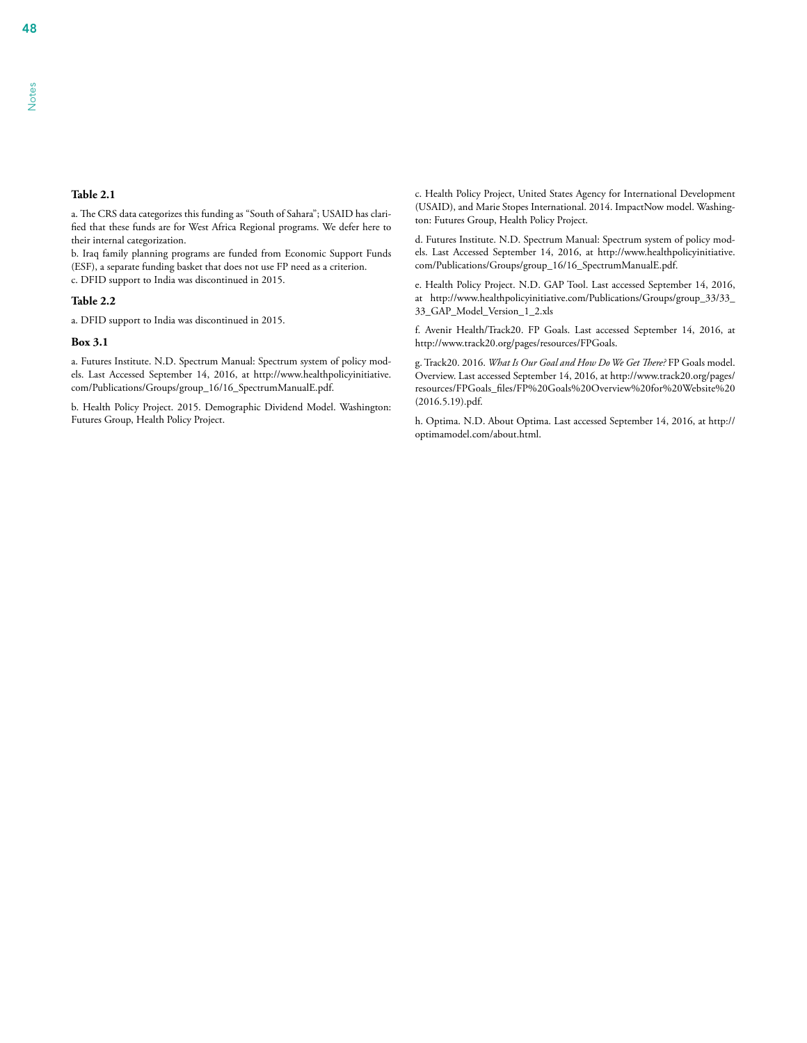# Notes

**Table 2.1**

a. The CRS data categorizes this funding as "South of Sahara"; USAID has clarified that these funds are for West Africa Regional programs. We defer here to their internal categorization.
b. Iraq family planning programs are funded from Economic Support Funds (ESF), a separate funding basket that does not use FP need as a criterion.
c. DFID support to India was discontinued in 2015.

**Table 2.2**

a. DFID support to India was discontinued in 2015.

**Box 3.1**

a. Futures Institute. N.D. Spectrum Manual: Spectrum system of policy models. Last Accessed September 14, 2016, at http://www.healthpolicyinitiative.com/Publications/Groups/group_16/16_SpectrumManualE.pdf.

b. Health Policy Project. 2015. Demographic Dividend Model. Washington: Futures Group, Health Policy Project.

c. Health Policy Project, United States Agency for International Development (USAID), and Marie Stopes International. 2014. ImpactNow model. Washington: Futures Group, Health Policy Project.

d. Futures Institute. N.D. Spectrum Manual: Spectrum system of policy models. Last Accessed September 14, 2016, at http://www.healthpolicyinitiative.com/Publications/Groups/group_16/16_SpectrumManualE.pdf.

e. Health Policy Project. N.D. GAP Tool. Last accessed September 14, 2016, at http://www.healthpolicyinitiative.com/Publications/Groups/group_33/33_33_GAP_Model_Version_1_2.xls

f. Avenir Health/Track20. FP Goals. Last accessed September 14, 2016, at http://www.track20.org/pages/resources/FPGoals.

g. Track20. 2016. *What Is Our Goal and How Do We Get There?* FP Goals model. Overview. Last accessed September 14, 2016, at http://www.track20.org/pages/resources/FPGoals_files/FP%20Goals%20Overview%20for%20Website%20(2016.5.19).pdf.

h. Optima. N.D. About Optima. Last accessed September 14, 2016, at http://optimamodel.com/about.html.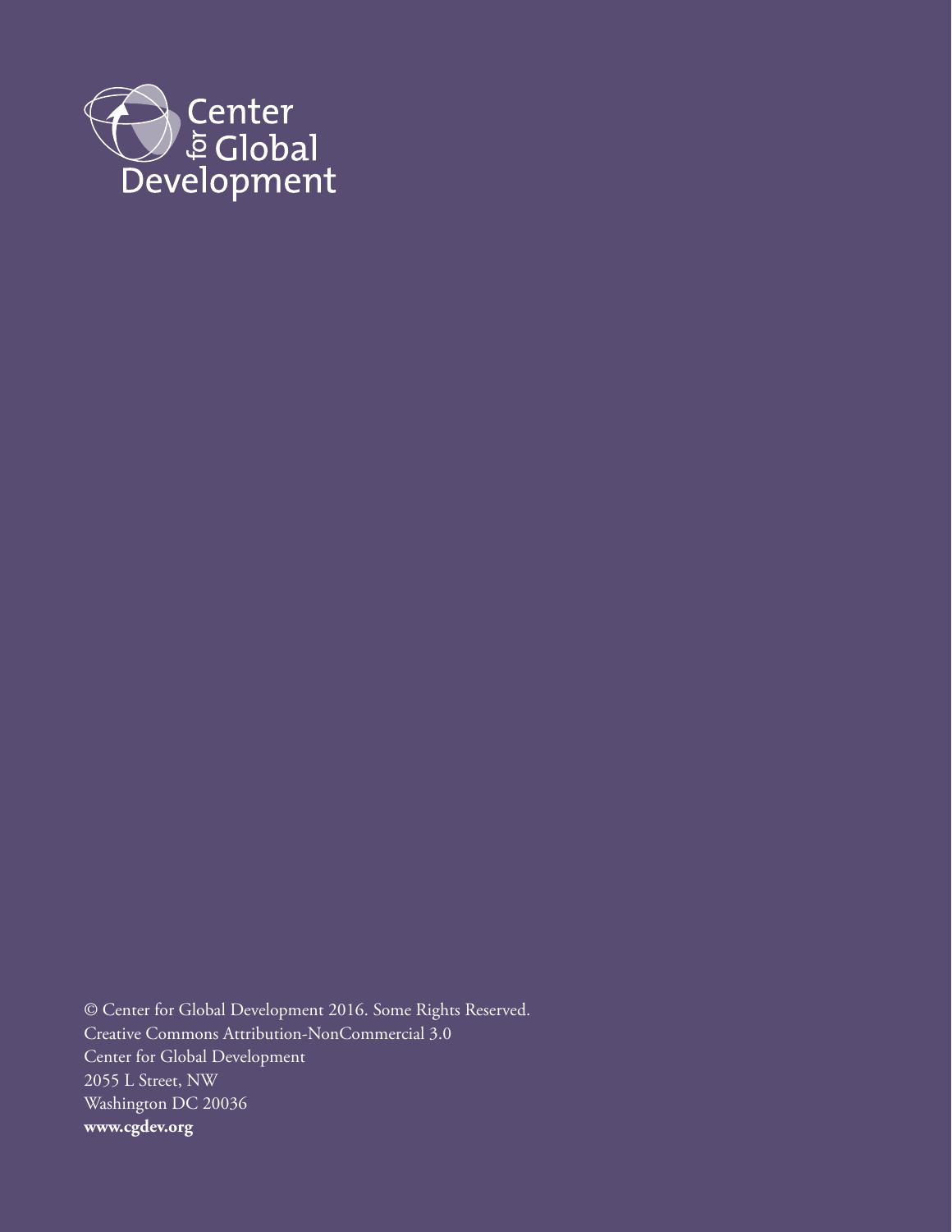Center for Global Development

© Center for Global Development 2016. Some Rights Reserved.
Creative Commons Attribution-NonCommercial 3.0
Center for Global Development
2055 L Street, NW
Washington DC 20036
**www.cgdev.org**